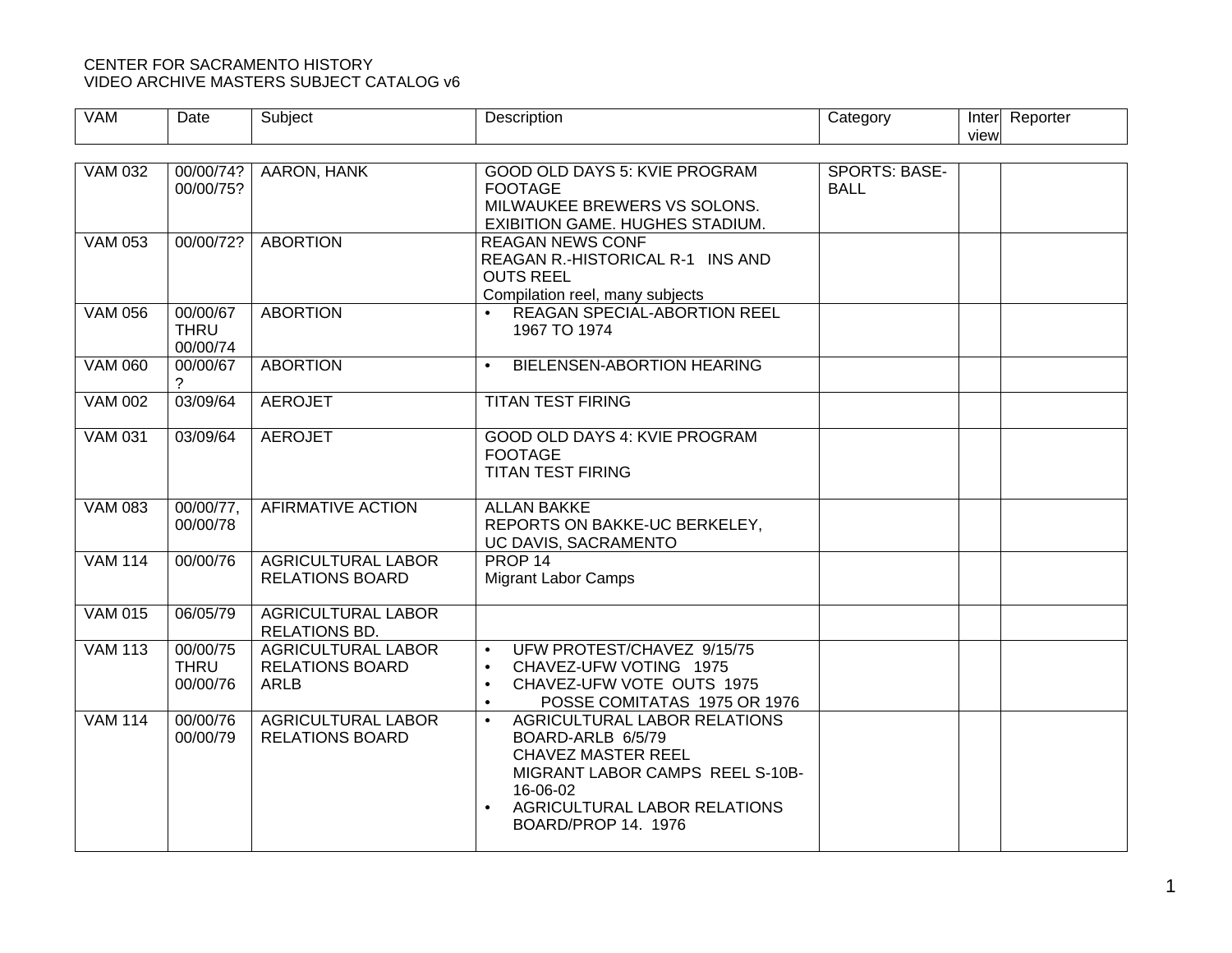CENTER FOR SACRAMENTO HISTORY
VIDEO ARCHIVE MASTERS SUBJECT CATALOG v6

| VAM | Date | Subject | Description | Category | Interview | Reporter |
|---|---|---|---|---|---|---|
| VAM 032 | 00/00/74? 00/00/75? | AARON, HANK | GOOD OLD DAYS 5: KVIE PROGRAM FOOTAGE<br>MILWAUKEE BREWERS VS SOLONS. EXIBITION GAME. HUGHES STADIUM. | SPORTS: BASE-BALL | | |
| VAM 053 | 00/00/72? | ABORTION | REAGAN NEWS CONF<br>REAGAN R.-HISTORICAL R-1 INS AND OUTS REEL<br>Compilation reel, many subjects | | | |
| VAM 056 | 00/00/67 THRU 00/00/74 | ABORTION | • REAGAN SPECIAL-ABORTION REEL 1967 TO 1974 | | | |
| VAM 060 | 00/00/67 ? | ABORTION | • BIELENSEN-ABORTION HEARING | | | |
| VAM 002 | 03/09/64 | AEROJET | TITAN TEST FIRING | | | |
| VAM 031 | 03/09/64 | AEROJET | GOOD OLD DAYS 4: KVIE PROGRAM FOOTAGE<br>TITAN TEST FIRING | | | |
| VAM 083 | 00/00/77, 00/00/78 | AFIRMATIVE ACTION | ALLAN BAKKE<br>REPORTS ON BAKKE-UC BERKELEY, UC DAVIS, SACRAMENTO | | | |
| VAM 114 | 00/00/76 | AGRICULTURAL LABOR RELATIONS BOARD | PROP 14<br>Migrant Labor Camps | | | |
| VAM 015 | 06/05/79 | AGRICULTURAL LABOR RELATIONS BD. | | | | |
| VAM 113 | 00/00/75 THRU 00/00/76 | AGRICULTURAL LABOR RELATIONS BOARD ARLB | • UFW PROTEST/CHAVEZ 9/15/75<br>• CHAVEZ-UFW VOTING 1975<br>• CHAVEZ-UFW VOTE OUTS 1975<br>• POSSE COMITATAS 1975 OR 1976 | | | |
| VAM 114 | 00/00/76 00/00/79 | AGRICULTURAL LABOR RELATIONS BOARD | • AGRICULTURAL LABOR RELATIONS BOARD-ARLB 6/5/79<br>CHAVEZ MASTER REEL<br>MIGRANT LABOR CAMPS REEL S-10B-16-06-02<br>• AGRICULTURAL LABOR RELATIONS BOARD/PROP 14. 1976 | | | |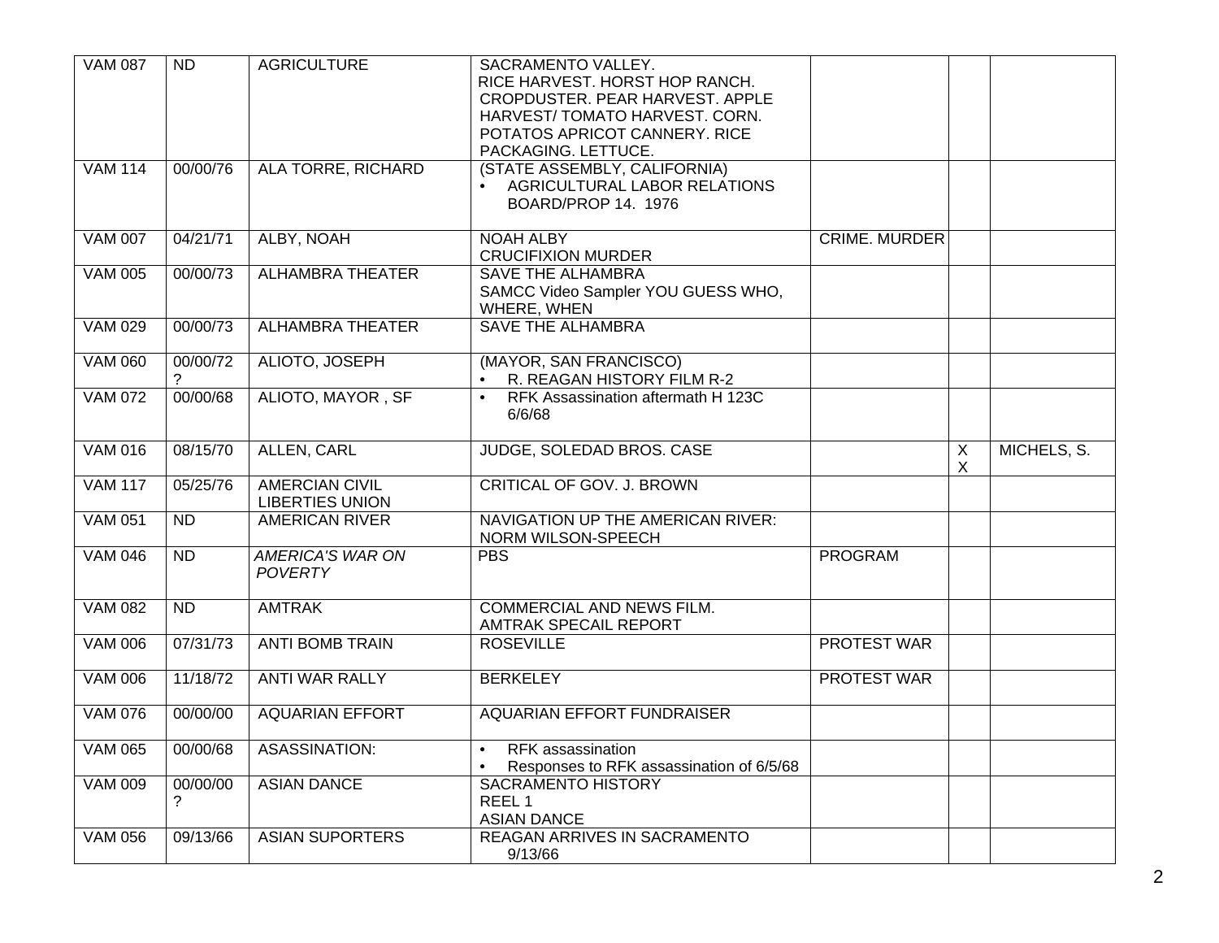| VAM 087 | ND | AGRICULTURE | SACRAMENTO VALLEY. RICE HARVEST. HORST HOP RANCH. CROPDUSTER. PEAR HARVEST. APPLE HARVEST/ TOMATO HARVEST. CORN. POTATOS APRICOT CANNERY. RICE PACKAGING. LETTUCE. | | | |
|---|---|---|---|---|---|---|
| VAM 114 | 00/00/76 | ALA TORRE, RICHARD | (STATE ASSEMBLY, CALIFORNIA)<br>• AGRICULTURAL LABOR RELATIONS BOARD/PROP 14. 1976 | | | |
| VAM 007 | 04/21/71 | ALBY, NOAH | NOAH ALBY<br>CRUCIFIXION MURDER | CRIME. MURDER | | |
| VAM 005 | 00/00/73 | ALHAMBRA THEATER | SAVE THE ALHAMBRA<br>SAMCC Video Sampler YOU GUESS WHO, WHERE, WHEN | | | |
| VAM 029 | 00/00/73 | ALHAMBRA THEATER | SAVE THE ALHAMBRA | | | |
| VAM 060 | 00/00/72 ? | ALIOTO, JOSEPH | (MAYOR, SAN FRANCISCO)<br>• R. REAGAN HISTORY FILM R-2 | | | |
| VAM 072 | 00/00/68 | ALIOTO, MAYOR , SF | • RFK Assassination aftermath H 123C 6/6/68 | | | |
| VAM 016 | 08/15/70 | ALLEN, CARL | JUDGE, SOLEDAD BROS. CASE | | X X | MICHELS, S. |
| VAM 117 | 05/25/76 | AMERCIAN CIVIL LIBERTIES UNION | CRITICAL OF GOV. J. BROWN | | | |
| VAM 051 | ND | AMERICAN RIVER | NAVIGATION UP THE AMERICAN RIVER: NORM WILSON-SPEECH | | | |
| VAM 046 | ND | *AMERICA'S WAR ON POVERTY* | PBS | PROGRAM | | |
| VAM 082 | ND | AMTRAK | COMMERCIAL AND NEWS FILM.<br>AMTRAK SPECAIL REPORT | | | |
| VAM 006 | 07/31/73 | ANTI BOMB TRAIN | ROSEVILLE | PROTEST WAR | | |
| VAM 006 | 11/18/72 | ANTI WAR RALLY | BERKELEY | PROTEST WAR | | |
| VAM 076 | 00/00/00 | AQUARIAN EFFORT | AQUARIAN EFFORT FUNDRAISER | | | |
| VAM 065 | 00/00/68 | ASASSINATION: | • RFK assassination<br>• Responses to RFK assassination of 6/5/68 | | | |
| VAM 009 | 00/00/00 ? | ASIAN DANCE | SACRAMENTO HISTORY<br>REEL 1<br>ASIAN DANCE | | | |
| VAM 056 | 09/13/66 | ASIAN SUPORTERS | REAGAN ARRIVES IN SACRAMENTO 9/13/66 | | | |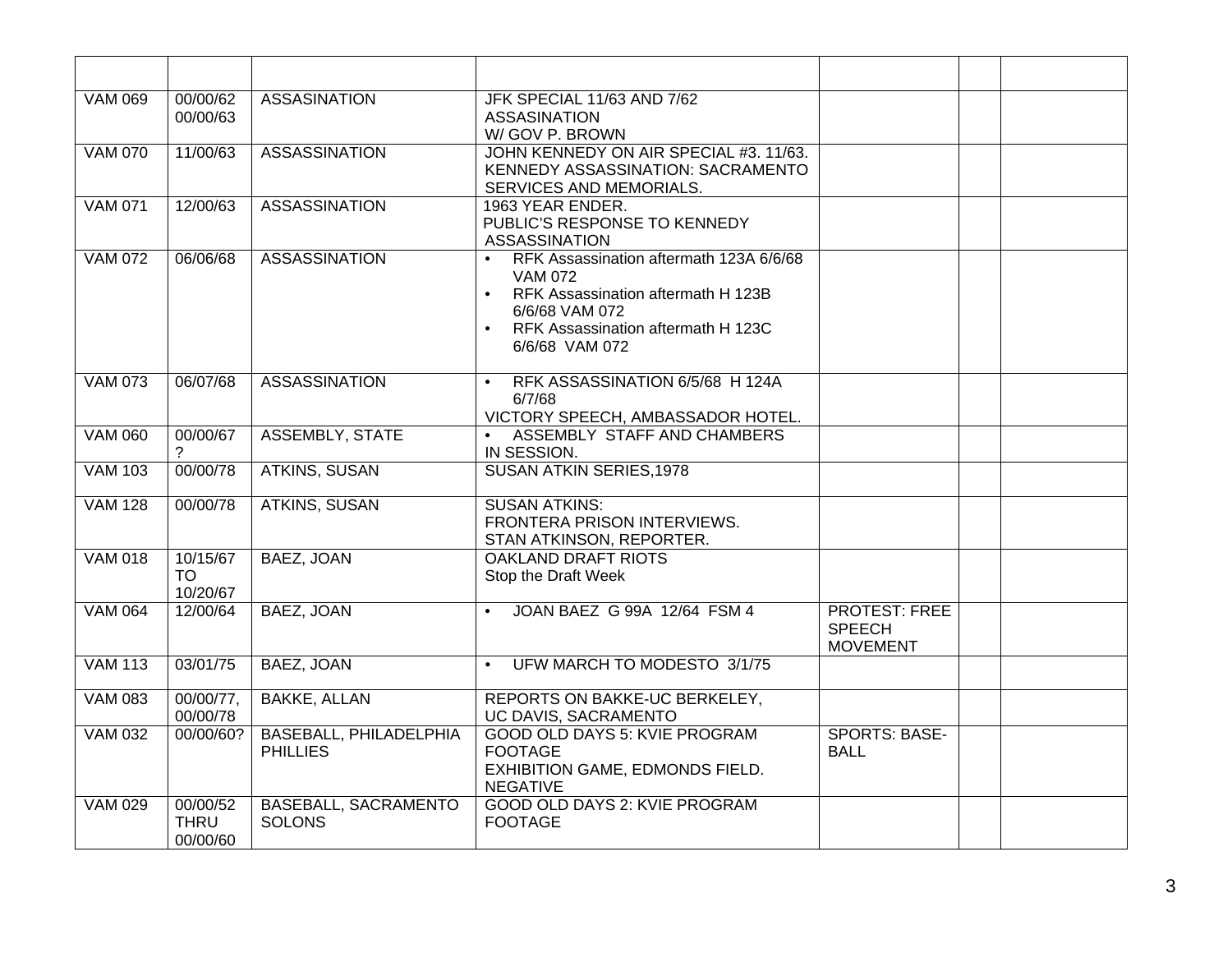| | | | | | | |
|---|---|---|---|---|---|---|
| VAM 069 | 00/00/62 00/00/63 | ASSASINATION | JFK SPECIAL 11/63 AND 7/62 ASSASINATION W/ GOV P. BROWN | | | |
| VAM 070 | 11/00/63 | ASSASSINATION | JOHN KENNEDY ON AIR SPECIAL #3. 11/63. KENNEDY ASSASSINATION: SACRAMENTO SERVICES AND MEMORIALS. | | | |
| VAM 071 | 12/00/63 | ASSASSINATION | 1963 YEAR ENDER. PUBLIC'S RESPONSE TO KENNEDY ASSASSINATION | | | |
| VAM 072 | 06/06/68 | ASSASSINATION | • RFK Assassination aftermath 123A 6/6/68 VAM 072 • RFK Assassination aftermath H 123B 6/6/68 VAM 072 • RFK Assassination aftermath H 123C 6/6/68 VAM 072 | | | |
| VAM 073 | 06/07/68 | ASSASSINATION | • RFK ASSASSINATION 6/5/68 H 124A 6/7/68 VICTORY SPEECH, AMBASSADOR HOTEL. | | | |
| VAM 060 | 00/00/67 ? | ASSEMBLY, STATE | • ASSEMBLY STAFF AND CHAMBERS IN SESSION. | | | |
| VAM 103 | 00/00/78 | ATKINS, SUSAN | SUSAN ATKIN SERIES,1978 | | | |
| VAM 128 | 00/00/78 | ATKINS, SUSAN | SUSAN ATKINS: FRONTERA PRISON INTERVIEWS. STAN ATKINSON, REPORTER. | | | |
| VAM 018 | 10/15/67 TO 10/20/67 | BAEZ, JOAN | OAKLAND DRAFT RIOTS Stop the Draft Week | | | |
| VAM 064 | 12/00/64 | BAEZ, JOAN | • JOAN BAEZ G 99A 12/64 FSM 4 | PROTEST: FREE SPEECH MOVEMENT | | |
| VAM 113 | 03/01/75 | BAEZ, JOAN | • UFW MARCH TO MODESTO 3/1/75 | | | |
| VAM 083 | 00/00/77, 00/00/78 | BAKKE, ALLAN | REPORTS ON BAKKE-UC BERKELEY, UC DAVIS, SACRAMENTO | | | |
| VAM 032 | 00/00/60? | BASEBALL, PHILADELPHIA PHILLIES | GOOD OLD DAYS 5: KVIE PROGRAM FOOTAGE EXHIBITION GAME, EDMONDS FIELD. NEGATIVE | SPORTS: BASE-BALL | | |
| VAM 029 | 00/00/52 THRU 00/00/60 | BASEBALL, SACRAMENTO SOLONS | GOOD OLD DAYS 2: KVIE PROGRAM FOOTAGE | | | |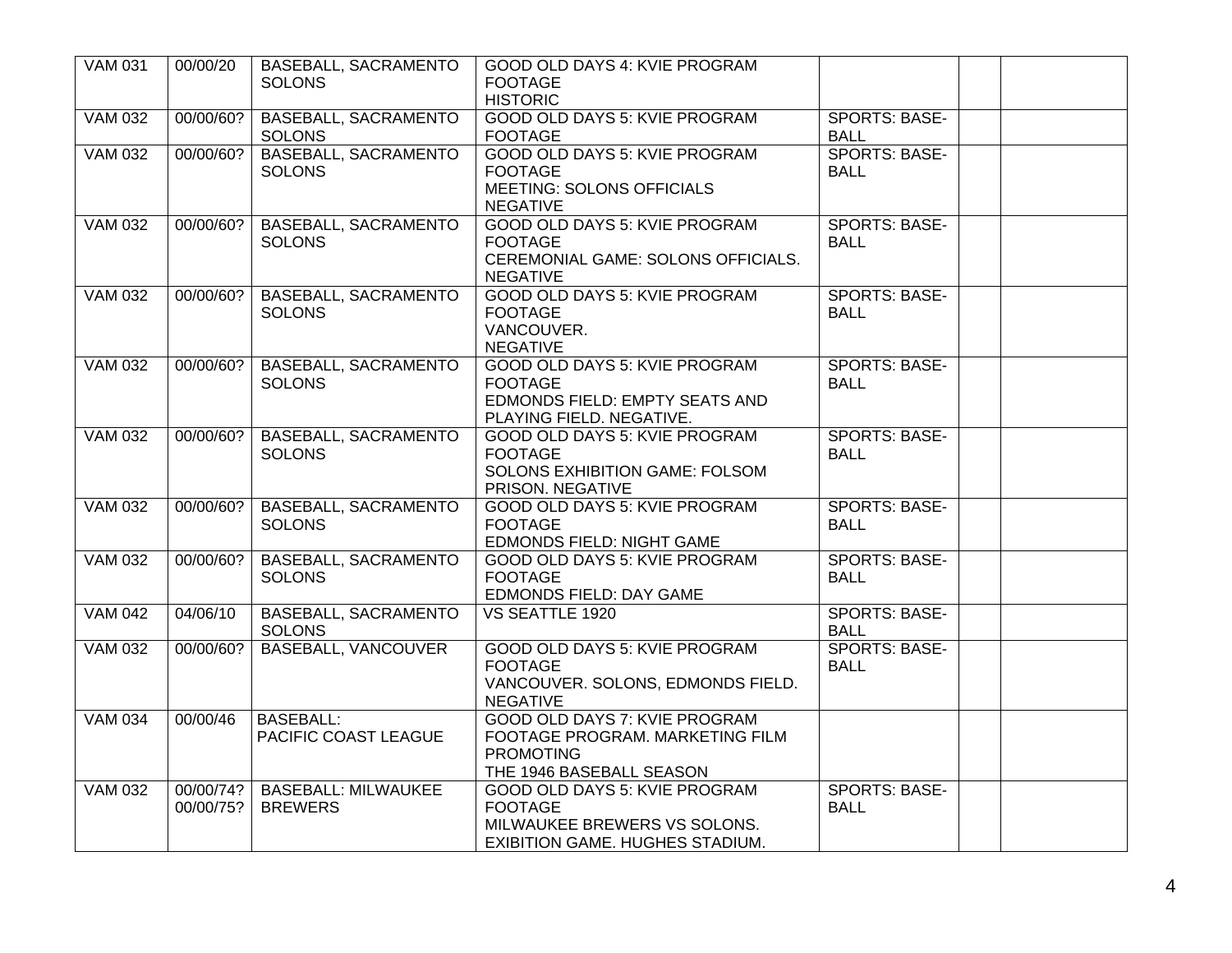| | | | | | | |
|---|---|---|---|---|---|---|
| VAM 031 | 00/00/20 | BASEBALL, SACRAMENTO SOLONS | GOOD OLD DAYS 4: KVIE PROGRAM FOOTAGE HISTORIC | | | |
| VAM 032 | 00/00/60? | BASEBALL, SACRAMENTO SOLONS | GOOD OLD DAYS 5: KVIE PROGRAM FOOTAGE | SPORTS: BASE-BALL | | |
| VAM 032 | 00/00/60? | BASEBALL, SACRAMENTO SOLONS | GOOD OLD DAYS 5: KVIE PROGRAM FOOTAGE MEETING: SOLONS OFFICIALS NEGATIVE | SPORTS: BASE-BALL | | |
| VAM 032 | 00/00/60? | BASEBALL, SACRAMENTO SOLONS | GOOD OLD DAYS 5: KVIE PROGRAM FOOTAGE CEREMONIAL GAME: SOLONS OFFICIALS. NEGATIVE | SPORTS: BASE-BALL | | |
| VAM 032 | 00/00/60? | BASEBALL, SACRAMENTO SOLONS | GOOD OLD DAYS 5: KVIE PROGRAM FOOTAGE VANCOUVER. NEGATIVE | SPORTS: BASE-BALL | | |
| VAM 032 | 00/00/60? | BASEBALL, SACRAMENTO SOLONS | GOOD OLD DAYS 5: KVIE PROGRAM FOOTAGE EDMONDS FIELD: EMPTY SEATS AND PLAYING FIELD. NEGATIVE. | SPORTS: BASE-BALL | | |
| VAM 032 | 00/00/60? | BASEBALL, SACRAMENTO SOLONS | GOOD OLD DAYS 5: KVIE PROGRAM FOOTAGE SOLONS EXHIBITION GAME: FOLSOM PRISON. NEGATIVE | SPORTS: BASE-BALL | | |
| VAM 032 | 00/00/60? | BASEBALL, SACRAMENTO SOLONS | GOOD OLD DAYS 5: KVIE PROGRAM FOOTAGE EDMONDS FIELD: NIGHT GAME | SPORTS: BASE-BALL | | |
| VAM 032 | 00/00/60? | BASEBALL, SACRAMENTO SOLONS | GOOD OLD DAYS 5: KVIE PROGRAM FOOTAGE EDMONDS FIELD: DAY GAME | SPORTS: BASE-BALL | | |
| VAM 042 | 04/06/10 | BASEBALL, SACRAMENTO SOLONS | VS SEATTLE 1920 | SPORTS: BASE-BALL | | |
| VAM 032 | 00/00/60? | BASEBALL, VANCOUVER | GOOD OLD DAYS 5: KVIE PROGRAM FOOTAGE VANCOUVER. SOLONS, EDMONDS FIELD. NEGATIVE | SPORTS: BASE-BALL | | |
| VAM 034 | 00/00/46 | BASEBALL: PACIFIC COAST LEAGUE | GOOD OLD DAYS 7: KVIE PROGRAM FOOTAGE PROGRAM. MARKETING FILM PROMOTING THE 1946 BASEBALL SEASON | | | |
| VAM 032 | 00/00/74? 00/00/75? | BASEBALL: MILWAUKEE BREWERS | GOOD OLD DAYS 5: KVIE PROGRAM FOOTAGE MILWAUKEE BREWERS VS SOLONS. EXIBITION GAME. HUGHES STADIUM. | SPORTS: BASE-BALL | | |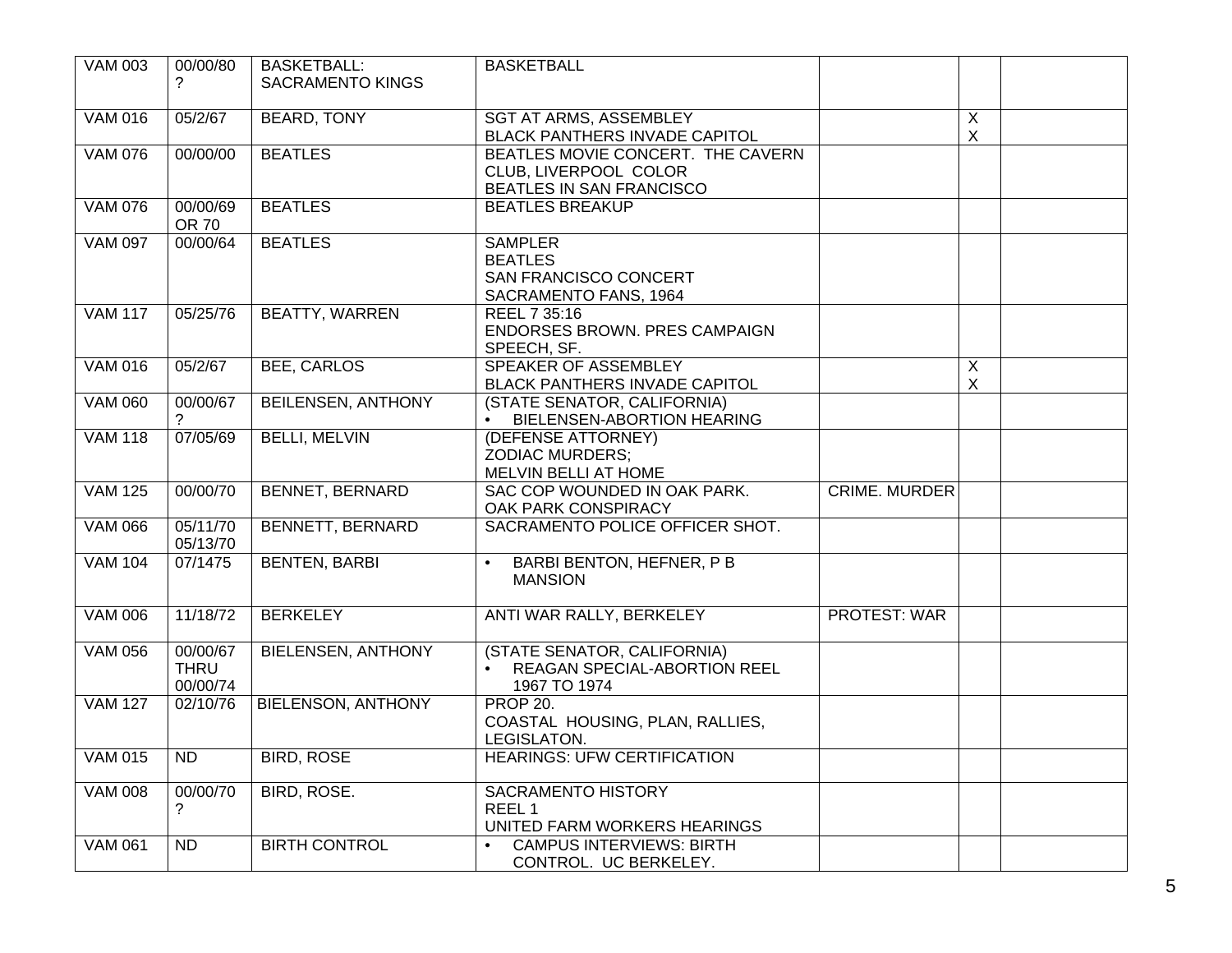| | | | | | | |
|---|---|---|---|---|---|---|
| VAM 003 | 00/00/80 ? | BASKETBALL: SACRAMENTO KINGS | BASKETBALL | | | |
| VAM 016 | 05/2/67 | BEARD, TONY | SGT AT ARMS, ASSEMBLEY<br>BLACK PANTHERS INVADE CAPITOL | | X<br>X | |
| VAM 076 | 00/00/00 | BEATLES | BEATLES MOVIE CONCERT. THE CAVERN CLUB, LIVERPOOL COLOR<br>BEATLES IN SAN FRANCISCO | | | |
| VAM 076 | 00/00/69 OR 70 | BEATLES | BEATLES BREAKUP | | | |
| VAM 097 | 00/00/64 | BEATLES | SAMPLER<br>BEATLES<br>SAN FRANCISCO CONCERT<br>SACRAMENTO FANS, 1964 | | | |
| VAM 117 | 05/25/76 | BEATTY, WARREN | REEL 7 35:16<br>ENDORSES BROWN. PRES CAMPAIGN SPEECH, SF. | | | |
| VAM 016 | 05/2/67 | BEE, CARLOS | SPEAKER OF ASSEMBLEY<br>BLACK PANTHERS INVADE CAPITOL | | X<br>X | |
| VAM 060 | 00/00/67 ? | BEILENSEN, ANTHONY | (STATE SENATOR, CALIFORNIA)<br>• BIELENSEN-ABORTION HEARING | | | |
| VAM 118 | 07/05/69 | BELLI, MELVIN | (DEFENSE ATTORNEY)<br>ZODIAC MURDERS;<br>MELVIN BELLI AT HOME | | | |
| VAM 125 | 00/00/70 | BENNET, BERNARD | SAC COP WOUNDED IN OAK PARK.<br>OAK PARK CONSPIRACY | CRIME. MURDER | | |
| VAM 066 | 05/11/70<br>05/13/70 | BENNETT, BERNARD | SACRAMENTO POLICE OFFICER SHOT. | | | |
| VAM 104 | 07/1475 | BENTEN, BARBI | • BARBI BENTON, HEFNER, P B MANSION | | | |
| VAM 006 | 11/18/72 | BERKELEY | ANTI WAR RALLY, BERKELEY | PROTEST: WAR | | |
| VAM 056 | 00/00/67 THRU 00/00/74 | BIELENSEN, ANTHONY | (STATE SENATOR, CALIFORNIA)<br>• REAGAN SPECIAL-ABORTION REEL 1967 TO 1974 | | | |
| VAM 127 | 02/10/76 | BIELENSON, ANTHONY | PROP 20.<br>COASTAL HOUSING, PLAN, RALLIES, LEGISLATON. | | | |
| VAM 015 | ND | BIRD, ROSE | HEARINGS: UFW CERTIFICATION | | | |
| VAM 008 | 00/00/70 ? | BIRD, ROSE. | SACRAMENTO HISTORY<br>REEL 1<br>UNITED FARM WORKERS HEARINGS | | | |
| VAM 061 | ND | BIRTH CONTROL | • CAMPUS INTERVIEWS: BIRTH CONTROL. UC BERKELEY. | | | |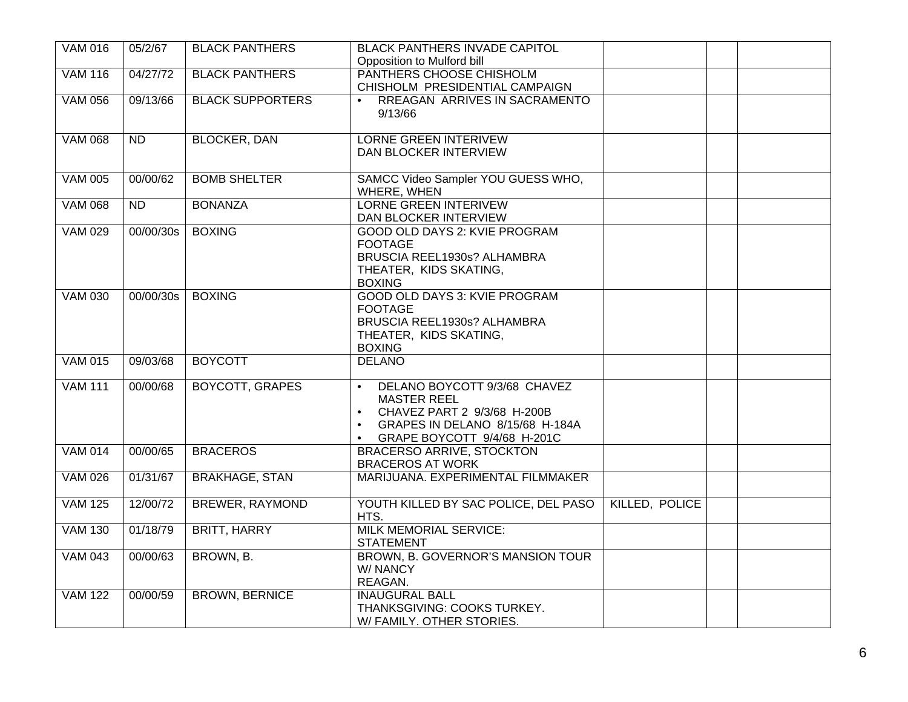| | | | | | | |
|---|---|---|---|---|---|---|
| VAM 016 | 05/2/67 | BLACK PANTHERS | BLACK PANTHERS INVADE CAPITOL<br>Opposition to Mulford bill | | | |
| VAM 116 | 04/27/72 | BLACK PANTHERS | PANTHERS CHOOSE CHISHOLM<br>CHISHOLM PRESIDENTIAL CAMPAIGN | | | |
| VAM 056 | 09/13/66 | BLACK SUPPORTERS | • RREAGAN ARRIVES IN SACRAMENTO 9/13/66 | | | |
| VAM 068 | ND | BLOCKER, DAN | LORNE GREEN INTERIVEW<br>DAN BLOCKER INTERVIEW | | | |
| VAM 005 | 00/00/62 | BOMB SHELTER | SAMCC Video Sampler YOU GUESS WHO, WHERE, WHEN | | | |
| VAM 068 | ND | BONANZA | LORNE GREEN INTERIVEW<br>DAN BLOCKER INTERVIEW | | | |
| VAM 029 | 00/00/30s | BOXING | GOOD OLD DAYS 2: KVIE PROGRAM FOOTAGE<br>BRUSCIA REEL1930s? ALHAMBRA THEATER, KIDS SKATING,<br>BOXING | | | |
| VAM 030 | 00/00/30s | BOXING | GOOD OLD DAYS 3: KVIE PROGRAM FOOTAGE<br>BRUSCIA REEL1930s? ALHAMBRA THEATER, KIDS SKATING,<br>BOXING | | | |
| VAM 015 | 09/03/68 | BOYCOTT | DELANO | | | |
| VAM 111 | 00/00/68 | BOYCOTT, GRAPES | • DELANO BOYCOTT 9/3/68 CHAVEZ MASTER REEL<br>• CHAVEZ PART 2 9/3/68 H-200B<br>• GRAPES IN DELANO 8/15/68 H-184A<br>• GRAPE BOYCOTT 9/4/68 H-201C | | | |
| VAM 014 | 00/00/65 | BRACEROS | BRACERSO ARRIVE, STOCKTON<br>BRACEROS AT WORK | | | |
| VAM 026 | 01/31/67 | BRAKHAGE, STAN | MARIJUANA. EXPERIMENTAL FILMMAKER | | | |
| VAM 125 | 12/00/72 | BREWER, RAYMOND | YOUTH KILLED BY SAC POLICE, DEL PASO HTS. | KILLED, POLICE | | |
| VAM 130 | 01/18/79 | BRITT, HARRY | MILK MEMORIAL SERVICE:<br>STATEMENT | | | |
| VAM 043 | 00/00/63 | BROWN, B. | BROWN, B. GOVERNOR'S MANSION TOUR W/ NANCY<br>REAGAN. | | | |
| VAM 122 | 00/00/59 | BROWN, BERNICE | INAUGURAL BALL<br>THANKSGIVING: COOKS TURKEY.<br>W/ FAMILY. OTHER STORIES. | | | |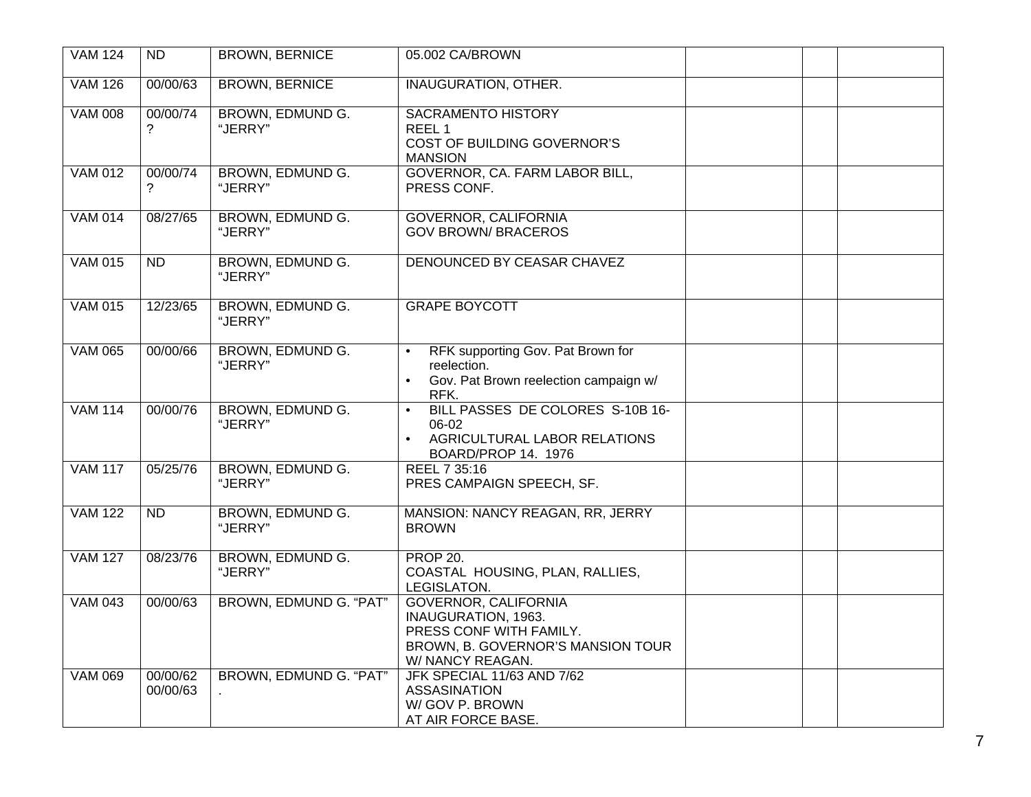| | | | | | | |
|---|---|---|---|---|---|---|
| VAM 124 | ND | BROWN, BERNICE | 05.002 CA/BROWN | | | |
| VAM 126 | 00/00/63 | BROWN, BERNICE | INAUGURATION, OTHER. | | | |
| VAM 008 | 00/00/74 ? | BROWN, EDMUND G. "JERRY" | SACRAMENTO HISTORY<br>REEL 1<br>COST OF BUILDING GOVERNOR'S MANSION | | | |
| VAM 012 | 00/00/74 ? | BROWN, EDMUND G. "JERRY" | GOVERNOR, CA. FARM LABOR BILL, PRESS CONF. | | | |
| VAM 014 | 08/27/65 | BROWN, EDMUND G. "JERRY" | GOVERNOR, CALIFORNIA<br>GOV BROWN/ BRACEROS | | | |
| VAM 015 | ND | BROWN, EDMUND G. "JERRY" | DENOUNCED BY CEASAR CHAVEZ | | | |
| VAM 015 | 12/23/65 | BROWN, EDMUND G. "JERRY" | GRAPE BOYCOTT | | | |
| VAM 065 | 00/00/66 | BROWN, EDMUND G. "JERRY" | • RFK supporting Gov. Pat Brown for reelection.<br>• Gov. Pat Brown reelection campaign w/ RFK. | | | |
| VAM 114 | 00/00/76 | BROWN, EDMUND G. "JERRY" | • BILL PASSES DE COLORES S-10B 16-06-02<br>• AGRICULTURAL LABOR RELATIONS BOARD/PROP 14. 1976 | | | |
| VAM 117 | 05/25/76 | BROWN, EDMUND G. "JERRY" | REEL 7 35:16<br>PRES CAMPAIGN SPEECH, SF. | | | |
| VAM 122 | ND | BROWN, EDMUND G. "JERRY" | MANSION: NANCY REAGAN, RR, JERRY BROWN | | | |
| VAM 127 | 08/23/76 | BROWN, EDMUND G. "JERRY" | PROP 20.<br>COASTAL HOUSING, PLAN, RALLIES, LEGISLATON. | | | |
| VAM 043 | 00/00/63 | BROWN, EDMUND G. "PAT" | GOVERNOR, CALIFORNIA<br>INAUGURATION, 1963.<br>PRESS CONF WITH FAMILY.<br>BROWN, B. GOVERNOR'S MANSION TOUR W/ NANCY REAGAN. | | | |
| VAM 069 | 00/00/62<br>00/00/63 | BROWN, EDMUND G. "PAT". | JFK SPECIAL 11/63 AND 7/62<br>ASSASINATION<br>W/ GOV P. BROWN<br>AT AIR FORCE BASE. | | | |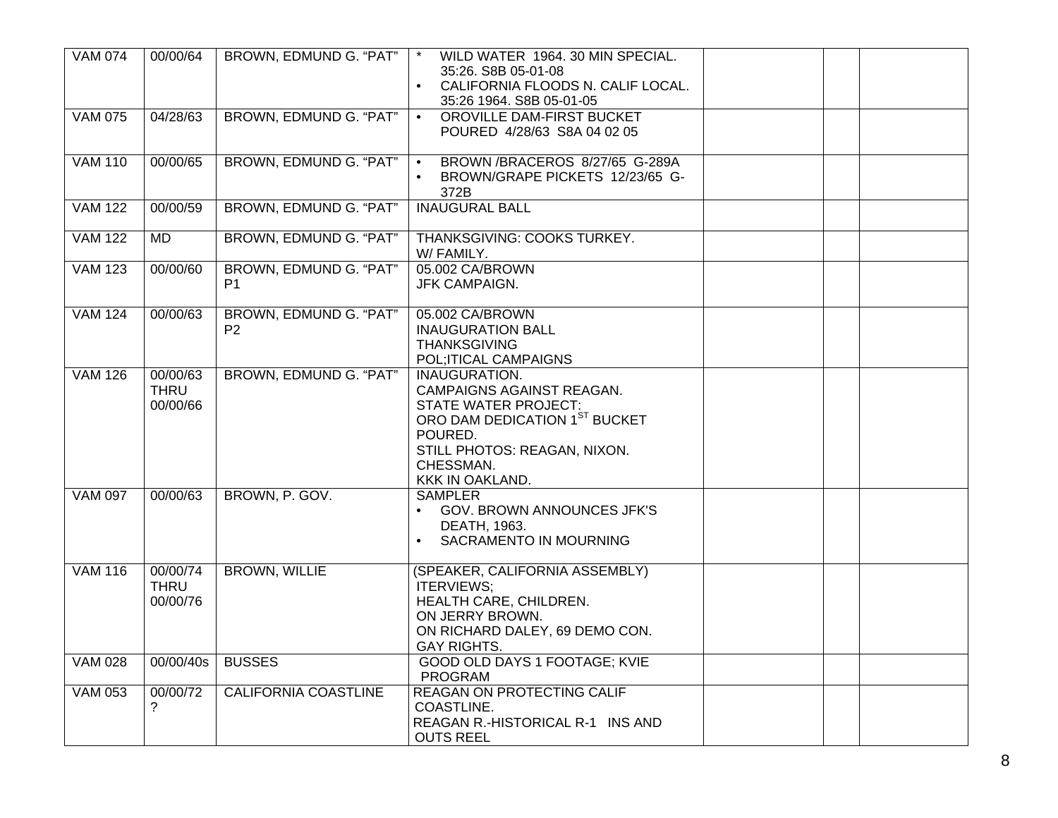| | | | | | | |
|---|---|---|---|---|---|---|
| VAM 074 | 00/00/64 | BROWN, EDMUND G. "PAT" | * WILD WATER 1964. 30 MIN SPECIAL. 35:26. S8B 05-01-08<br>• CALIFORNIA FLOODS N. CALIF LOCAL. 35:26 1964. S8B 05-01-05 | | | |
| VAM 075 | 04/28/63 | BROWN, EDMUND G. "PAT" | • OROVILLE DAM-FIRST BUCKET POURED 4/28/63 S8A 04 02 05 | | | |
| VAM 110 | 00/00/65 | BROWN, EDMUND G. "PAT" | • BROWN /BRACEROS 8/27/65 G-289A<br>• BROWN/GRAPE PICKETS 12/23/65 G-372B | | | |
| VAM 122 | 00/00/59 | BROWN, EDMUND G. "PAT" | INAUGURAL BALL | | | |
| VAM 122 | MD | BROWN, EDMUND G. "PAT" | THANKSGIVING: COOKS TURKEY. W/ FAMILY. | | | |
| VAM 123 | 00/00/60 | BROWN, EDMUND G. "PAT" P1 | 05.002 CA/BROWN<br>JFK CAMPAIGN. | | | |
| VAM 124 | 00/00/63 | BROWN, EDMUND G. "PAT" P2 | 05.002 CA/BROWN<br>INAUGURATION BALL<br>THANKSGIVING<br>POL;ITICAL CAMPAIGNS | | | |
| VAM 126 | 00/00/63 THRU 00/00/66 | BROWN, EDMUND G. "PAT" | INAUGURATION.<br>CAMPAIGNS AGAINST REAGAN.<br>STATE WATER PROJECT:<br>ORO DAM DEDICATION 1ST BUCKET POURED.<br>STILL PHOTOS: REAGAN, NIXON.<br>CHESSMAN.<br>KKK IN OAKLAND. | | | |
| VAM 097 | 00/00/63 | BROWN, P. GOV. | SAMPLER<br>• GOV. BROWN ANNOUNCES JFK'S DEATH, 1963.<br>• SACRAMENTO IN MOURNING | | | |
| VAM 116 | 00/00/74 THRU 00/00/76 | BROWN, WILLIE | (SPEAKER, CALIFORNIA ASSEMBLY)<br>ITERVIEWS;<br>HEALTH CARE, CHILDREN.<br>ON JERRY BROWN.<br>ON RICHARD DALEY, 69 DEMO CON.<br>GAY RIGHTS. | | | |
| VAM 028 | 00/00/40s | BUSSES | GOOD OLD DAYS 1 FOOTAGE; KVIE PROGRAM | | | |
| VAM 053 | 00/00/72 ? | CALIFORNIA COASTLINE | REAGAN ON PROTECTING CALIF COASTLINE.<br>REAGAN R.-HISTORICAL R-1 INS AND OUTS REEL | | | |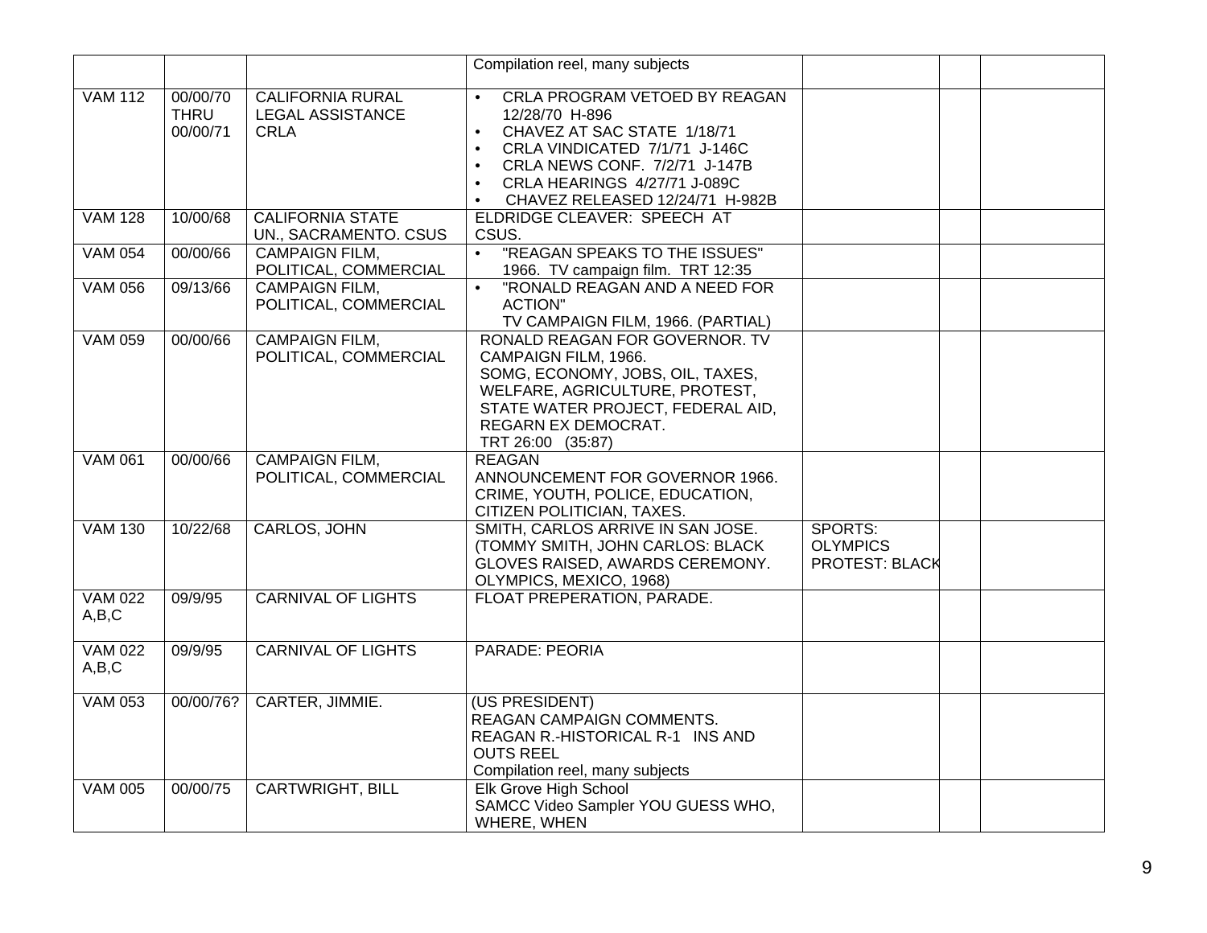| | | | | | | |
|---|---|---|---|---|---|---|
| | | | Compilation reel, many subjects | | | |
| VAM 112 | 00/00/70 THRU 00/00/71 | CALIFORNIA RURAL LEGAL ASSISTANCE CRLA | • CRLA PROGRAM VETOED BY REAGAN 12/28/70 H-896<br>• CHAVEZ AT SAC STATE 1/18/71<br>• CRLA VINDICATED 7/1/71 J-146C<br>• CRLA NEWS CONF. 7/2/71 J-147B<br>• CRLA HEARINGS 4/27/71 J-089C<br>• CHAVEZ RELEASED 12/24/71 H-982B | | | |
| VAM 128 | 10/00/68 | CALIFORNIA STATE UN., SACRAMENTO. CSUS | ELDRIDGE CLEAVER: SPEECH AT CSUS. | | | |
| VAM 054 | 00/00/66 | CAMPAIGN FILM, POLITICAL, COMMERCIAL | • "REAGAN SPEAKS TO THE ISSUES" 1966. TV campaign film. TRT 12:35 | | | |
| VAM 056 | 09/13/66 | CAMPAIGN FILM, POLITICAL, COMMERCIAL | • "RONALD REAGAN AND A NEED FOR ACTION" TV CAMPAIGN FILM, 1966. (PARTIAL) | | | |
| VAM 059 | 00/00/66 | CAMPAIGN FILM, POLITICAL, COMMERCIAL | RONALD REAGAN FOR GOVERNOR. TV CAMPAIGN FILM, 1966.<br>SOMG, ECONOMY, JOBS, OIL, TAXES, WELFARE, AGRICULTURE, PROTEST, STATE WATER PROJECT, FEDERAL AID, REGARN EX DEMOCRAT.<br>TRT 26:00 (35:87) | | | |
| VAM 061 | 00/00/66 | CAMPAIGN FILM, POLITICAL, COMMERCIAL | REAGAN<br>ANNOUNCEMENT FOR GOVERNOR 1966. CRIME, YOUTH, POLICE, EDUCATION, CITIZEN POLITICIAN, TAXES. | | | |
| VAM 130 | 10/22/68 | CARLOS, JOHN | SMITH, CARLOS ARRIVE IN SAN JOSE. (TOMMY SMITH, JOHN CARLOS: BLACK GLOVES RAISED, AWARDS CEREMONY. OLYMPICS, MEXICO, 1968) | SPORTS: OLYMPICS PROTEST: BLACK | | |
| VAM 022 A,B,C | 09/9/95 | CARNIVAL OF LIGHTS | FLOAT PREPERATION, PARADE. | | | |
| VAM 022 A,B,C | 09/9/95 | CARNIVAL OF LIGHTS | PARADE: PEORIA | | | |
| VAM 053 | 00/00/76? | CARTER, JIMMIE. | (US PRESIDENT)<br>REAGAN CAMPAIGN COMMENTS.<br>REAGAN R.-HISTORICAL R-1 INS AND OUTS REEL<br>Compilation reel, many subjects | | | |
| VAM 005 | 00/00/75 | CARTWRIGHT, BILL | Elk Grove High School<br>SAMCC Video Sampler YOU GUESS WHO, WHERE, WHEN | | | |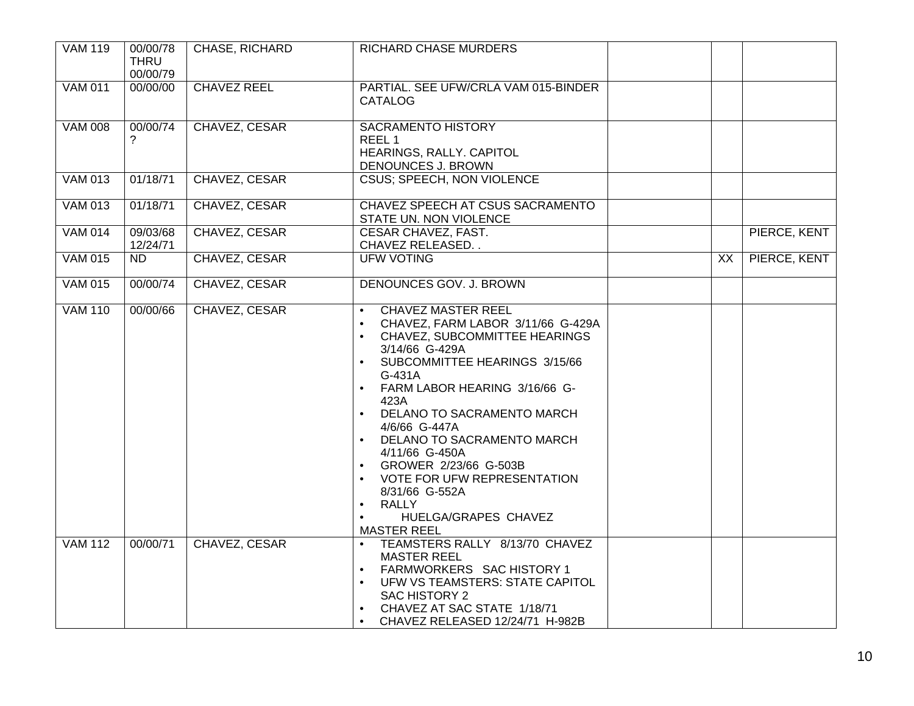| | | | | | | |
|---|---|---|---|---|---|---|
| VAM 119 | 00/00/78 THRU 00/00/79 | CHASE, RICHARD | RICHARD CHASE MURDERS | | | |
| VAM 011 | 00/00/00 | CHAVEZ REEL | PARTIAL. SEE UFW/CRLA VAM 015-BINDER CATALOG | | | |
| VAM 008 | 00/00/74 ? | CHAVEZ, CESAR | SACRAMENTO HISTORY<br>REEL 1<br>HEARINGS, RALLY. CAPITOL<br>DENOUNCES J. BROWN | | | |
| VAM 013 | 01/18/71 | CHAVEZ, CESAR | CSUS; SPEECH, NON VIOLENCE | | | |
| VAM 013 | 01/18/71 | CHAVEZ, CESAR | CHAVEZ SPEECH AT CSUS SACRAMENTO STATE UN. NON VIOLENCE | | | |
| VAM 014 | 09/03/68 12/24/71 | CHAVEZ, CESAR | CESAR CHAVEZ, FAST.<br>CHAVEZ RELEASED. . | | | PIERCE, KENT |
| VAM 015 | ND | CHAVEZ, CESAR | UFW VOTING | | XX | PIERCE, KENT |
| VAM 015 | 00/00/74 | CHAVEZ, CESAR | DENOUNCES GOV. J. BROWN | | | |
| VAM 110 | 00/00/66 | CHAVEZ, CESAR | • CHAVEZ MASTER REEL<br>• CHAVEZ, FARM LABOR 3/11/66 G-429A<br>• CHAVEZ, SUBCOMMITTEE HEARINGS 3/14/66 G-429A<br>• SUBCOMMITTEE HEARINGS 3/15/66 G-431A<br>• FARM LABOR HEARING 3/16/66 G-423A<br>• DELANO TO SACRAMENTO MARCH 4/6/66 G-447A<br>• DELANO TO SACRAMENTO MARCH 4/11/66 G-450A<br>• GROWER 2/23/66 G-503B<br>• VOTE FOR UFW REPRESENTATION 8/31/66 G-552A<br>• RALLY<br>• HUELGA/GRAPES CHAVEZ MASTER REEL | | | |
| VAM 112 | 00/00/71 | CHAVEZ, CESAR | • TEAMSTERS RALLY 8/13/70 CHAVEZ MASTER REEL<br>• FARMWORKERS SAC HISTORY 1<br>• UFW VS TEAMSTERS: STATE CAPITOL SAC HISTORY 2<br>• CHAVEZ AT SAC STATE 1/18/71<br>• CHAVEZ RELEASED 12/24/71 H-982B | | | |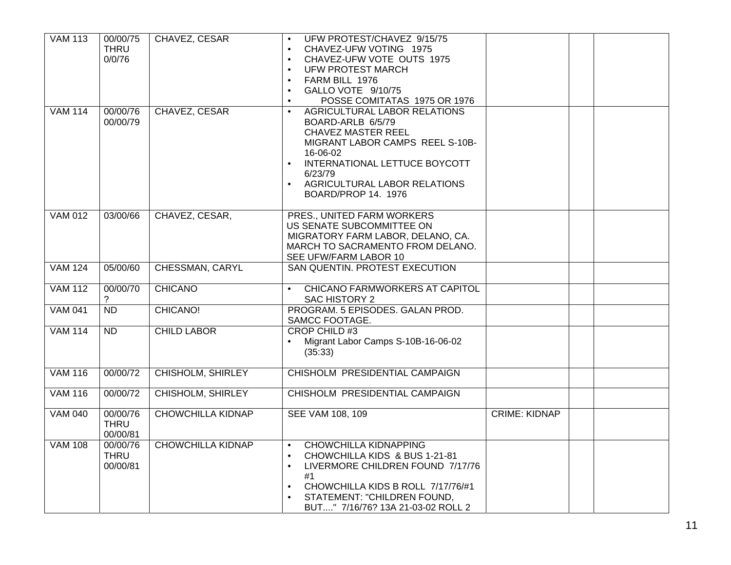| VAM 113 | 00/00/75 THRU 0/0/76 | CHAVEZ, CESAR | • UFW PROTEST/CHAVEZ 9/15/75<br>• CHAVEZ-UFW VOTING 1975<br>• CHAVEZ-UFW VOTE OUTS 1975<br>• UFW PROTEST MARCH<br>• FARM BILL 1976<br>• GALLO VOTE 9/10/75<br>• POSSE COMITATAS 1975 OR 1976 | | | |
|---|---|---|---|---|---|---|
| VAM 114 | 00/00/76 00/00/79 | CHAVEZ, CESAR | • AGRICULTURAL LABOR RELATIONS BOARD-ARLB 6/5/79 CHAVEZ MASTER REEL MIGRANT LABOR CAMPS REEL S-10B-16-06-02<br>• INTERNATIONAL LETTUCE BOYCOTT 6/23/79<br>• AGRICULTURAL LABOR RELATIONS BOARD/PROP 14. 1976 | | | |
| VAM 012 | 03/00/66 | CHAVEZ, CESAR, | PRES., UNITED FARM WORKERS US SENATE SUBCOMMITTEE ON MIGRATORY FARM LABOR, DELANO, CA. MARCH TO SACRAMENTO FROM DELANO. SEE UFW/FARM LABOR 10 | | | |
| VAM 124 | 05/00/60 | CHESSMAN, CARYL | SAN QUENTIN. PROTEST EXECUTION | | | |
| VAM 112 | 00/00/70 ? | CHICANO | • CHICANO FARMWORKERS AT CAPITOL SAC HISTORY 2 | | | |
| VAM 041 | ND | CHICANO! | PROGRAM. 5 EPISODES. GALAN PROD. SAMCC FOOTAGE. | | | |
| VAM 114 | ND | CHILD LABOR | CROP CHILD #3<br>• Migrant Labor Camps S-10B-16-06-02 (35:33) | | | |
| VAM 116 | 00/00/72 | CHISHOLM, SHIRLEY | CHISHOLM PRESIDENTIAL CAMPAIGN | | | |
| VAM 116 | 00/00/72 | CHISHOLM, SHIRLEY | CHISHOLM PRESIDENTIAL CAMPAIGN | | | |
| VAM 040 | 00/00/76 THRU 00/00/81 | CHOWCHILLA KIDNAP | SEE VAM 108, 109 | CRIME: KIDNAP | | |
| VAM 108 | 00/00/76 THRU 00/00/81 | CHOWCHILLA KIDNAP | • CHOWCHILLA KIDNAPPING<br>• CHOWCHILLA KIDS & BUS 1-21-81<br>• LIVERMORE CHILDREN FOUND 7/17/76 #1<br>• CHOWCHILLA KIDS B ROLL 7/17/76/#1<br>• STATEMENT: "CHILDREN FOUND, BUT...." 7/16/76? 13A 21-03-02 ROLL 2 | | | |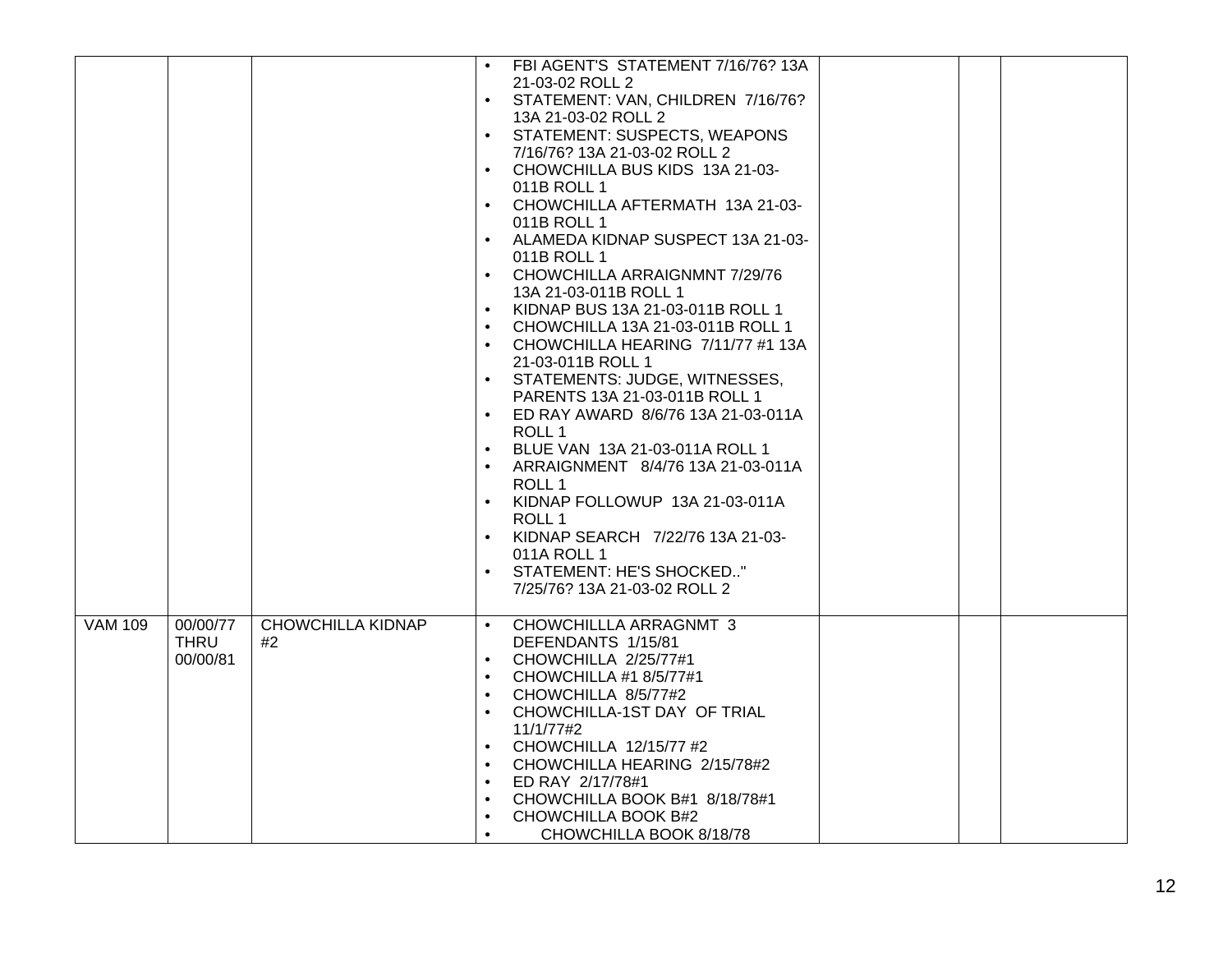| | | | | | | |
|---|---|---|---|---|---|---|
| | | | • FBI AGENT'S STATEMENT 7/16/76? 13A 21-03-02 ROLL 2<br>• STATEMENT: VAN, CHILDREN 7/16/76? 13A 21-03-02 ROLL 2<br>• STATEMENT: SUSPECTS, WEAPONS 7/16/76? 13A 21-03-02 ROLL 2<br>• CHOWCHILLA BUS KIDS 13A 21-03-011B ROLL 1<br>• CHOWCHILLA AFTERMATH 13A 21-03-011B ROLL 1<br>• ALAMEDA KIDNAP SUSPECT 13A 21-03-011B ROLL 1<br>• CHOWCHILLA ARRAIGNMNT 7/29/76 13A 21-03-011B ROLL 1<br>• KIDNAP BUS 13A 21-03-011B ROLL 1<br>• CHOWCHILLA 13A 21-03-011B ROLL 1<br>• CHOWCHILLA HEARING 7/11/77 #1 13A 21-03-011B ROLL 1<br>• STATEMENTS: JUDGE, WITNESSES, PARENTS 13A 21-03-011B ROLL 1<br>• ED RAY AWARD 8/6/76 13A 21-03-011A ROLL 1<br>• BLUE VAN 13A 21-03-011A ROLL 1<br>• ARRAIGNMENT 8/4/76 13A 21-03-011A ROLL 1<br>• KIDNAP FOLLOWUP 13A 21-03-011A ROLL 1<br>• KIDNAP SEARCH 7/22/76 13A 21-03-011A ROLL 1<br>• STATEMENT: HE'S SHOCKED.." 7/25/76? 13A 21-03-02 ROLL 2 | | | |
| VAM 109 | 00/00/77 THRU 00/00/81 | CHOWCHILLA KIDNAP #2 | • CHOWCHILLLA ARRAGNMT 3 DEFENDANTS 1/15/81<br>• CHOWCHILLA 2/25/77#1<br>• CHOWCHILLA #1 8/5/77#1<br>• CHOWCHILLA 8/5/77#2<br>• CHOWCHILLA-1ST DAY OF TRIAL 11/1/77#2<br>• CHOWCHILLA 12/15/77 #2<br>• CHOWCHILLA HEARING 2/15/78#2<br>• ED RAY 2/17/78#1<br>• CHOWCHILLA BOOK B#1 8/18/78#1<br>• CHOWCHILLA BOOK B#2<br>• CHOWCHILLA BOOK 8/18/78 | | | |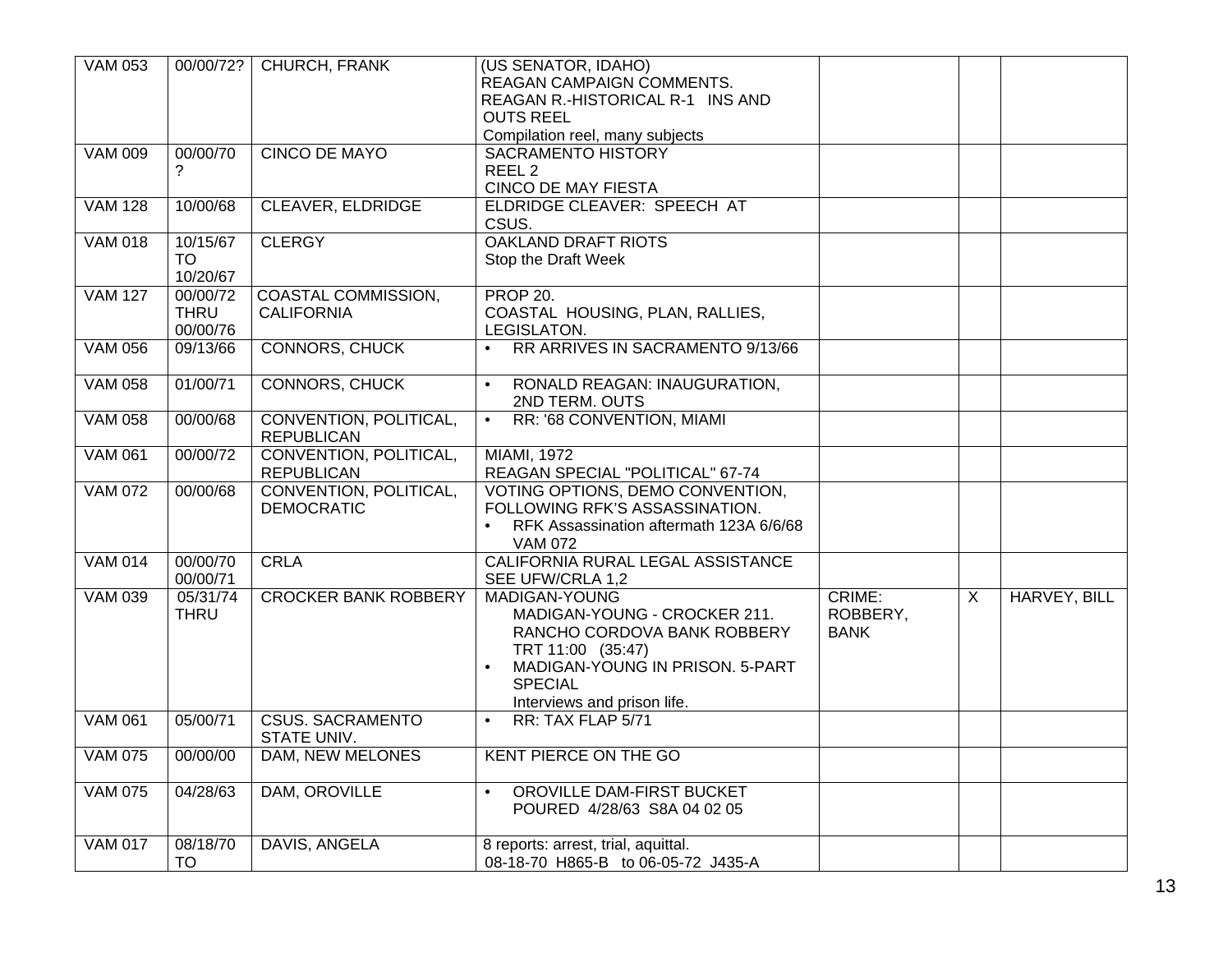| VAM 053 | 00/00/72? | CHURCH, FRANK | (US SENATOR, IDAHO)<br>REAGAN CAMPAIGN COMMENTS.<br>REAGAN R.-HISTORICAL R-1 INS AND OUTS REEL<br>Compilation reel, many subjects | | | |
|---|---|---|---|---|---|---|
| VAM 009 | 00/00/70 ? | CINCO DE MAYO | SACRAMENTO HISTORY<br>REEL 2<br>CINCO DE MAY FIESTA | | | |
| VAM 128 | 10/00/68 | CLEAVER, ELDRIDGE | ELDRIDGE CLEAVER: SPEECH AT CSUS. | | | |
| VAM 018 | 10/15/67 TO 10/20/67 | CLERGY | OAKLAND DRAFT RIOTS<br>Stop the Draft Week | | | |
| VAM 127 | 00/00/72 THRU 00/00/76 | COASTAL COMMISSION, CALIFORNIA | PROP 20.<br>COASTAL HOUSING, PLAN, RALLIES, LEGISLATON. | | | |
| VAM 056 | 09/13/66 | CONNORS, CHUCK | • RR ARRIVES IN SACRAMENTO 9/13/66 | | | |
| VAM 058 | 01/00/71 | CONNORS, CHUCK | • RONALD REAGAN: INAUGURATION, 2ND TERM. OUTS | | | |
| VAM 058 | 00/00/68 | CONVENTION, POLITICAL, REPUBLICAN | • RR: '68 CONVENTION, MIAMI | | | |
| VAM 061 | 00/00/72 | CONVENTION, POLITICAL, REPUBLICAN | MIAMI, 1972<br>REAGAN SPECIAL "POLITICAL" 67-74 | | | |
| VAM 072 | 00/00/68 | CONVENTION, POLITICAL, DEMOCRATIC | VOTING OPTIONS, DEMO CONVENTION, FOLLOWING RFK'S ASSASSINATION.<br>• RFK Assassination aftermath 123A 6/6/68 VAM 072 | | | |
| VAM 014 | 00/00/70 00/00/71 | CRLA | CALIFORNIA RURAL LEGAL ASSISTANCE<br>SEE UFW/CRLA 1,2 | | | |
| VAM 039 | 05/31/74 THRU | CROCKER BANK ROBBERY | MADIGAN-YOUNG<br>MADIGAN-YOUNG - CROCKER 211. RANCHO CORDOVA BANK ROBBERY TRT 11:00 (35:47)<br>• MADIGAN-YOUNG IN PRISON. 5-PART SPECIAL<br>Interviews and prison life. | CRIME: ROBBERY, BANK | X | HARVEY, BILL |
| VAM 061 | 05/00/71 | CSUS. SACRAMENTO STATE UNIV. | • RR: TAX FLAP 5/71 | | | |
| VAM 075 | 00/00/00 | DAM, NEW MELONES | KENT PIERCE ON THE GO | | | |
| VAM 075 | 04/28/63 | DAM, OROVILLE | • OROVILLE DAM-FIRST BUCKET POURED 4/28/63 S8A 04 02 05 | | | |
| VAM 017 | 08/18/70 TO | DAVIS, ANGELA | 8 reports: arrest, trial, aquittal.<br>08-18-70 H865-B to 06-05-72 J435-A | | | |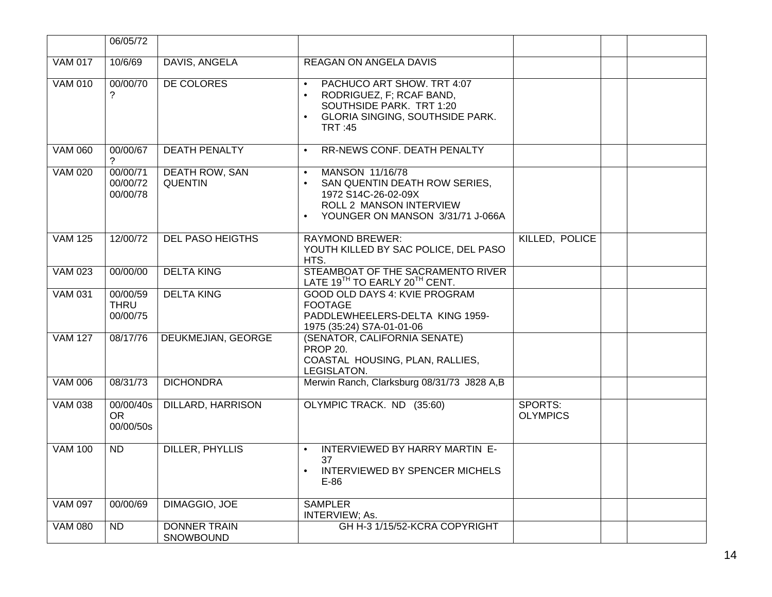| | | | | | | |
|---|---|---|---|---|---|---|
| | 06/05/72 | | | | | |
| VAM 017 | 10/6/69 | DAVIS, ANGELA | REAGAN ON ANGELA DAVIS | | | |
| VAM 010 | 00/00/70 ? | DE COLORES | • PACHUCO ART SHOW. TRT 4:07<br>• RODRIGUEZ, F; RCAF BAND, SOUTHSIDE PARK. TRT 1:20<br>• GLORIA SINGING, SOUTHSIDE PARK. TRT :45 | | | |
| VAM 060 | 00/00/67 ? | DEATH PENALTY | • RR-NEWS CONF. DEATH PENALTY | | | |
| VAM 020 | 00/00/71<br>00/00/72<br>00/00/78 | DEATH ROW, SAN QUENTIN | • MANSON 11/16/78<br>• SAN QUENTIN DEATH ROW SERIES, 1972 S14C-26-02-09X ROLL 2 MANSON INTERVIEW<br>• YOUNGER ON MANSON 3/31/71 J-066A | | | |
| VAM 125 | 12/00/72 | DEL PASO HEIGTHS | RAYMOND BREWER: YOUTH KILLED BY SAC POLICE, DEL PASO HTS. | KILLED, POLICE | | |
| VAM 023 | 00/00/00 | DELTA KING | STEAMBOAT OF THE SACRAMENTO RIVER LATE 19TH TO EARLY 20TH CENT. | | | |
| VAM 031 | 00/00/59 THRU 00/00/75 | DELTA KING | GOOD OLD DAYS 4: KVIE PROGRAM FOOTAGE<br>PADDLEWHEELERS-DELTA KING 1959-1975 (35:24) S7A-01-01-06 | | | |
| VAM 127 | 08/17/76 | DEUKMEJIAN, GEORGE | (SENATOR, CALIFORNIA SENATE)<br>PROP 20.<br>COASTAL HOUSING, PLAN, RALLIES, LEGISLATON. | | | |
| VAM 006 | 08/31/73 | DICHONDRA | Merwin Ranch, Clarksburg 08/31/73 J828 A,B | | | |
| VAM 038 | 00/00/40s OR 00/00/50s | DILLARD, HARRISON | OLYMPIC TRACK. ND (35:60) | SPORTS: OLYMPICS | | |
| VAM 100 | ND | DILLER, PHYLLIS | • INTERVIEWED BY HARRY MARTIN E-37<br>• INTERVIEWED BY SPENCER MICHELS E-86 | | | |
| VAM 097 | 00/00/69 | DIMAGGIO, JOE | SAMPLER<br>INTERVIEW; As. | | | |
| VAM 080 | ND | DONNER TRAIN SNOWBOUND | GH H-3 1/15/52-KCRA COPYRIGHT | | | |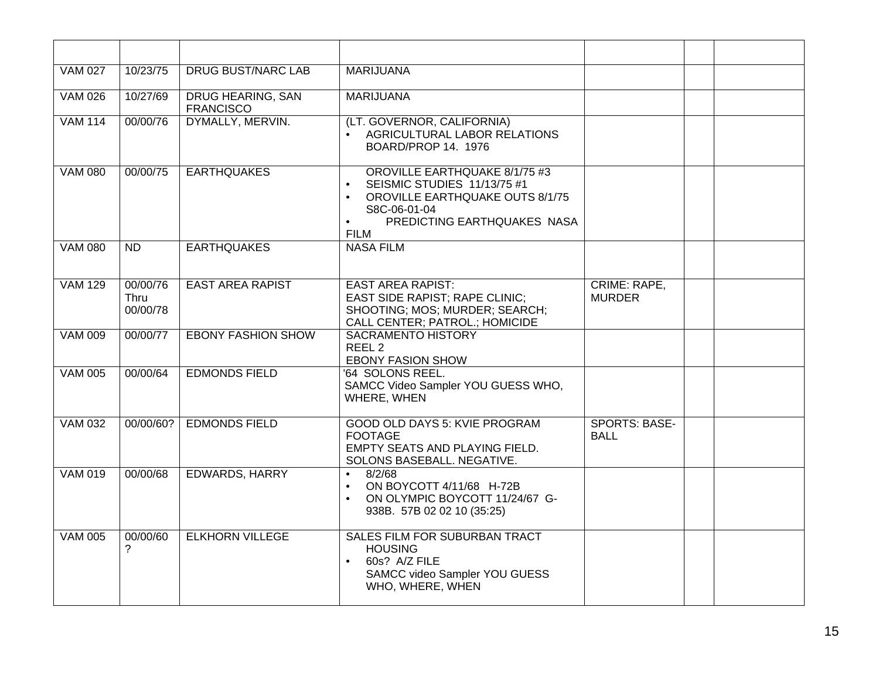| | | | | | | |
|---|---|---|---|---|---|---|
| VAM 027 | 10/23/75 | DRUG BUST/NARC LAB | MARIJUANA | | | |
| VAM 026 | 10/27/69 | DRUG HEARING, SAN FRANCISCO | MARIJUANA | | | |
| VAM 114 | 00/00/76 | DYMALLY, MERVIN. | (LT. GOVERNOR, CALIFORNIA)<br>• AGRICULTURAL LABOR RELATIONS BOARD/PROP 14. 1976 | | | |
| VAM 080 | 00/00/75 | EARTHQUAKES | OROVILLE EARTHQUAKE 8/1/75 #3<br>• SEISMIC STUDIES 11/13/75 #1<br>• OROVILLE EARTHQUAKE OUTS 8/1/75 S8C-06-01-04<br>• PREDICTING EARTHQUAKES NASA FILM | | | |
| VAM 080 | ND | EARTHQUAKES | NASA FILM | | | |
| VAM 129 | 00/00/76 Thru 00/00/78 | EAST AREA RAPIST | EAST AREA RAPIST:<br>EAST SIDE RAPIST; RAPE CLINIC; SHOOTING; MOS; MURDER; SEARCH; CALL CENTER; PATROL.; HOMICIDE | CRIME: RAPE, MURDER | | |
| VAM 009 | 00/00/77 | EBONY FASHION SHOW | SACRAMENTO HISTORY<br>REEL 2<br>EBONY FASION SHOW | | | |
| VAM 005 | 00/00/64 | EDMONDS FIELD | '64 SOLONS REEL.<br>SAMCC Video Sampler YOU GUESS WHO, WHERE, WHEN | | | |
| VAM 032 | 00/00/60? | EDMONDS FIELD | GOOD OLD DAYS 5: KVIE PROGRAM FOOTAGE<br>EMPTY SEATS AND PLAYING FIELD. SOLONS BASEBALL. NEGATIVE. | SPORTS: BASE-BALL | | |
| VAM 019 | 00/00/68 | EDWARDS, HARRY | • 8/2/68<br>• ON BOYCOTT 4/11/68 H-72B<br>• ON OLYMPIC BOYCOTT 11/24/67 G-938B. 57B 02 02 10 (35:25) | | | |
| VAM 005 | 00/00/60 ? | ELKHORN VILLEGE | SALES FILM FOR SUBURBAN TRACT HOUSING<br>• 60s? A/Z FILE<br>SAMCC video Sampler YOU GUESS WHO, WHERE, WHEN | | | |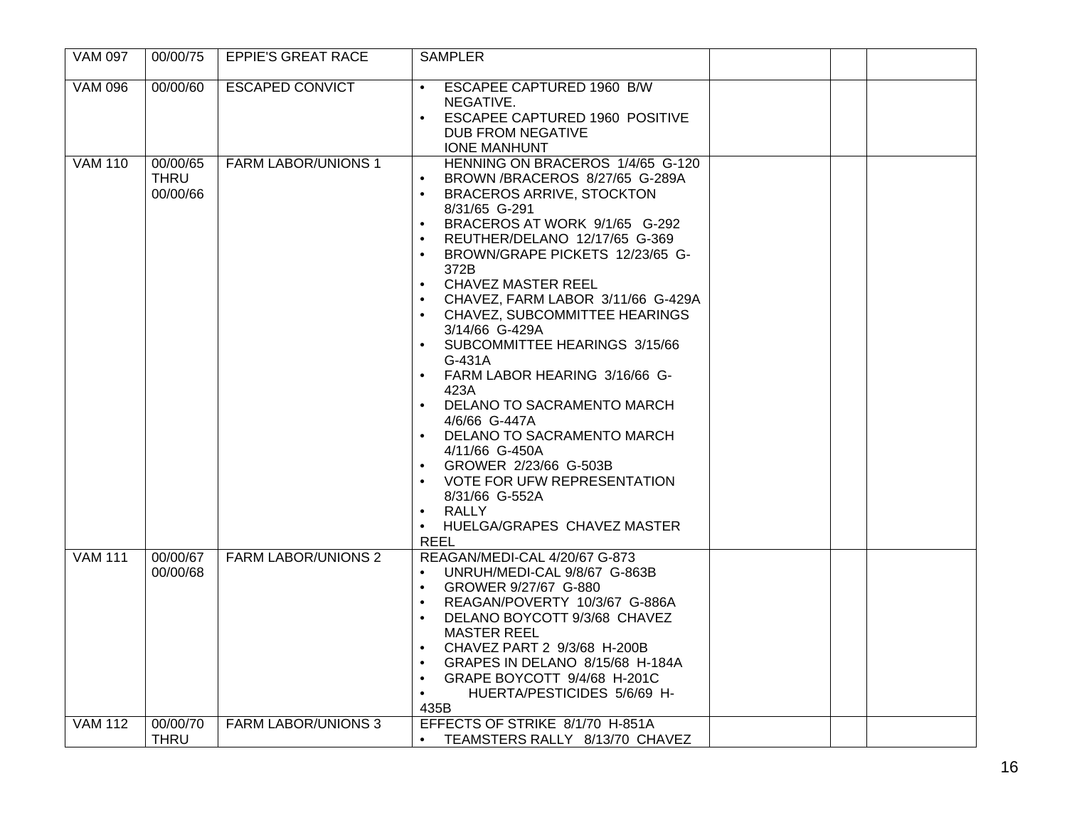| VAM 097 | 00/00/75 | EPPIE'S GREAT RACE | SAMPLER | | | |
|---|---|---|---|---|---|---|
| VAM 096 | 00/00/60 | ESCAPED CONVICT | • ESCAPEE CAPTURED 1960 B/W NEGATIVE.<br>• ESCAPEE CAPTURED 1960 POSITIVE DUB FROM NEGATIVE<br>IONE MANHUNT | | | |
| VAM 110 | 00/00/65 THRU 00/00/66 | FARM LABOR/UNIONS 1 | HENNING ON BRACEROS 1/4/65 G-120<br>• BROWN /BRACEROS 8/27/65 G-289A<br>• BRACEROS ARRIVE, STOCKTON 8/31/65 G-291<br>• BRACEROS AT WORK 9/1/65 G-292<br>• REUTHER/DELANO 12/17/65 G-369<br>• BROWN/GRAPE PICKETS 12/23/65 G-372B<br>• CHAVEZ MASTER REEL<br>• CHAVEZ, FARM LABOR 3/11/66 G-429A<br>• CHAVEZ, SUBCOMMITTEE HEARINGS 3/14/66 G-429A<br>• SUBCOMMITTEE HEARINGS 3/15/66 G-431A<br>• FARM LABOR HEARING 3/16/66 G-423A<br>• DELANO TO SACRAMENTO MARCH 4/6/66 G-447A<br>• DELANO TO SACRAMENTO MARCH 4/11/66 G-450A<br>• GROWER 2/23/66 G-503B<br>• VOTE FOR UFW REPRESENTATION 8/31/66 G-552A<br>• RALLY<br>• HUELGA/GRAPES CHAVEZ MASTER REEL | | | |
| VAM 111 | 00/00/67 00/00/68 | FARM LABOR/UNIONS 2 | REAGAN/MEDI-CAL 4/20/67 G-873<br>• UNRUH/MEDI-CAL 9/8/67 G-863B<br>• GROWER 9/27/67 G-880<br>• REAGAN/POVERTY 10/3/67 G-886A<br>• DELANO BOYCOTT 9/3/68 CHAVEZ MASTER REEL<br>• CHAVEZ PART 2 9/3/68 H-200B<br>• GRAPES IN DELANO 8/15/68 H-184A<br>• GRAPE BOYCOTT 9/4/68 H-201C<br>• HUERTA/PESTICIDES 5/6/69 H-435B | | | |
| VAM 112 | 00/00/70 THRU | FARM LABOR/UNIONS 3 | EFFECTS OF STRIKE 8/1/70 H-851A<br>• TEAMSTERS RALLY 8/13/70 CHAVEZ | | | |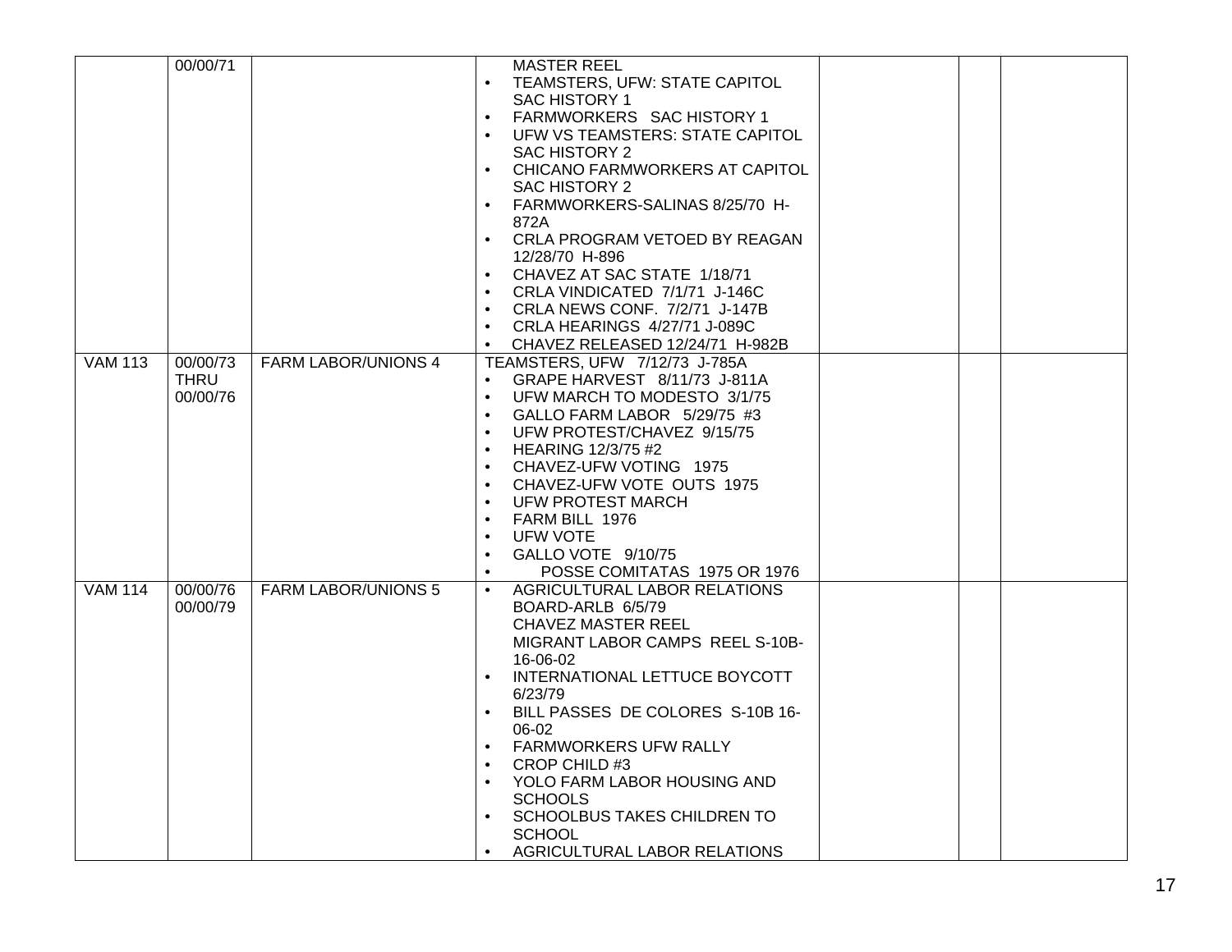| | | | | | | |
|---|---|---|---|---|---|---|
| | 00/00/71 | | MASTER REEL<br>• TEAMSTERS, UFW: STATE CAPITOL SAC HISTORY 1<br>• FARMWORKERS SAC HISTORY 1<br>• UFW VS TEAMSTERS: STATE CAPITOL SAC HISTORY 2<br>• CHICANO FARMWORKERS AT CAPITOL SAC HISTORY 2<br>• FARMWORKERS-SALINAS 8/25/70 H-872A<br>• CRLA PROGRAM VETOED BY REAGAN 12/28/70 H-896<br>• CHAVEZ AT SAC STATE 1/18/71<br>• CRLA VINDICATED 7/1/71 J-146C<br>• CRLA NEWS CONF. 7/2/71 J-147B<br>• CRLA HEARINGS 4/27/71 J-089C<br>• CHAVEZ RELEASED 12/24/71 H-982B | | | |
| VAM 113 | 00/00/73 THRU 00/00/76 | FARM LABOR/UNIONS 4 | TEAMSTERS, UFW 7/12/73 J-785A<br>• GRAPE HARVEST 8/11/73 J-811A<br>• UFW MARCH TO MODESTO 3/1/75<br>• GALLO FARM LABOR 5/29/75 #3<br>• UFW PROTEST/CHAVEZ 9/15/75<br>• HEARING 12/3/75 #2<br>• CHAVEZ-UFW VOTING 1975<br>• CHAVEZ-UFW VOTE OUTS 1975<br>• UFW PROTEST MARCH<br>• FARM BILL 1976<br>• UFW VOTE<br>• GALLO VOTE 9/10/75<br>• POSSE COMITATAS 1975 OR 1976 | | | |
| VAM 114 | 00/00/76 00/00/79 | FARM LABOR/UNIONS 5 | • AGRICULTURAL LABOR RELATIONS BOARD-ARLB 6/5/79<br>CHAVEZ MASTER REEL<br>MIGRANT LABOR CAMPS REEL S-10B-16-06-02<br>• INTERNATIONAL LETTUCE BOYCOTT 6/23/79<br>• BILL PASSES DE COLORES S-10B 16-06-02<br>• FARMWORKERS UFW RALLY<br>• CROP CHILD #3<br>• YOLO FARM LABOR HOUSING AND SCHOOLS<br>• SCHOOLBUS TAKES CHILDREN TO SCHOOL<br>• AGRICULTURAL LABOR RELATIONS | | | |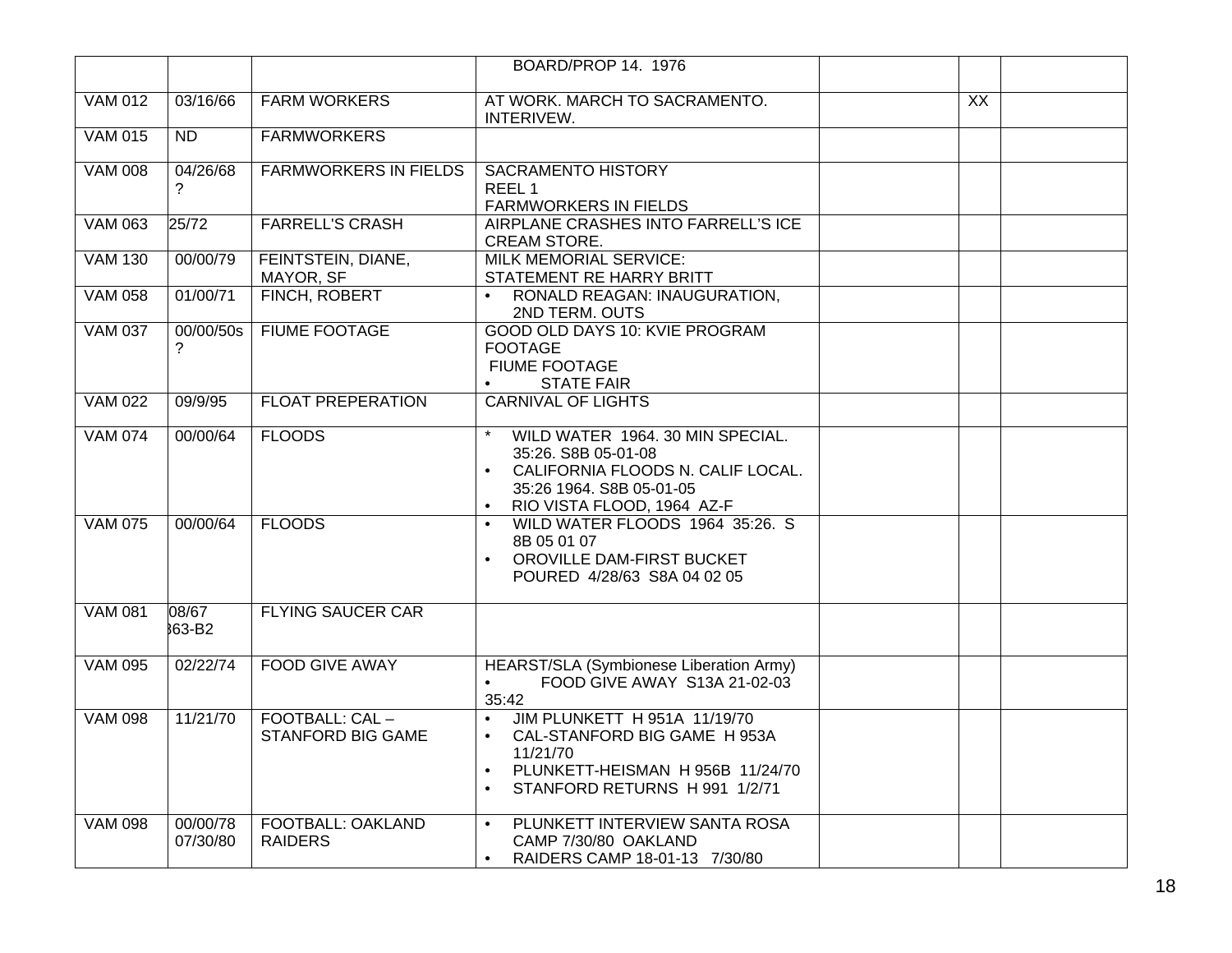| | | | | | | |
|---|---|---|---|---|---|---|
| | | | BOARD/PROP 14. 1976 | | | |
| VAM 012 | 03/16/66 | FARM WORKERS | AT WORK. MARCH TO SACRAMENTO. INTERIVEW. | | XX | |
| VAM 015 | ND | FARMWORKERS | | | | |
| VAM 008 | 04/26/68 ? | FARMWORKERS IN FIELDS | SACRAMENTO HISTORY<br>REEL 1<br>FARMWORKERS IN FIELDS | | | |
| VAM 063 | 25/72 | FARRELL'S CRASH | AIRPLANE CRASHES INTO FARRELL'S ICE CREAM STORE. | | | |
| VAM 130 | 00/00/79 | FEINTSTEIN, DIANE, MAYOR, SF | MILK MEMORIAL SERVICE:<br>STATEMENT RE HARRY BRITT | | | |
| VAM 058 | 01/00/71 | FINCH, ROBERT | • RONALD REAGAN: INAUGURATION, 2ND TERM. OUTS | | | |
| VAM 037 | 00/00/50s ? | FIUME FOOTAGE | GOOD OLD DAYS 10: KVIE PROGRAM FOOTAGE<br>FIUME FOOTAGE<br>• STATE FAIR | | | |
| VAM 022 | 09/9/95 | FLOAT PREPERATION | CARNIVAL OF LIGHTS | | | |
| VAM 074 | 00/00/64 | FLOODS | * WILD WATER 1964. 30 MIN SPECIAL. 35:26. S8B 05-01-08<br>• CALIFORNIA FLOODS N. CALIF LOCAL. 35:26 1964. S8B 05-01-05<br>• RIO VISTA FLOOD, 1964 AZ-F | | | |
| VAM 075 | 00/00/64 | FLOODS | • WILD WATER FLOODS 1964 35:26. S 8B 05 01 07<br>• OROVILLE DAM-FIRST BUCKET POURED 4/28/63 S8A 04 02 05 | | | |
| VAM 081 | 08/67<br>363-B2 | FLYING SAUCER CAR | | | | |
| VAM 095 | 02/22/74 | FOOD GIVE AWAY | HEARST/SLA (Symbionese Liberation Army)<br>• FOOD GIVE AWAY S13A 21-02-03 35:42 | | | |
| VAM 098 | 11/21/70 | FOOTBALL: CAL – STANFORD BIG GAME | • JIM PLUNKETT H 951A 11/19/70<br>• CAL-STANFORD BIG GAME H 953A 11/21/70<br>• PLUNKETT-HEISMAN H 956B 11/24/70<br>• STANFORD RETURNS H 991 1/2/71 | | | |
| VAM 098 | 00/00/78<br>07/30/80 | FOOTBALL: OAKLAND RAIDERS | • PLUNKETT INTERVIEW SANTA ROSA CAMP 7/30/80 OAKLAND<br>• RAIDERS CAMP 18-01-13 7/30/80 | | | |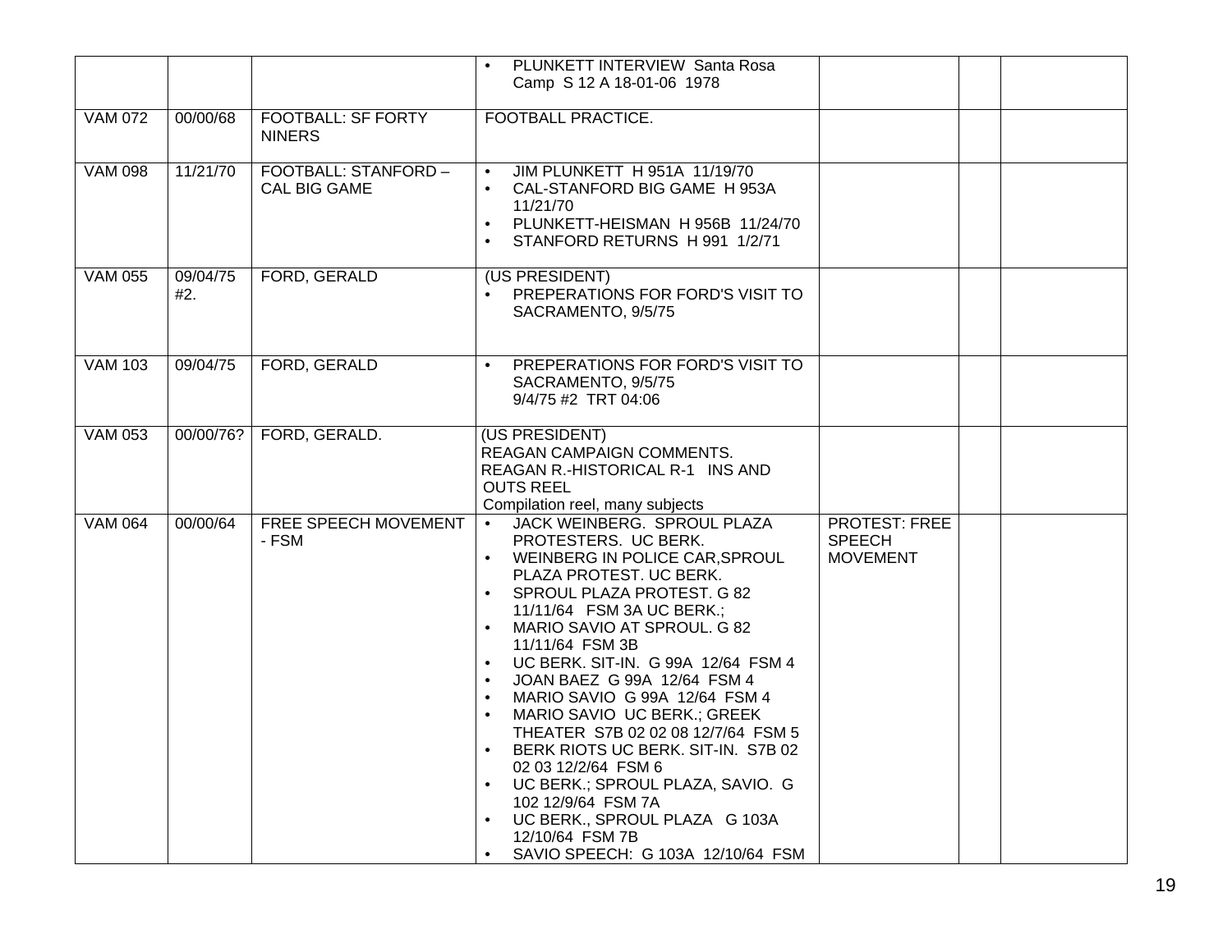| | | | | | | |
|---|---|---|---|---|---|---|
| | | | • PLUNKETT INTERVIEW Santa Rosa Camp S 12 A 18-01-06 1978 | | | |
| VAM 072 | 00/00/68 | FOOTBALL: SF FORTY NINERS | FOOTBALL PRACTICE. | | | |
| VAM 098 | 11/21/70 | FOOTBALL: STANFORD – CAL BIG GAME | • JIM PLUNKETT H 951A 11/19/70<br>• CAL-STANFORD BIG GAME H 953A 11/21/70<br>• PLUNKETT-HEISMAN H 956B 11/24/70<br>• STANFORD RETURNS H 991 1/2/71 | | | |
| VAM 055 | 09/04/75 #2. | FORD, GERALD | (US PRESIDENT)<br>• PREPERATIONS FOR FORD'S VISIT TO SACRAMENTO, 9/5/75 | | | |
| VAM 103 | 09/04/75 | FORD, GERALD | • PREPERATIONS FOR FORD'S VISIT TO SACRAMENTO, 9/5/75<br>9/4/75 #2 TRT 04:06 | | | |
| VAM 053 | 00/00/76? | FORD, GERALD. | (US PRESIDENT)<br>REAGAN CAMPAIGN COMMENTS.<br>REAGAN R.-HISTORICAL R-1 INS AND OUTS REEL<br>Compilation reel, many subjects | | | |
| VAM 064 | 00/00/64 | FREE SPEECH MOVEMENT - FSM | • JACK WEINBERG. SPROUL PLAZA PROTESTERS. UC BERK.<br>• WEINBERG IN POLICE CAR,SPROUL PLAZA PROTEST. UC BERK.<br>• SPROUL PLAZA PROTEST. G 82 11/11/64 FSM 3A UC BERK.;<br>• MARIO SAVIO AT SPROUL. G 82 11/11/64 FSM 3B<br>• UC BERK. SIT-IN. G 99A 12/64 FSM 4<br>• JOAN BAEZ G 99A 12/64 FSM 4<br>• MARIO SAVIO G 99A 12/64 FSM 4<br>• MARIO SAVIO UC BERK.; GREEK THEATER S7B 02 02 08 12/7/64 FSM 5<br>• BERK RIOTS UC BERK. SIT-IN. S7B 02 02 03 12/2/64 FSM 6<br>• UC BERK.; SPROUL PLAZA, SAVIO. G 102 12/9/64 FSM 7A<br>• UC BERK., SPROUL PLAZA G 103A 12/10/64 FSM 7B<br>• SAVIO SPEECH: G 103A 12/10/64 FSM | PROTEST: FREE SPEECH MOVEMENT | | |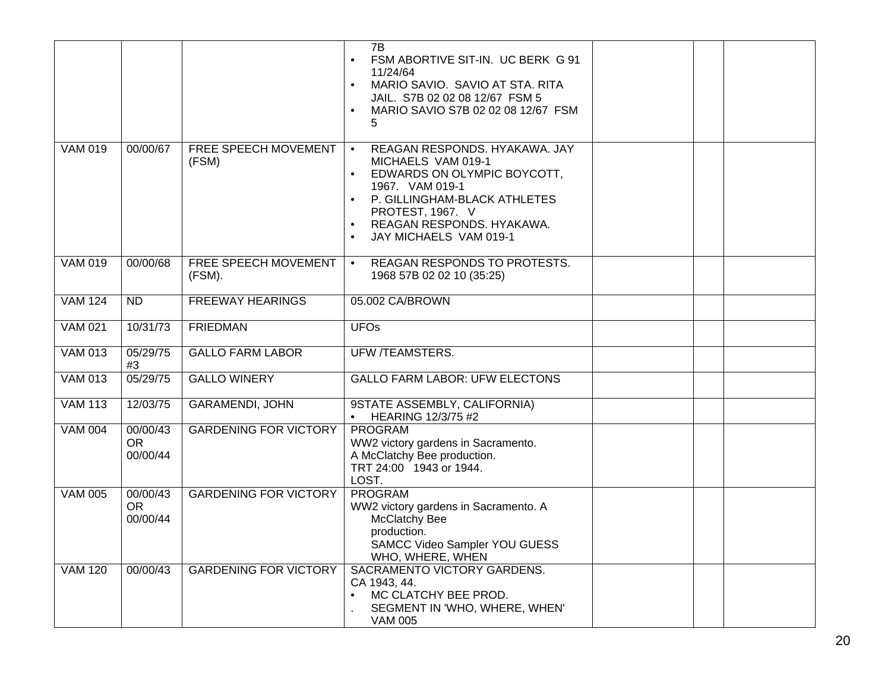| | | | | | | |
|---|---|---|---|---|---|---|
| | | | 7B<br>• FSM ABORTIVE SIT-IN. UC BERK G 91 11/24/64<br>• MARIO SAVIO. SAVIO AT STA. RITA JAIL. S7B 02 02 08 12/67 FSM 5<br>• MARIO SAVIO S7B 02 02 08 12/67 FSM 5 | | | |
| VAM 019 | 00/00/67 | FREE SPEECH MOVEMENT (FSM) | • REAGAN RESPONDS. HYAKAWA. JAY MICHAELS VAM 019-1<br>• EDWARDS ON OLYMPIC BOYCOTT, 1967. VAM 019-1<br>• P. GILLINGHAM-BLACK ATHLETES PROTEST, 1967. V<br>• REAGAN RESPONDS. HYAKAWA.<br>• JAY MICHAELS VAM 019-1 | | | |
| VAM 019 | 00/00/68 | FREE SPEECH MOVEMENT (FSM). | • REAGAN RESPONDS TO PROTESTS. 1968 57B 02 02 10 (35:25) | | | |
| VAM 124 | ND | FREEWAY HEARINGS | 05.002 CA/BROWN | | | |
| VAM 021 | 10/31/73 | FRIEDMAN | UFOs | | | |
| VAM 013 | 05/29/75 #3 | GALLO FARM LABOR | UFW /TEAMSTERS. | | | |
| VAM 013 | 05/29/75 | GALLO WINERY | GALLO FARM LABOR: UFW ELECTONS | | | |
| VAM 113 | 12/03/75 | GARAMENDI, JOHN | 9STATE ASSEMBLY, CALIFORNIA)<br>• HEARING 12/3/75 #2 | | | |
| VAM 004 | 00/00/43 OR 00/00/44 | GARDENING FOR VICTORY | PROGRAM<br>WW2 victory gardens in Sacramento.<br>A McClatchy Bee production.<br>TRT 24:00 1943 or 1944.<br>LOST. | | | |
| VAM 005 | 00/00/43 OR 00/00/44 | GARDENING FOR VICTORY | PROGRAM<br>WW2 victory gardens in Sacramento. A McClatchy Bee production.<br>SAMCC Video Sampler YOU GUESS WHO, WHERE, WHEN | | | |
| VAM 120 | 00/00/43 | GARDENING FOR VICTORY | SACRAMENTO VICTORY GARDENS.<br>CA 1943, 44.<br>• MC CLATCHY BEE PROD.<br>. SEGMENT IN 'WHO, WHERE, WHEN' VAM 005 | | | |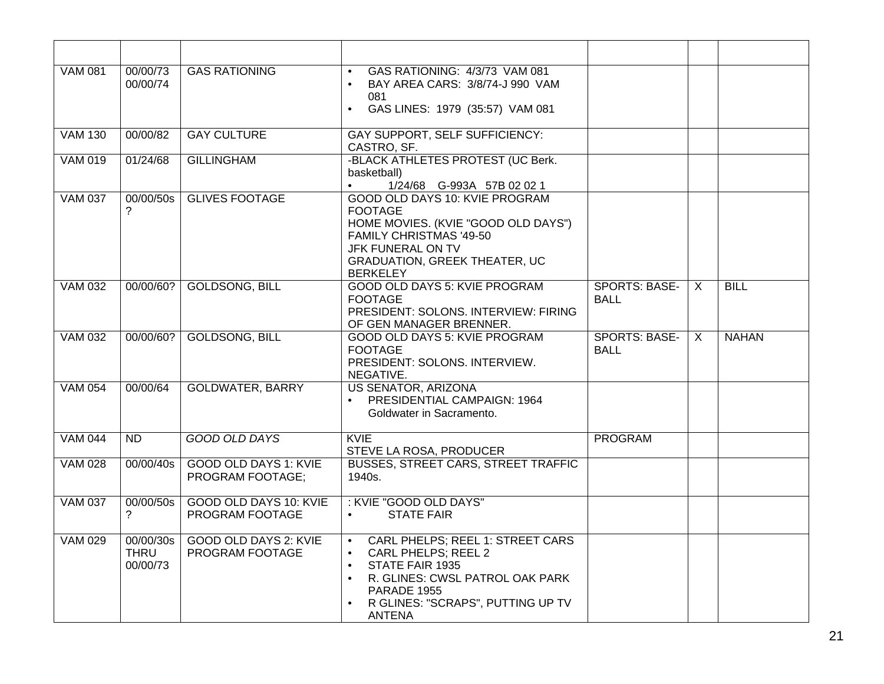|  |  |  |  |  |  |  |
|---|---|---|---|---|---|---|
| VAM 081 | 00/00/73<br>00/00/74 | GAS RATIONING | • GAS RATIONING: 4/3/73 VAM 081<br>• BAY AREA CARS: 3/8/74-J 990 VAM 081<br>• GAS LINES: 1979 (35:57) VAM 081 |  |  |  |
| VAM 130 | 00/00/82 | GAY CULTURE | GAY SUPPORT, SELF SUFFICIENCY: CASTRO, SF. |  |  |  |
| VAM 019 | 01/24/68 | GILLINGHAM | -BLACK ATHLETES PROTEST (UC Berk. basketball)<br>• 1/24/68 G-993A 57B 02 02 1 |  |  |  |
| VAM 037 | 00/00/50s ? | GLIVES FOOTAGE | GOOD OLD DAYS 10: KVIE PROGRAM FOOTAGE<br>HOME MOVIES. (KVIE "GOOD OLD DAYS")<br>FAMILY CHRISTMAS '49-50<br>JFK FUNERAL ON TV<br>GRADUATION, GREEK THEATER, UC BERKELEY |  |  |  |
| VAM 032 | 00/00/60? | GOLDSONG, BILL | GOOD OLD DAYS 5: KVIE PROGRAM FOOTAGE<br>PRESIDENT: SOLONS. INTERVIEW: FIRING OF GEN MANAGER BRENNER. | SPORTS: BASE-BALL | X | BILL |
| VAM 032 | 00/00/60? | GOLDSONG, BILL | GOOD OLD DAYS 5: KVIE PROGRAM FOOTAGE<br>PRESIDENT: SOLONS. INTERVIEW. NEGATIVE. | SPORTS: BASE-BALL | X | NAHAN |
| VAM 054 | 00/00/64 | GOLDWATER, BARRY | US SENATOR, ARIZONA<br>• PRESIDENTIAL CAMPAIGN: 1964 Goldwater in Sacramento. |  |  |  |
| VAM 044 | ND | *GOOD OLD DAYS* | KVIE<br>STEVE LA ROSA, PRODUCER | PROGRAM |  |  |
| VAM 028 | 00/00/40s | GOOD OLD DAYS 1: KVIE PROGRAM FOOTAGE; | BUSSES, STREET CARS, STREET TRAFFIC 1940s. |  |  |  |
| VAM 037 | 00/00/50s ? | GOOD OLD DAYS 10: KVIE PROGRAM FOOTAGE | : KVIE "GOOD OLD DAYS"<br>• STATE FAIR |  |  |  |
| VAM 029 | 00/00/30s THRU 00/00/73 | GOOD OLD DAYS 2: KVIE PROGRAM FOOTAGE | • CARL PHELPS; REEL 1: STREET CARS<br>• CARL PHELPS; REEL 2<br>• STATE FAIR 1935<br>• R. GLINES: CWSL PATROL OAK PARK PARADE 1955<br>• R GLINES: "SCRAPS", PUTTING UP TV ANTENA |  |  |  |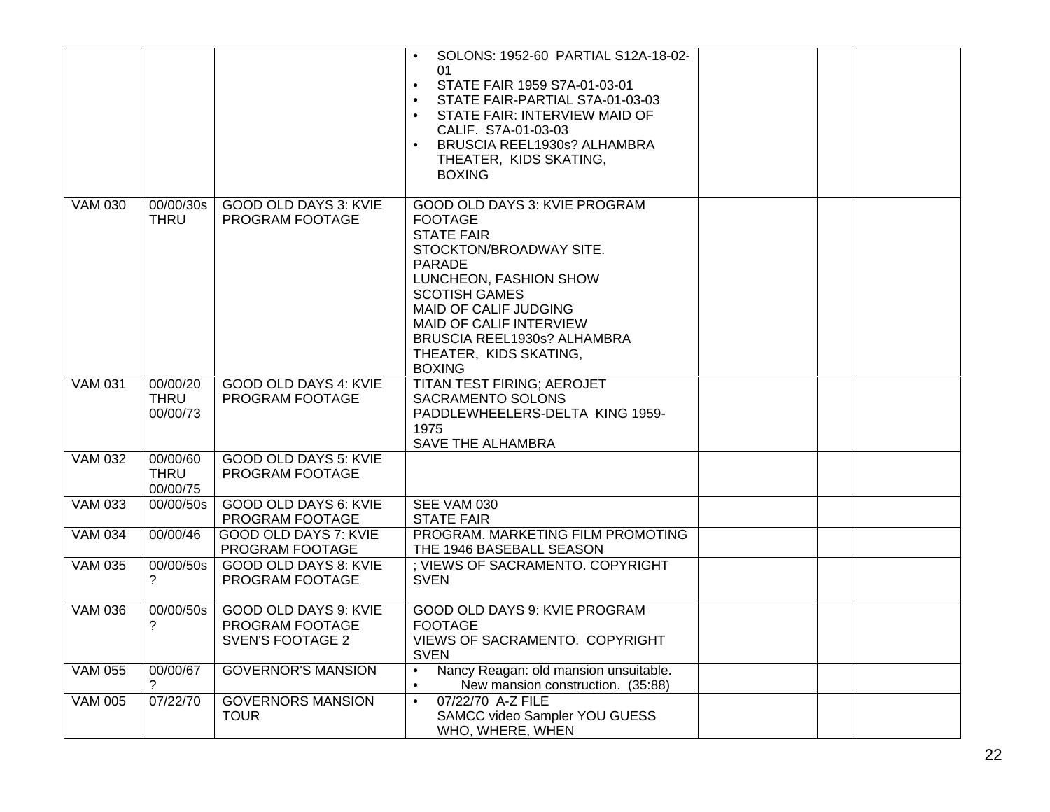| | | | | | | |
|---|---|---|---|---|---|---|
| | | | • SOLONS: 1952-60 PARTIAL S12A-18-02-01<br>• STATE FAIR 1959 S7A-01-03-01<br>• STATE FAIR-PARTIAL S7A-01-03-03<br>• STATE FAIR: INTERVIEW MAID OF CALIF. S7A-01-03-03<br>• BRUSCIA REEL1930s? ALHAMBRA THEATER, KIDS SKATING, BOXING | | | |
| VAM 030 | 00/00/30s THRU | GOOD OLD DAYS 3: KVIE PROGRAM FOOTAGE | GOOD OLD DAYS 3: KVIE PROGRAM FOOTAGE<br>STATE FAIR<br>STOCKTON/BROADWAY SITE.<br>PARADE<br>LUNCHEON, FASHION SHOW<br>SCOTISH GAMES<br>MAID OF CALIF JUDGING<br>MAID OF CALIF INTERVIEW<br>BRUSCIA REEL1930s? ALHAMBRA THEATER, KIDS SKATING, BOXING | | | |
| VAM 031 | 00/00/20 THRU 00/00/73 | GOOD OLD DAYS 4: KVIE PROGRAM FOOTAGE | TITAN TEST FIRING; AEROJET<br>SACRAMENTO SOLONS<br>PADDLEWHEELERS-DELTA KING 1959-1975<br>SAVE THE ALHAMBRA | | | |
| VAM 032 | 00/00/60 THRU 00/00/75 | GOOD OLD DAYS 5: KVIE PROGRAM FOOTAGE | | | | |
| VAM 033 | 00/00/50s | GOOD OLD DAYS 6: KVIE PROGRAM FOOTAGE | SEE VAM 030<br>STATE FAIR | | | |
| VAM 034 | 00/00/46 | GOOD OLD DAYS 7: KVIE PROGRAM FOOTAGE | PROGRAM. MARKETING FILM PROMOTING THE 1946 BASEBALL SEASON | | | |
| VAM 035 | 00/00/50s ? | GOOD OLD DAYS 8: KVIE PROGRAM FOOTAGE | ; VIEWS OF SACRAMENTO. COPYRIGHT SVEN | | | |
| VAM 036 | 00/00/50s ? | GOOD OLD DAYS 9: KVIE PROGRAM FOOTAGE SVEN'S FOOTAGE 2 | GOOD OLD DAYS 9: KVIE PROGRAM FOOTAGE<br>VIEWS OF SACRAMENTO. COPYRIGHT SVEN | | | |
| VAM 055 | 00/00/67 ? | GOVERNOR'S MANSION | • Nancy Reagan: old mansion unsuitable.<br>• New mansion construction. (35:88) | | | |
| VAM 005 | 07/22/70 | GOVERNORS MANSION TOUR | • 07/22/70 A-Z FILE<br>SAMCC video Sampler YOU GUESS WHO, WHERE, WHEN | | | |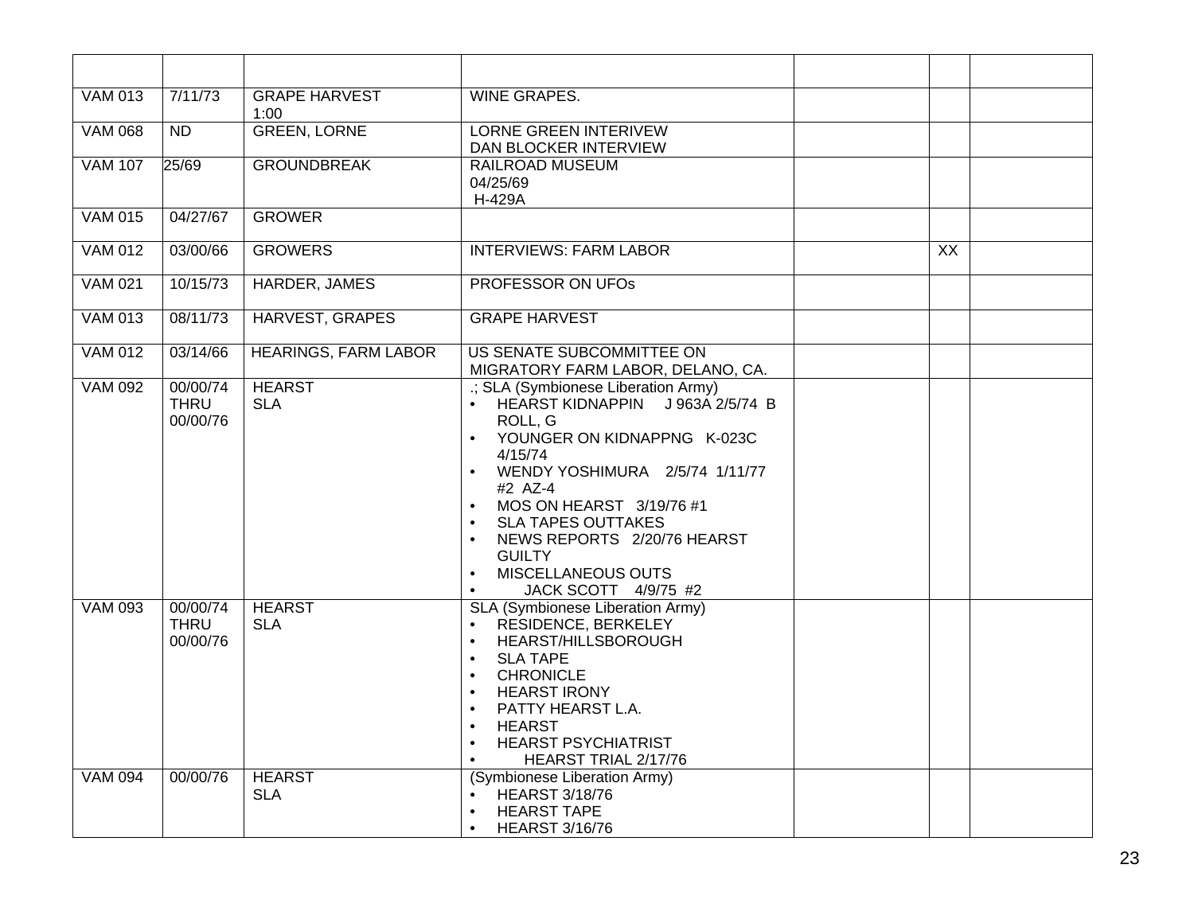| | | | | | | |
|---|---|---|---|---|---|---|
| VAM 013 | 7/11/73 | GRAPE HARVEST 1:00 | WINE GRAPES. | | | |
| VAM 068 | ND | GREEN, LORNE | LORNE GREEN INTERIVEW<br>DAN BLOCKER INTERVIEW | | | |
| VAM 107 | 25/69 | GROUNDBREAK | RAILROAD MUSEUM<br>04/25/69<br>H-429A | | | |
| VAM 015 | 04/27/67 | GROWER | | | | |
| VAM 012 | 03/00/66 | GROWERS | INTERVIEWS: FARM LABOR | | XX | |
| VAM 021 | 10/15/73 | HARDER, JAMES | PROFESSOR ON UFOs | | | |
| VAM 013 | 08/11/73 | HARVEST, GRAPES | GRAPE HARVEST | | | |
| VAM 012 | 03/14/66 | HEARINGS, FARM LABOR | US SENATE SUBCOMMITTEE ON MIGRATORY FARM LABOR, DELANO, CA. | | | |
| VAM 092 | 00/00/74 THRU 00/00/76 | HEARST<br>SLA | .; SLA (Symbionese Liberation Army)<br>• HEARST KIDNAPPIN J 963A 2/5/74 B ROLL, G<br>• YOUNGER ON KIDNAPPNG K-023C 4/15/74<br>• WENDY YOSHIMURA 2/5/74 1/11/77 #2 AZ-4<br>• MOS ON HEARST 3/19/76 #1<br>• SLA TAPES OUTTAKES<br>• NEWS REPORTS 2/20/76 HEARST GUILTY<br>• MISCELLANEOUS OUTS<br>• JACK SCOTT 4/9/75 #2 | | | |
| VAM 093 | 00/00/74 THRU 00/00/76 | HEARST<br>SLA | SLA (Symbionese Liberation Army)<br>• RESIDENCE, BERKELEY<br>• HEARST/HILLSBOROUGH<br>• SLA TAPE<br>• CHRONICLE<br>• HEARST IRONY<br>• PATTY HEARST L.A.<br>• HEARST<br>• HEARST PSYCHIATRIST<br>• HEARST TRIAL 2/17/76 | | | |
| VAM 094 | 00/00/76 | HEARST<br>SLA | (Symbionese Liberation Army)<br>• HEARST 3/18/76<br>• HEARST TAPE<br>• HEARST 3/16/76 | | | |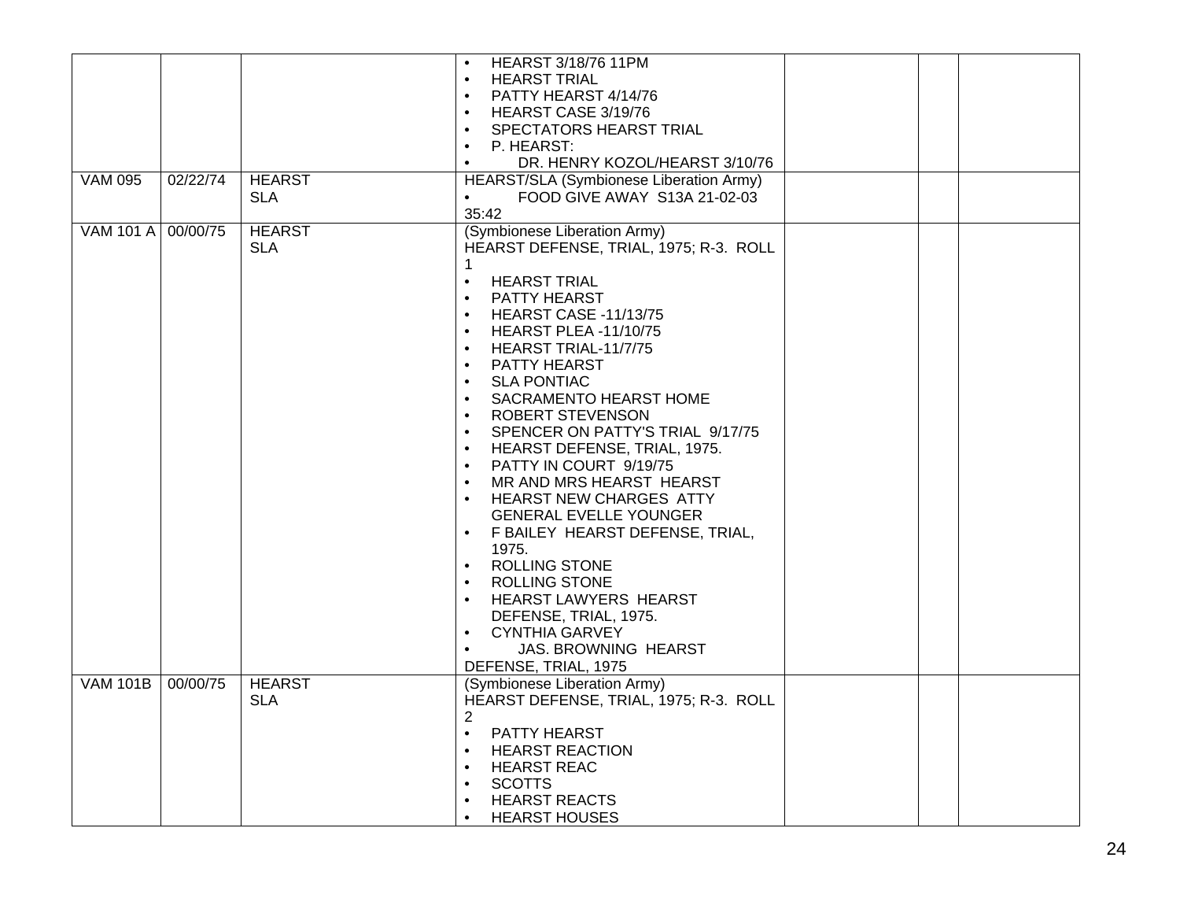| | | | | | | |
|---|---|---|---|---|---|---|
| | | | • HEARST 3/18/76 11PM<br>• HEARST TRIAL<br>• PATTY HEARST 4/14/76<br>• HEARST CASE 3/19/76<br>• SPECTATORS HEARST TRIAL<br>• P. HEARST:<br>• DR. HENRY KOZOL/HEARST 3/10/76 | | | |
| VAM 095 | 02/22/74 | HEARST<br>SLA | HEARST/SLA (Symbionese Liberation Army)<br>• FOOD GIVE AWAY S13A 21-02-03 35:42 | | | |
| VAM 101 A | 00/00/75 | HEARST<br>SLA | (Symbionese Liberation Army)<br>HEARST DEFENSE, TRIAL, 1975; R-3. ROLL 1<br>• HEARST TRIAL<br>• PATTY HEARST<br>• HEARST CASE -11/13/75<br>• HEARST PLEA -11/10/75<br>• HEARST TRIAL-11/7/75<br>• PATTY HEARST<br>• SLA PONTIAC<br>• SACRAMENTO HEARST HOME<br>• ROBERT STEVENSON<br>• SPENCER ON PATTY'S TRIAL 9/17/75<br>• HEARST DEFENSE, TRIAL, 1975.<br>• PATTY IN COURT 9/19/75<br>• MR AND MRS HEARST HEARST<br>• HEARST NEW CHARGES ATTY GENERAL EVELLE YOUNGER<br>• F BAILEY HEARST DEFENSE, TRIAL, 1975.<br>• ROLLING STONE<br>• ROLLING STONE<br>• HEARST LAWYERS HEARST DEFENSE, TRIAL, 1975.<br>• CYNTHIA GARVEY<br>• JAS. BROWNING HEARST DEFENSE, TRIAL, 1975 | | | |
| VAM 101B | 00/00/75 | HEARST<br>SLA | (Symbionese Liberation Army)<br>HEARST DEFENSE, TRIAL, 1975; R-3. ROLL 2<br>• PATTY HEARST<br>• HEARST REACTION<br>• HEARST REAC<br>• SCOTTS<br>• HEARST REACTS<br>• HEARST HOUSES | | | |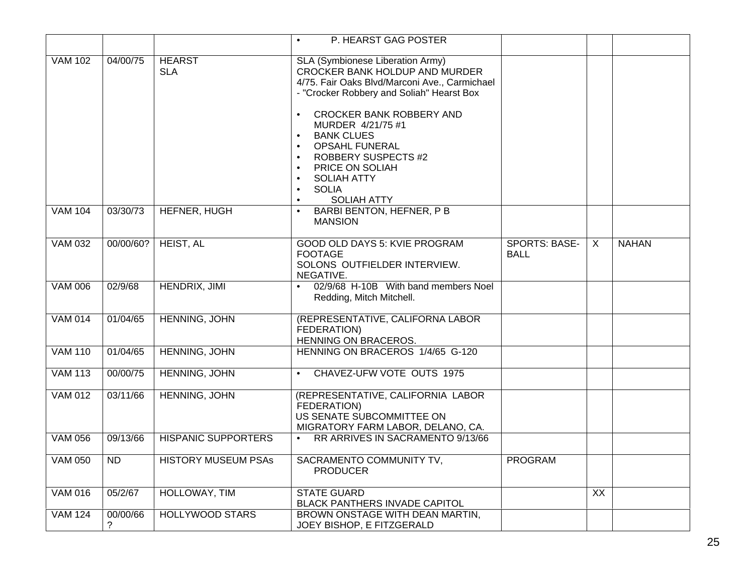| | | | | | | |
|---|---|---|---|---|---|---|
| | | | • P. HEARST GAG POSTER | | | |
| VAM 102 | 04/00/75 | HEARST<br>SLA | SLA (Symbionese Liberation Army)<br>CROCKER BANK HOLDUP AND MURDER<br>4/75. Fair Oaks Blvd/Marconi Ave., Carmichael - "Crocker Robbery and Soliah" Hearst Box<br><br>• CROCKER BANK ROBBERY AND MURDER 4/21/75 #1<br>• BANK CLUES<br>• OPSAHL FUNERAL<br>• ROBBERY SUSPECTS #2<br>• PRICE ON SOLIAH<br>• SOLIAH ATTY<br>• SOLIA<br>• SOLIAH ATTY | | | |
| VAM 104 | 03/30/73 | HEFNER, HUGH | • BARBI BENTON, HEFNER, P B MANSION | | | |
| VAM 032 | 00/00/60? | HEIST, AL | GOOD OLD DAYS 5: KVIE PROGRAM FOOTAGE<br>SOLONS OUTFIELDER INTERVIEW.<br>NEGATIVE. | SPORTS: BASE-BALL | X | NAHAN |
| VAM 006 | 02/9/68 | HENDRIX, JIMI | • 02/9/68 H-10B With band members Noel Redding, Mitch Mitchell. | | | |
| VAM 014 | 01/04/65 | HENNING, JOHN | (REPRESENTATIVE, CALIFORNA LABOR FEDERATION)<br>HENNING ON BRACEROS. | | | |
| VAM 110 | 01/04/65 | HENNING, JOHN | HENNING ON BRACEROS 1/4/65 G-120 | | | |
| VAM 113 | 00/00/75 | HENNING, JOHN | • CHAVEZ-UFW VOTE OUTS 1975 | | | |
| VAM 012 | 03/11/66 | HENNING, JOHN | (REPRESENTATIVE, CALIFORNIA LABOR FEDERATION)<br>US SENATE SUBCOMMITTEE ON MIGRATORY FARM LABOR, DELANO, CA. | | | |
| VAM 056 | 09/13/66 | HISPANIC SUPPORTERS | • RR ARRIVES IN SACRAMENTO 9/13/66 | | | |
| VAM 050 | ND | HISTORY MUSEUM PSAs | SACRAMENTO COMMUNITY TV, PRODUCER | PROGRAM | | |
| VAM 016 | 05/2/67 | HOLLOWAY, TIM | STATE GUARD<br>BLACK PANTHERS INVADE CAPITOL | | XX | |
| VAM 124 | 00/00/66 ? | HOLLYWOOD STARS | BROWN ONSTAGE WITH DEAN MARTIN, JOEY BISHOP, E FITZGERALD | | | |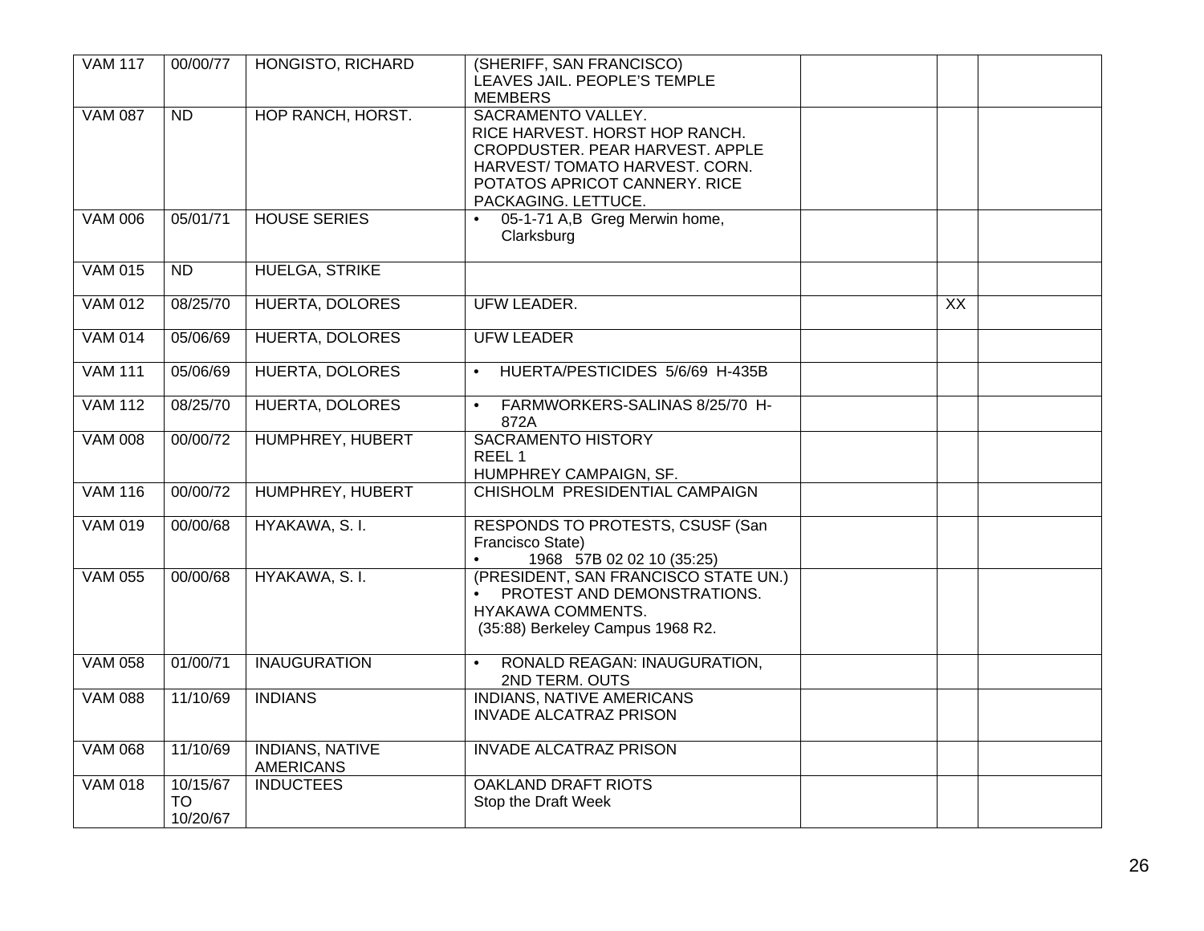| VAM 117 | 00/00/77 | HONGISTO, RICHARD | (SHERIFF, SAN FRANCISCO)<br>LEAVES JAIL. PEOPLE'S TEMPLE MEMBERS | | | |
|---|---|---|---|---|---|---|
| VAM 087 | ND | HOP RANCH, HORST. | SACRAMENTO VALLEY.<br>RICE HARVEST. HORST HOP RANCH. CROPDUSTER. PEAR HARVEST. APPLE HARVEST/ TOMATO HARVEST. CORN. POTATOS APRICOT CANNERY. RICE PACKAGING. LETTUCE. | | | |
| VAM 006 | 05/01/71 | HOUSE SERIES | • 05-1-71 A,B Greg Merwin home, Clarksburg | | | |
| VAM 015 | ND | HUELGA, STRIKE | | | | |
| VAM 012 | 08/25/70 | HUERTA, DOLORES | UFW LEADER. | | XX | |
| VAM 014 | 05/06/69 | HUERTA, DOLORES | UFW LEADER | | | |
| VAM 111 | 05/06/69 | HUERTA, DOLORES | • HUERTA/PESTICIDES 5/6/69 H-435B | | | |
| VAM 112 | 08/25/70 | HUERTA, DOLORES | • FARMWORKERS-SALINAS 8/25/70 H-872A | | | |
| VAM 008 | 00/00/72 | HUMPHREY, HUBERT | SACRAMENTO HISTORY<br>REEL 1<br>HUMPHREY CAMPAIGN, SF. | | | |
| VAM 116 | 00/00/72 | HUMPHREY, HUBERT | CHISHOLM PRESIDENTIAL CAMPAIGN | | | |
| VAM 019 | 00/00/68 | HYAKAWA, S. I. | RESPONDS TO PROTESTS, CSUSF (San Francisco State)<br>• 1968 57B 02 02 10 (35:25) | | | |
| VAM 055 | 00/00/68 | HYAKAWA, S. I. | (PRESIDENT, SAN FRANCISCO STATE UN.)<br>• PROTEST AND DEMONSTRATIONS. HYAKAWA COMMENTS.<br>(35:88) Berkeley Campus 1968 R2. | | | |
| VAM 058 | 01/00/71 | INAUGURATION | • RONALD REAGAN: INAUGURATION, 2ND TERM. OUTS | | | |
| VAM 088 | 11/10/69 | INDIANS | INDIANS, NATIVE AMERICANS<br>INVADE ALCATRAZ PRISON | | | |
| VAM 068 | 11/10/69 | INDIANS, NATIVE AMERICANS | INVADE ALCATRAZ PRISON | | | |
| VAM 018 | 10/15/67 TO 10/20/67 | INDUCTEES | OAKLAND DRAFT RIOTS<br>Stop the Draft Week | | | |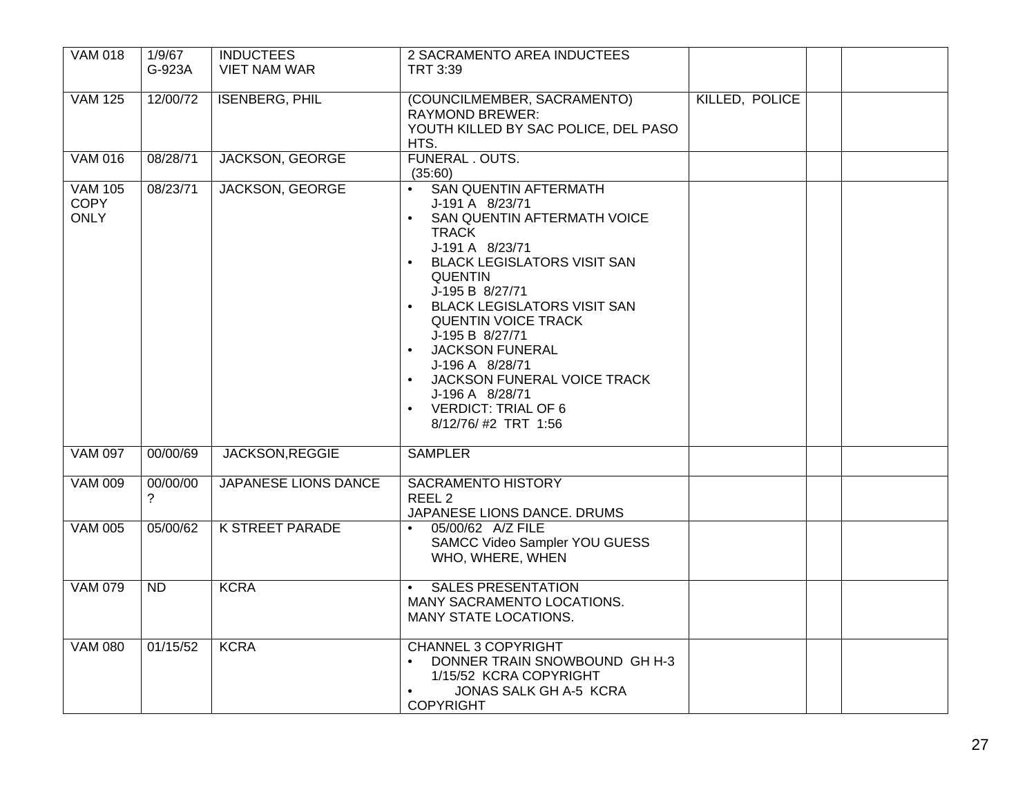| | | | | | | |
|---|---|---|---|---|---|---|
| VAM 018 | 1/9/67<br>G-923A | INDUCTEES<br>VIET NAM WAR | 2 SACRAMENTO AREA INDUCTEES<br>TRT 3:39 | | | |
| VAM 125 | 12/00/72 | ISENBERG, PHIL | (COUNCILMEMBER, SACRAMENTO)<br>RAYMOND BREWER:<br>YOUTH KILLED BY SAC POLICE, DEL PASO HTS. | KILLED, POLICE | | |
| VAM 016 | 08/28/71 | JACKSON, GEORGE | FUNERAL . OUTS.<br>(35:60) | | | |
| VAM 105<br>COPY ONLY | 08/23/71 | JACKSON, GEORGE | • SAN QUENTIN AFTERMATH<br>J-191 A 8/23/71<br>• SAN QUENTIN AFTERMATH VOICE TRACK<br>J-191 A 8/23/71<br>• BLACK LEGISLATORS VISIT SAN QUENTIN<br>J-195 B 8/27/71<br>• BLACK LEGISLATORS VISIT SAN QUENTIN VOICE TRACK<br>J-195 B 8/27/71<br>• JACKSON FUNERAL<br>J-196 A 8/28/71<br>• JACKSON FUNERAL VOICE TRACK<br>J-196 A 8/28/71<br>• VERDICT: TRIAL OF 6<br>8/12/76/ #2 TRT 1:56 | | | |
| VAM 097 | 00/00/69 | JACKSON,REGGIE | SAMPLER | | | |
| VAM 009 | 00/00/00<br>? | JAPANESE LIONS DANCE | SACRAMENTO HISTORY<br>REEL 2<br>JAPANESE LIONS DANCE. DRUMS | | | |
| VAM 005 | 05/00/62 | K STREET PARADE | • 05/00/62 A/Z FILE<br>SAMCC Video Sampler YOU GUESS WHO, WHERE, WHEN | | | |
| VAM 079 | ND | KCRA | • SALES PRESENTATION<br>MANY SACRAMENTO LOCATIONS.<br>MANY STATE LOCATIONS. | | | |
| VAM 080 | 01/15/52 | KCRA | CHANNEL 3 COPYRIGHT<br>• DONNER TRAIN SNOWBOUND GH H-3<br>1/15/52 KCRA COPYRIGHT<br>• JONAS SALK GH A-5 KCRA COPYRIGHT | | | |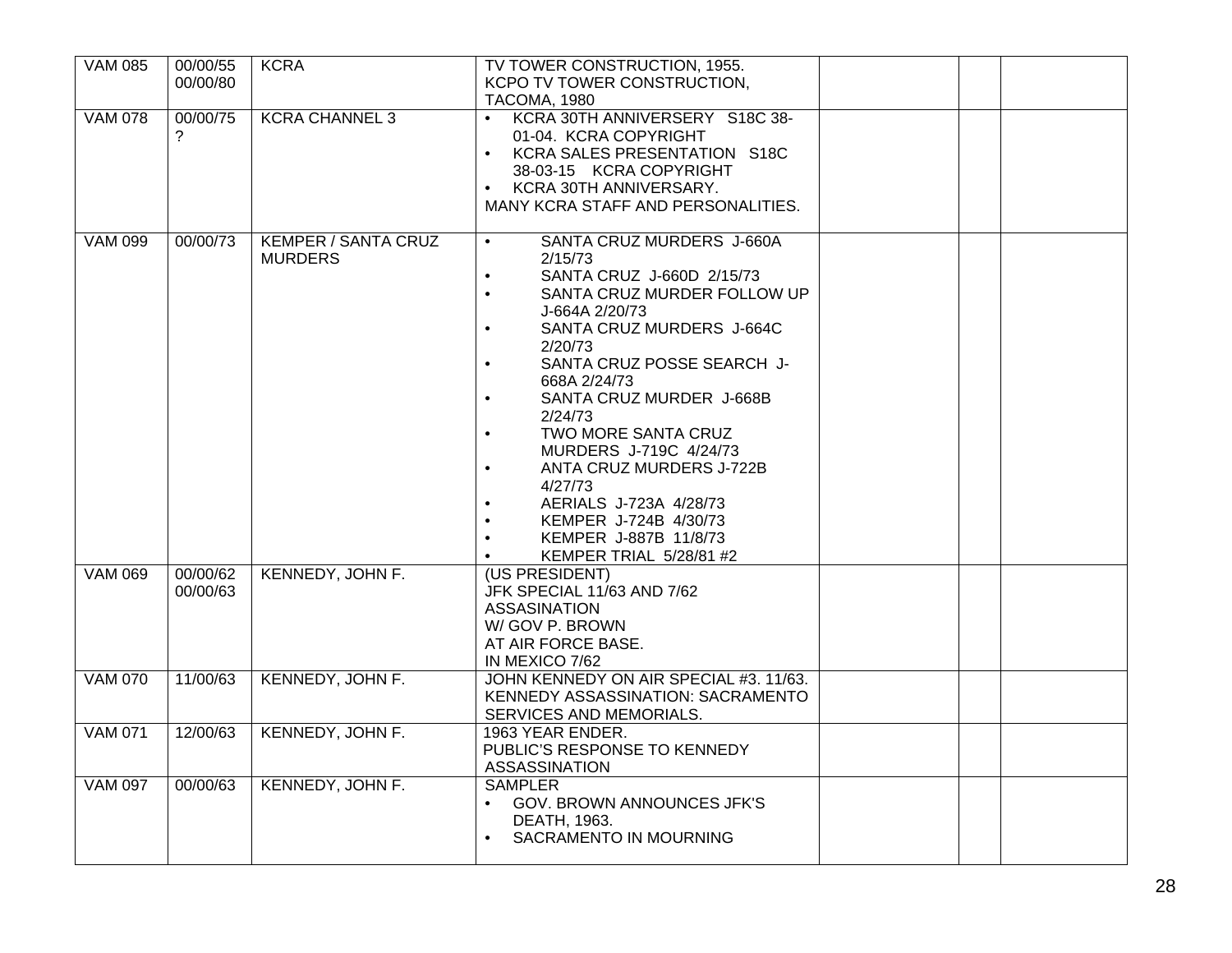| VAM 085 | 00/00/55<br>00/00/80 | KCRA | TV TOWER CONSTRUCTION, 1955.<br>KCPO TV TOWER CONSTRUCTION, TACOMA, 1980 | | | |
|---|---|---|---|---|---|---|
| VAM 078 | 00/00/75<br>? | KCRA CHANNEL 3 | • KCRA 30TH ANNIVERSERY S18C 38-01-04. KCRA COPYRIGHT<br>• KCRA SALES PRESENTATION S18C 38-03-15 KCRA COPYRIGHT<br>• KCRA 30TH ANNIVERSARY.<br>MANY KCRA STAFF AND PERSONALITIES. | | | |
| VAM 099 | 00/00/73 | KEMPER / SANTA CRUZ MURDERS | • SANTA CRUZ MURDERS J-660A 2/15/73<br>• SANTA CRUZ J-660D 2/15/73<br>• SANTA CRUZ MURDER FOLLOW UP J-664A 2/20/73<br>• SANTA CRUZ MURDERS J-664C 2/20/73<br>• SANTA CRUZ POSSE SEARCH J-668A 2/24/73<br>• SANTA CRUZ MURDER J-668B 2/24/73<br>• TWO MORE SANTA CRUZ MURDERS J-719C 4/24/73<br>• ANTA CRUZ MURDERS J-722B 4/27/73<br>• AERIALS J-723A 4/28/73<br>• KEMPER J-724B 4/30/73<br>• KEMPER J-887B 11/8/73<br>• KEMPER TRIAL 5/28/81 #2 | | | |
| VAM 069 | 00/00/62<br>00/00/63 | KENNEDY, JOHN F. | (US PRESIDENT)<br>JFK SPECIAL 11/63 AND 7/62<br>ASSASINATION<br>W/ GOV P. BROWN<br>AT AIR FORCE BASE.<br>IN MEXICO 7/62 | | | |
| VAM 070 | 11/00/63 | KENNEDY, JOHN F. | JOHN KENNEDY ON AIR SPECIAL #3. 11/63.<br>KENNEDY ASSASSINATION: SACRAMENTO SERVICES AND MEMORIALS. | | | |
| VAM 071 | 12/00/63 | KENNEDY, JOHN F. | 1963 YEAR ENDER.<br>PUBLIC'S RESPONSE TO KENNEDY ASSASSINATION | | | |
| VAM 097 | 00/00/63 | KENNEDY, JOHN F. | SAMPLER<br>• GOV. BROWN ANNOUNCES JFK'S DEATH, 1963.<br>• SACRAMENTO IN MOURNING | | | |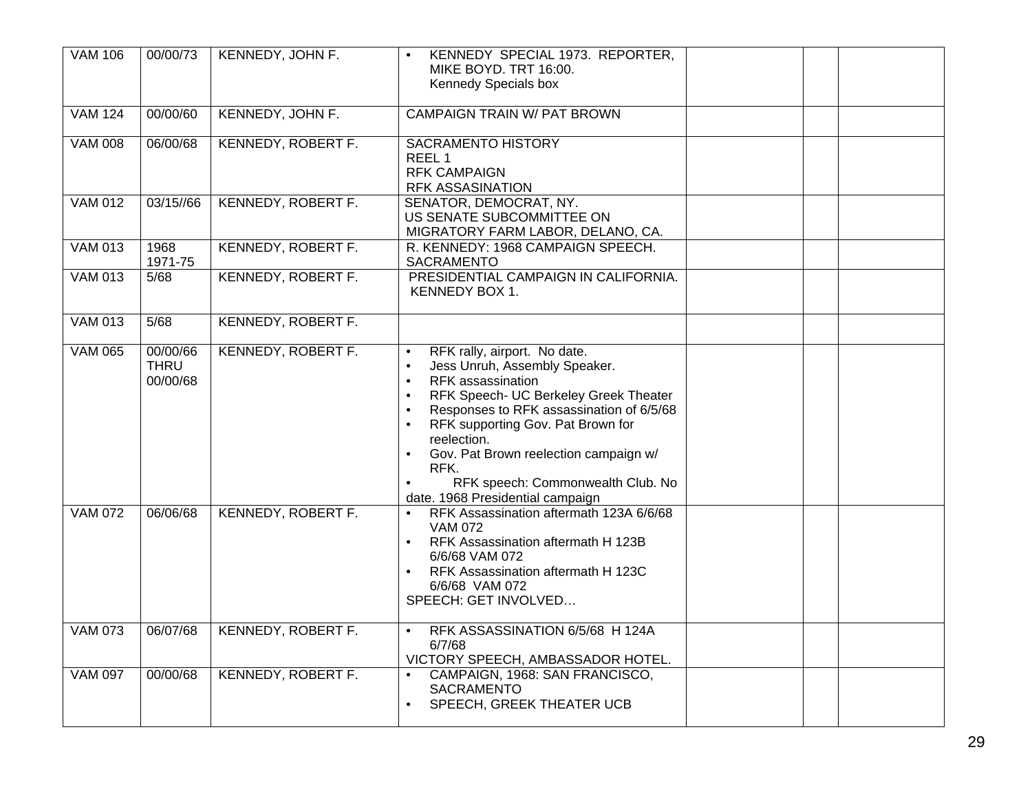| | | | | | | |
|---|---|---|---|---|---|---|
| VAM 106 | 00/00/73 | KENNEDY, JOHN F. | • KENNEDY SPECIAL 1973. REPORTER, MIKE BOYD. TRT 16:00.<br>Kennedy Specials box | | | |
| VAM 124 | 00/00/60 | KENNEDY, JOHN F. | CAMPAIGN TRAIN W/ PAT BROWN | | | |
| VAM 008 | 06/00/68 | KENNEDY, ROBERT F. | SACRAMENTO HISTORY<br>REEL 1<br>RFK CAMPAIGN<br>RFK ASSASINATION | | | |
| VAM 012 | 03/15//66 | KENNEDY, ROBERT F. | SENATOR, DEMOCRAT, NY.<br>US SENATE SUBCOMMITTEE ON MIGRATORY FARM LABOR, DELANO, CA. | | | |
| VAM 013 | 1968<br>1971-75 | KENNEDY, ROBERT F. | R. KENNEDY: 1968 CAMPAIGN SPEECH. SACRAMENTO | | | |
| VAM 013 | 5/68 | KENNEDY, ROBERT F. | PRESIDENTIAL CAMPAIGN IN CALIFORNIA. KENNEDY BOX 1. | | | |
| VAM 013 | 5/68 | KENNEDY, ROBERT F. | | | | |
| VAM 065 | 00/00/66<br>THRU<br>00/00/68 | KENNEDY, ROBERT F. | • RFK rally, airport. No date.<br>• Jess Unruh, Assembly Speaker.<br>• RFK assassination<br>• RFK Speech- UC Berkeley Greek Theater<br>• Responses to RFK assassination of 6/5/68<br>• RFK supporting Gov. Pat Brown for reelection.<br>• Gov. Pat Brown reelection campaign w/ RFK.<br>• RFK speech: Commonwealth Club. No date. 1968 Presidential campaign | | | |
| VAM 072 | 06/06/68 | KENNEDY, ROBERT F. | • RFK Assassination aftermath 123A 6/6/68 VAM 072<br>• RFK Assassination aftermath H 123B 6/6/68 VAM 072<br>• RFK Assassination aftermath H 123C 6/6/68 VAM 072<br>SPEECH: GET INVOLVED… | | | |
| VAM 073 | 06/07/68 | KENNEDY, ROBERT F. | • RFK ASSASSINATION 6/5/68 H 124A 6/7/68<br>VICTORY SPEECH, AMBASSADOR HOTEL. | | | |
| VAM 097 | 00/00/68 | KENNEDY, ROBERT F. | • CAMPAIGN, 1968: SAN FRANCISCO, SACRAMENTO<br>• SPEECH, GREEK THEATER UCB | | | |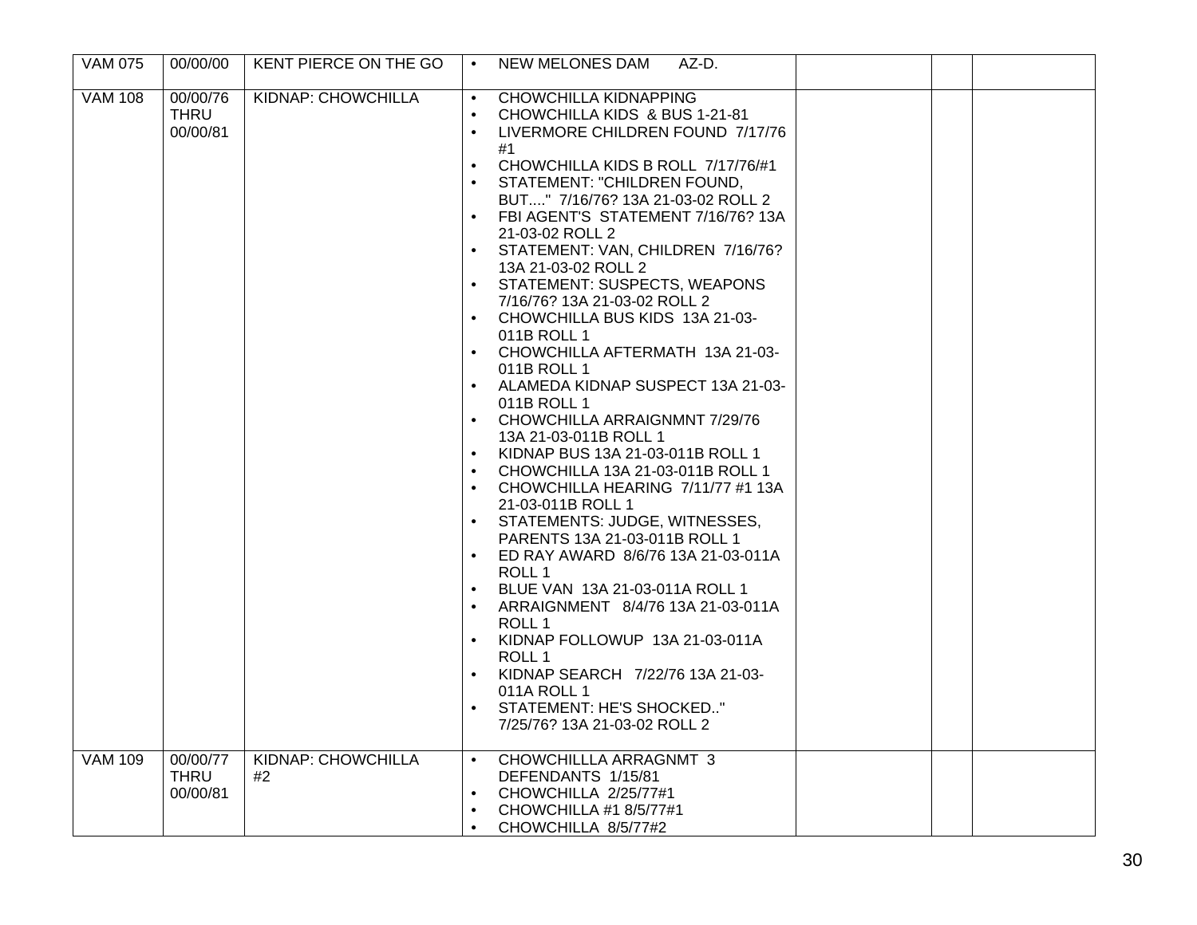| | | | | | | |
|---|---|---|---|---|---|---|
| VAM 075 | 00/00/00 | KENT PIERCE ON THE GO | • NEW MELONES DAM AZ-D. | | | |
| VAM 108 | 00/00/76 THRU 00/00/81 | KIDNAP: CHOWCHILLA | • CHOWCHILLA KIDNAPPING<br>• CHOWCHILLA KIDS & BUS 1-21-81<br>• LIVERMORE CHILDREN FOUND 7/17/76 #1<br>• CHOWCHILLA KIDS B ROLL 7/17/76/#1<br>• STATEMENT: "CHILDREN FOUND, BUT...." 7/16/76? 13A 21-03-02 ROLL 2<br>• FBI AGENT'S STATEMENT 7/16/76? 13A 21-03-02 ROLL 2<br>• STATEMENT: VAN, CHILDREN 7/16/76? 13A 21-03-02 ROLL 2<br>• STATEMENT: SUSPECTS, WEAPONS 7/16/76? 13A 21-03-02 ROLL 2<br>• CHOWCHILLA BUS KIDS 13A 21-03-011B ROLL 1<br>• CHOWCHILLA AFTERMATH 13A 21-03-011B ROLL 1<br>• ALAMEDA KIDNAP SUSPECT 13A 21-03-011B ROLL 1<br>• CHOWCHILLA ARRAIGNMNT 7/29/76 13A 21-03-011B ROLL 1<br>• KIDNAP BUS 13A 21-03-011B ROLL 1<br>• CHOWCHILLA 13A 21-03-011B ROLL 1<br>• CHOWCHILLA HEARING 7/11/77 #1 13A 21-03-011B ROLL 1<br>• STATEMENTS: JUDGE, WITNESSES, PARENTS 13A 21-03-011B ROLL 1<br>• ED RAY AWARD 8/6/76 13A 21-03-011A ROLL 1<br>• BLUE VAN 13A 21-03-011A ROLL 1<br>• ARRAIGNMENT 8/4/76 13A 21-03-011A ROLL 1<br>• KIDNAP FOLLOWUP 13A 21-03-011A ROLL 1<br>• KIDNAP SEARCH 7/22/76 13A 21-03-011A ROLL 1<br>• STATEMENT: HE'S SHOCKED.." 7/25/76? 13A 21-03-02 ROLL 2 | | | |
| VAM 109 | 00/00/77 THRU 00/00/81 | KIDNAP: CHOWCHILLA #2 | • CHOWCHILLLA ARRAGNMT 3 DEFENDANTS 1/15/81<br>• CHOWCHILLA 2/25/77#1<br>• CHOWCHILLA #1 8/5/77#1<br>• CHOWCHILLA 8/5/77#2 | | | |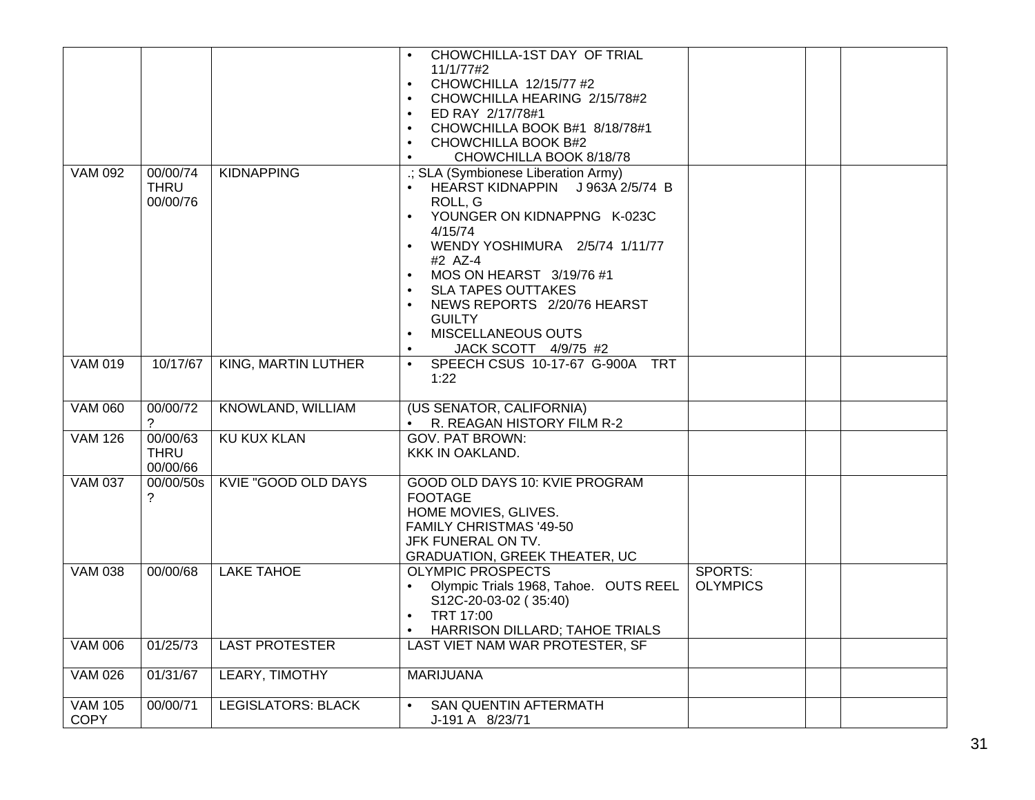| | | | | | | |
|---|---|---|---|---|---|---|
| | | | • CHOWCHILLA-1ST DAY OF TRIAL 11/1/77#2<br>• CHOWCHILLA 12/15/77 #2<br>• CHOWCHILLA HEARING 2/15/78#2<br>• ED RAY 2/17/78#1<br>• CHOWCHILLA BOOK B#1 8/18/78#1<br>• CHOWCHILLA BOOK B#2<br>• CHOWCHILLA BOOK 8/18/78 | | | |
| VAM 092 | 00/00/74 THRU 00/00/76 | KIDNAPPING | .; SLA (Symbionese Liberation Army)<br>• HEARST KIDNAPPIN J 963A 2/5/74 B ROLL, G<br>• YOUNGER ON KIDNAPPNG K-023C 4/15/74<br>• WENDY YOSHIMURA 2/5/74 1/11/77 #2 AZ-4<br>• MOS ON HEARST 3/19/76 #1<br>• SLA TAPES OUTTAKES<br>• NEWS REPORTS 2/20/76 HEARST GUILTY<br>• MISCELLANEOUS OUTS<br>• JACK SCOTT 4/9/75 #2 | | | |
| VAM 019 | 10/17/67 | KING, MARTIN LUTHER | • SPEECH CSUS 10-17-67 G-900A TRT 1:22 | | | |
| VAM 060 | 00/00/72 ? | KNOWLAND, WILLIAM | (US SENATOR, CALIFORNIA)<br>• R. REAGAN HISTORY FILM R-2 | | | |
| VAM 126 | 00/00/63 THRU 00/00/66 | KU KUX KLAN | GOV. PAT BROWN:<br>KKK IN OAKLAND. | | | |
| VAM 037 | 00/00/50s ? | KVIE "GOOD OLD DAYS | GOOD OLD DAYS 10: KVIE PROGRAM FOOTAGE<br>HOME MOVIES, GLIVES.<br>FAMILY CHRISTMAS '49-50<br>JFK FUNERAL ON TV.<br>GRADUATION, GREEK THEATER, UC | | | |
| VAM 038 | 00/00/68 | LAKE TAHOE | OLYMPIC PROSPECTS<br>• Olympic Trials 1968, Tahoe. OUTS REEL S12C-20-03-02 ( 35:40)<br>• TRT 17:00<br>• HARRISON DILLARD; TAHOE TRIALS | SPORTS: OLYMPICS | | |
| VAM 006 | 01/25/73 | LAST PROTESTER | LAST VIET NAM WAR PROTESTER, SF | | | |
| VAM 026 | 01/31/67 | LEARY, TIMOTHY | MARIJUANA | | | |
| VAM 105 COPY | 00/00/71 | LEGISLATORS: BLACK | • SAN QUENTIN AFTERMATH J-191 A 8/23/71 | | | |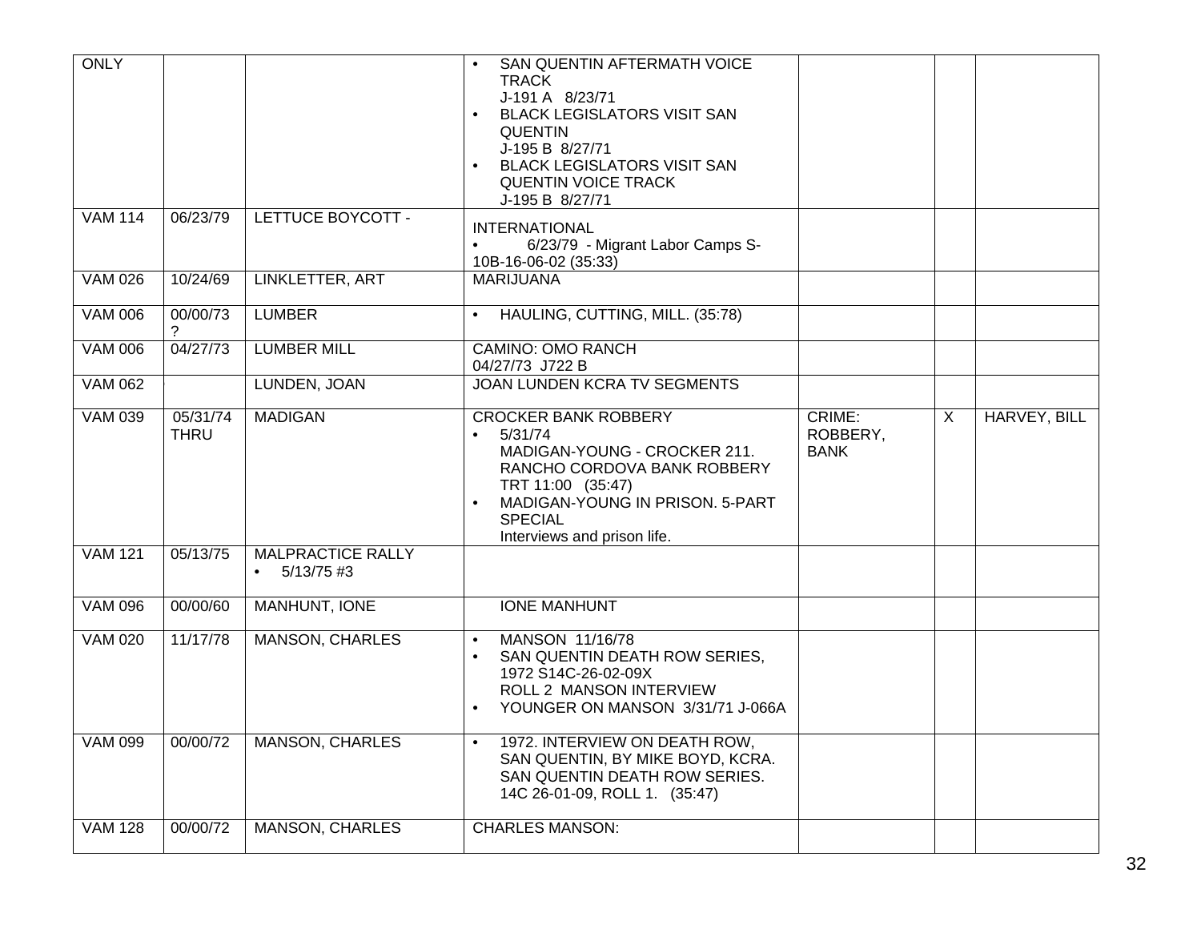| | | | | | | |
|---|---|---|---|---|---|---|
| ONLY | | | • SAN QUENTIN AFTERMATH VOICE TRACK J-191 A 8/23/71<br>• BLACK LEGISLATORS VISIT SAN QUENTIN J-195 B 8/27/71<br>• BLACK LEGISLATORS VISIT SAN QUENTIN VOICE TRACK J-195 B 8/27/71 | | | |
| VAM 114 | 06/23/79 | LETTUCE BOYCOTT - | INTERNATIONAL<br>• 6/23/79 - Migrant Labor Camps S-10B-16-06-02 (35:33) | | | |
| VAM 026 | 10/24/69 | LINKLETTER, ART | MARIJUANA | | | |
| VAM 006 | 00/00/73 ? | LUMBER | • HAULING, CUTTING, MILL. (35:78) | | | |
| VAM 006 | 04/27/73 | LUMBER MILL | CAMINO: OMO RANCH 04/27/73 J722 B | | | |
| VAM 062 | | LUNDEN, JOAN | JOAN LUNDEN KCRA TV SEGMENTS | | | |
| VAM 039 | 05/31/74 THRU | MADIGAN | CROCKER BANK ROBBERY<br>• 5/31/74 MADIGAN-YOUNG - CROCKER 211. RANCHO CORDOVA BANK ROBBERY TRT 11:00 (35:47)<br>• MADIGAN-YOUNG IN PRISON. 5-PART SPECIAL Interviews and prison life. | CRIME: ROBBERY, BANK | X | HARVEY, BILL |
| VAM 121 | 05/13/75 | MALPRACTICE RALLY<br>• 5/13/75 #3 | | | | |
| VAM 096 | 00/00/60 | MANHUNT, IONE | IONE MANHUNT | | | |
| VAM 020 | 11/17/78 | MANSON, CHARLES | • MANSON 11/16/78<br>• SAN QUENTIN DEATH ROW SERIES, 1972 S14C-26-02-09X ROLL 2 MANSON INTERVIEW<br>• YOUNGER ON MANSON 3/31/71 J-066A | | | |
| VAM 099 | 00/00/72 | MANSON, CHARLES | • 1972. INTERVIEW ON DEATH ROW, SAN QUENTIN, BY MIKE BOYD, KCRA. SAN QUENTIN DEATH ROW SERIES. 14C 26-01-09, ROLL 1. (35:47) | | | |
| VAM 128 | 00/00/72 | MANSON, CHARLES | CHARLES MANSON: | | | |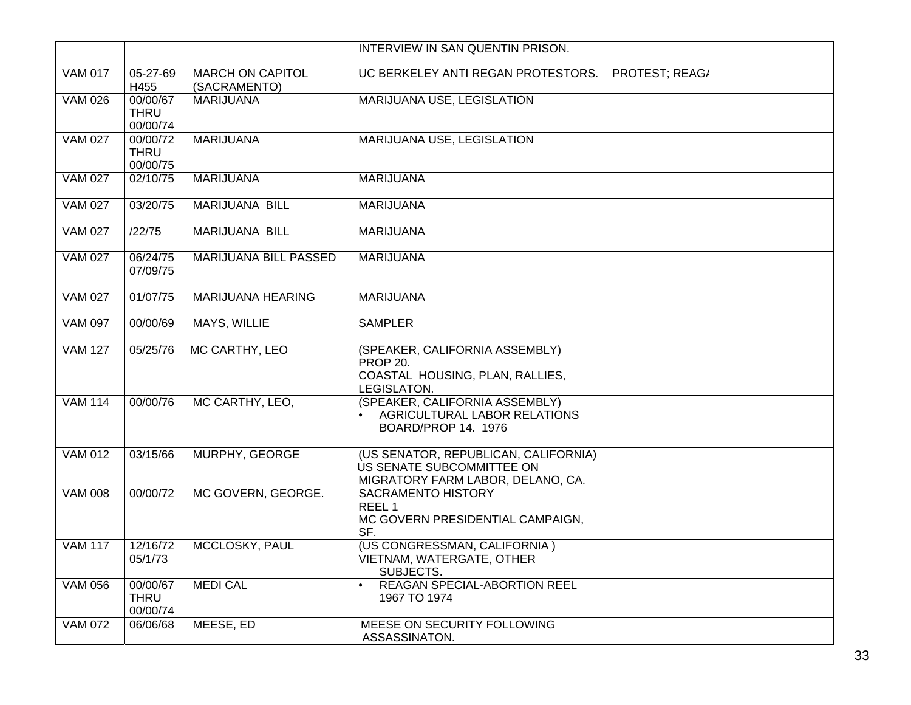| | | | | | | |
|---|---|---|---|---|---|---|
| | | | INTERVIEW IN SAN QUENTIN PRISON. | | | |
| VAM 017 | 05-27-69 H455 | MARCH ON CAPITOL (SACRAMENTO) | UC BERKELEY ANTI REGAN PROTESTORS. | PROTEST; REAGA | | |
| VAM 026 | 00/00/67 THRU 00/00/74 | MARIJUANA | MARIJUANA USE, LEGISLATION | | | |
| VAM 027 | 00/00/72 THRU 00/00/75 | MARIJUANA | MARIJUANA USE, LEGISLATION | | | |
| VAM 027 | 02/10/75 | MARIJUANA | MARIJUANA | | | |
| VAM 027 | 03/20/75 | MARIJUANA BILL | MARIJUANA | | | |
| VAM 027 | /22/75 | MARIJUANA BILL | MARIJUANA | | | |
| VAM 027 | 06/24/75 07/09/75 | MARIJUANA BILL PASSED | MARIJUANA | | | |
| VAM 027 | 01/07/75 | MARIJUANA HEARING | MARIJUANA | | | |
| VAM 097 | 00/00/69 | MAYS, WILLIE | SAMPLER | | | |
| VAM 127 | 05/25/76 | MC CARTHY, LEO | (SPEAKER, CALIFORNIA ASSEMBLY) PROP 20. COASTAL HOUSING, PLAN, RALLIES, LEGISLATON. | | | |
| VAM 114 | 00/00/76 | MC CARTHY, LEO, | (SPEAKER, CALIFORNIA ASSEMBLY) • AGRICULTURAL LABOR RELATIONS BOARD/PROP 14. 1976 | | | |
| VAM 012 | 03/15/66 | MURPHY, GEORGE | (US SENATOR, REPUBLICAN, CALIFORNIA) US SENATE SUBCOMMITTEE ON MIGRATORY FARM LABOR, DELANO, CA. | | | |
| VAM 008 | 00/00/72 | MC GOVERN, GEORGE. | SACRAMENTO HISTORY REEL 1 MC GOVERN PRESIDENTIAL CAMPAIGN, SF. | | | |
| VAM 117 | 12/16/72 05/1/73 | MCCLOSKY, PAUL | (US CONGRESSMAN, CALIFORNIA ) VIETNAM, WATERGATE, OTHER SUBJECTS. | | | |
| VAM 056 | 00/00/67 THRU 00/00/74 | MEDI CAL | • REAGAN SPECIAL-ABORTION REEL 1967 TO 1974 | | | |
| VAM 072 | 06/06/68 | MEESE, ED | MEESE ON SECURITY FOLLOWING ASSASSINATON. | | | |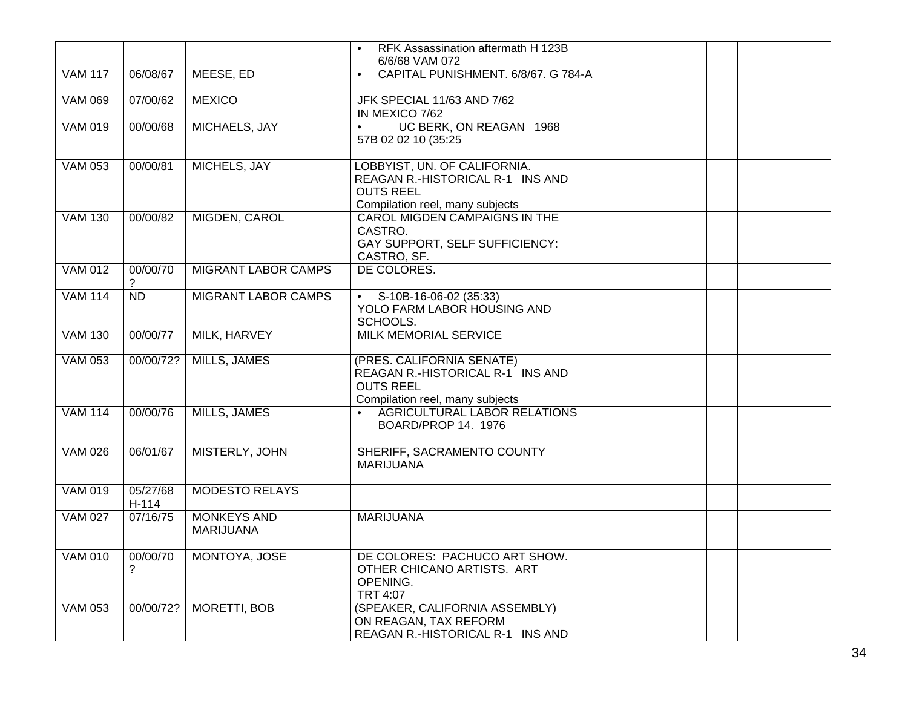| | | | | | | |
|---|---|---|---|---|---|---|
| | | | • RFK Assassination aftermath H 123B 6/6/68 VAM 072 | | | |
| VAM 117 | 06/08/67 | MEESE, ED | • CAPITAL PUNISHMENT. 6/8/67. G 784-A | | | |
| VAM 069 | 07/00/62 | MEXICO | JFK SPECIAL 11/63 AND 7/62 IN MEXICO 7/62 | | | |
| VAM 019 | 00/00/68 | MICHAELS, JAY | • UC BERK, ON REAGAN 1968 57B 02 02 10 (35:25 | | | |
| VAM 053 | 00/00/81 | MICHELS, JAY | LOBBYIST, UN. OF CALIFORNIA. REAGAN R.-HISTORICAL R-1 INS AND OUTS REEL Compilation reel, many subjects | | | |
| VAM 130 | 00/00/82 | MIGDEN, CAROL | CAROL MIGDEN CAMPAIGNS IN THE CASTRO. GAY SUPPORT, SELF SUFFICIENCY: CASTRO, SF. | | | |
| VAM 012 | 00/00/70 ? | MIGRANT LABOR CAMPS | DE COLORES. | | | |
| VAM 114 | ND | MIGRANT LABOR CAMPS | • S-10B-16-06-02 (35:33) YOLO FARM LABOR HOUSING AND SCHOOLS. | | | |
| VAM 130 | 00/00/77 | MILK, HARVEY | MILK MEMORIAL SERVICE | | | |
| VAM 053 | 00/00/72? | MILLS, JAMES | (PRES. CALIFORNIA SENATE) REAGAN R.-HISTORICAL R-1 INS AND OUTS REEL Compilation reel, many subjects | | | |
| VAM 114 | 00/00/76 | MILLS, JAMES | • AGRICULTURAL LABOR RELATIONS BOARD/PROP 14. 1976 | | | |
| VAM 026 | 06/01/67 | MISTERLY, JOHN | SHERIFF, SACRAMENTO COUNTY MARIJUANA | | | |
| VAM 019 | 05/27/68 H-114 | MODESTO RELAYS | | | | |
| VAM 027 | 07/16/75 | MONKEYS AND MARIJUANA | MARIJUANA | | | |
| VAM 010 | 00/00/70 ? | MONTOYA, JOSE | DE COLORES: PACHUCO ART SHOW. OTHER CHICANO ARTISTS. ART OPENING. TRT 4:07 | | | |
| VAM 053 | 00/00/72? | MORETTI, BOB | (SPEAKER, CALIFORNIA ASSEMBLY) ON REAGAN, TAX REFORM REAGAN R.-HISTORICAL R-1 INS AND | | | |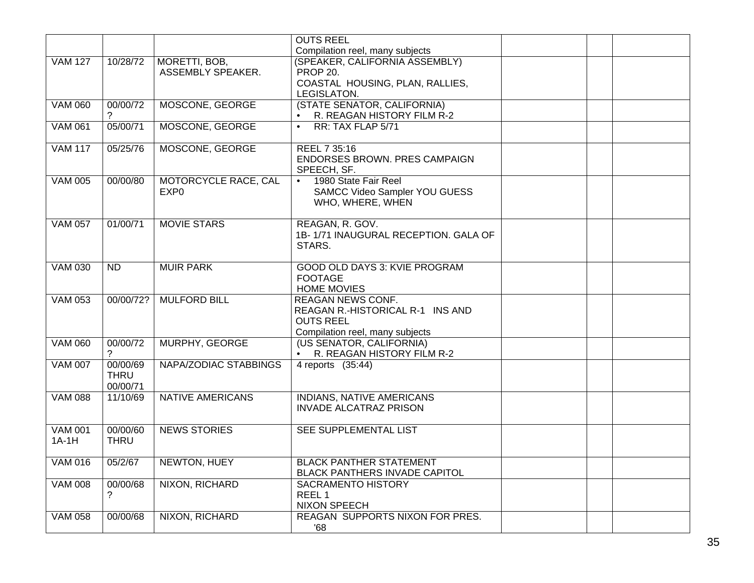| | | | | | | |
|---|---|---|---|---|---|---|
| | | | OUTS REEL<br>Compilation reel, many subjects | | | |
| VAM 127 | 10/28/72 | MORETTI, BOB, ASSEMBLY SPEAKER. | (SPEAKER, CALIFORNIA ASSEMBLY)<br>PROP 20.<br>COASTAL HOUSING, PLAN, RALLIES, LEGISLATON. | | | |
| VAM 060 | 00/00/72 ? | MOSCONE, GEORGE | (STATE SENATOR, CALIFORNIA)<br>• R. REAGAN HISTORY FILM R-2 | | | |
| VAM 061 | 05/00/71 | MOSCONE, GEORGE | • RR: TAX FLAP 5/71 | | | |
| VAM 117 | 05/25/76 | MOSCONE, GEORGE | REEL 7 35:16<br>ENDORSES BROWN. PRES CAMPAIGN SPEECH, SF. | | | |
| VAM 005 | 00/00/80 | MOTORCYCLE RACE, CAL EXP0 | • 1980 State Fair Reel<br>SAMCC Video Sampler YOU GUESS WHO, WHERE, WHEN | | | |
| VAM 057 | 01/00/71 | MOVIE STARS | REAGAN, R. GOV.<br>1B- 1/71 INAUGURAL RECEPTION. GALA OF STARS. | | | |
| VAM 030 | ND | MUIR PARK | GOOD OLD DAYS 3: KVIE PROGRAM FOOTAGE<br>HOME MOVIES | | | |
| VAM 053 | 00/00/72? | MULFORD BILL | REAGAN NEWS CONF.<br>REAGAN R.-HISTORICAL R-1 INS AND OUTS REEL<br>Compilation reel, many subjects | | | |
| VAM 060 | 00/00/72 ? | MURPHY, GEORGE | (US SENATOR, CALIFORNIA)<br>• R. REAGAN HISTORY FILM R-2 | | | |
| VAM 007 | 00/00/69 THRU 00/00/71 | NAPA/ZODIAC STABBINGS | 4 reports (35:44) | | | |
| VAM 088 | 11/10/69 | NATIVE AMERICANS | INDIANS, NATIVE AMERICANS<br>INVADE ALCATRAZ PRISON | | | |
| VAM 001 1A-1H | 00/00/60 THRU | NEWS STORIES | SEE SUPPLEMENTAL LIST | | | |
| VAM 016 | 05/2/67 | NEWTON, HUEY | BLACK PANTHER STATEMENT<br>BLACK PANTHERS INVADE CAPITOL | | | |
| VAM 008 | 00/00/68 ? | NIXON, RICHARD | SACRAMENTO HISTORY<br>REEL 1<br>NIXON SPEECH | | | |
| VAM 058 | 00/00/68 | NIXON, RICHARD | REAGAN SUPPORTS NIXON FOR PRES. '68 | | | |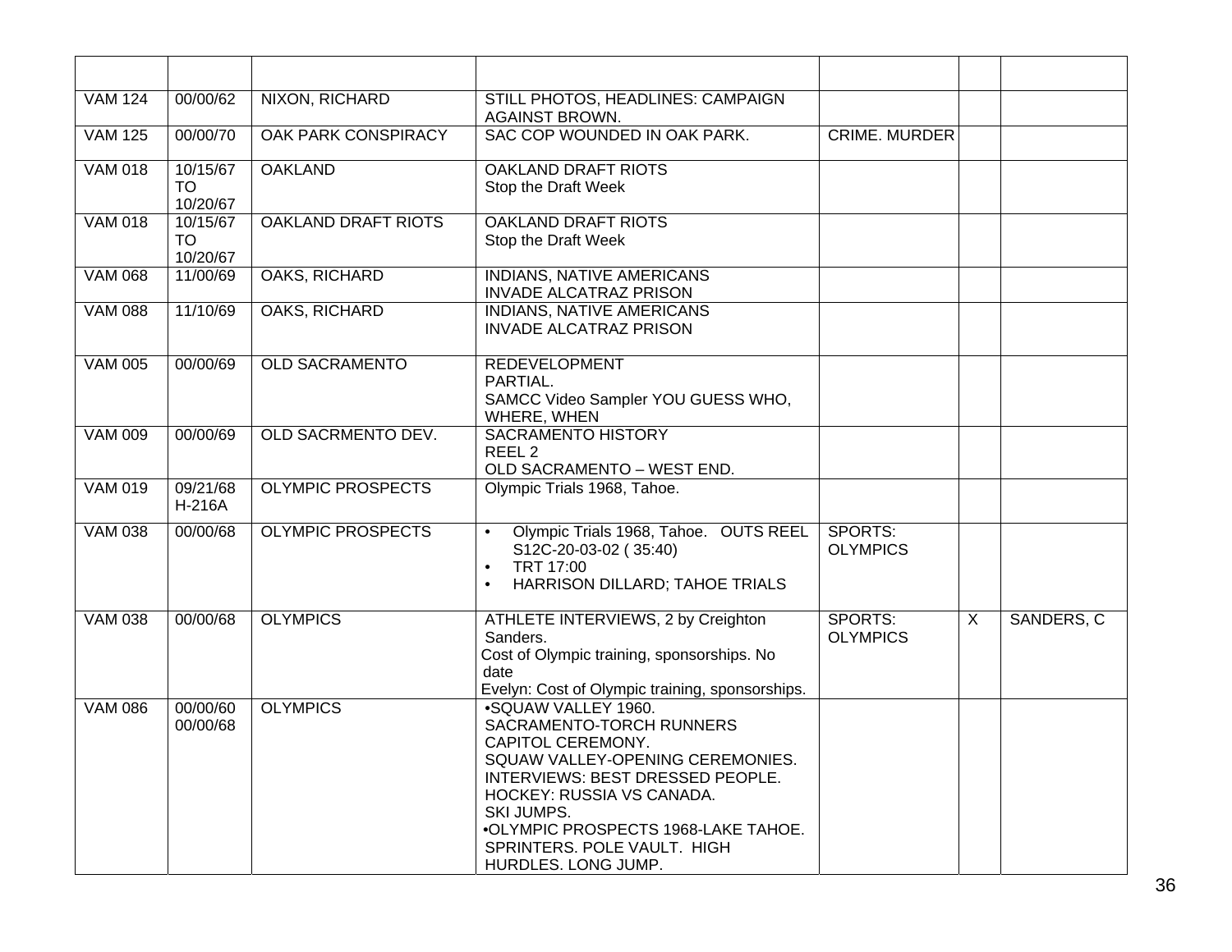| | | | | | | |
|---|---|---|---|---|---|---|
| VAM 124 | 00/00/62 | NIXON, RICHARD | STILL PHOTOS, HEADLINES: CAMPAIGN AGAINST BROWN. | | | |
| VAM 125 | 00/00/70 | OAK PARK CONSPIRACY | SAC COP WOUNDED IN OAK PARK. | CRIME. MURDER | | |
| VAM 018 | 10/15/67 TO 10/20/67 | OAKLAND | OAKLAND DRAFT RIOTS<br>Stop the Draft Week | | | |
| VAM 018 | 10/15/67 TO 10/20/67 | OAKLAND DRAFT RIOTS | OAKLAND DRAFT RIOTS<br>Stop the Draft Week | | | |
| VAM 068 | 11/00/69 | OAKS, RICHARD | INDIANS, NATIVE AMERICANS<br>INVADE ALCATRAZ PRISON | | | |
| VAM 088 | 11/10/69 | OAKS, RICHARD | INDIANS, NATIVE AMERICANS<br>INVADE ALCATRAZ PRISON | | | |
| VAM 005 | 00/00/69 | OLD SACRAMENTO | REDEVELOPMENT<br>PARTIAL.<br>SAMCC Video Sampler YOU GUESS WHO, WHERE, WHEN | | | |
| VAM 009 | 00/00/69 | OLD SACRMENTO DEV. | SACRAMENTO HISTORY<br>REEL 2<br>OLD SACRAMENTO – WEST END. | | | |
| VAM 019 | 09/21/68 H-216A | OLYMPIC PROSPECTS | Olympic Trials 1968, Tahoe. | | | |
| VAM 038 | 00/00/68 | OLYMPIC PROSPECTS | • Olympic Trials 1968, Tahoe. OUTS REEL S12C-20-03-02 ( 35:40)<br>• TRT 17:00<br>• HARRISON DILLARD; TAHOE TRIALS | SPORTS: OLYMPICS | | |
| VAM 038 | 00/00/68 | OLYMPICS | ATHLETE INTERVIEWS, 2 by Creighton Sanders.<br>Cost of Olympic training, sponsorships. No date<br>Evelyn: Cost of Olympic training, sponsorships. | SPORTS: OLYMPICS | X | SANDERS, C |
| VAM 086 | 00/00/60 00/00/68 | OLYMPICS | •SQUAW VALLEY 1960.<br>SACRAMENTO-TORCH RUNNERS CAPITOL CEREMONY.<br>SQUAW VALLEY-OPENING CEREMONIES.<br>INTERVIEWS: BEST DRESSED PEOPLE.<br>HOCKEY: RUSSIA VS CANADA.<br>SKI JUMPS.<br>•OLYMPIC PROSPECTS 1968-LAKE TAHOE. SPRINTERS. POLE VAULT. HIGH HURDLES. LONG JUMP. | | | |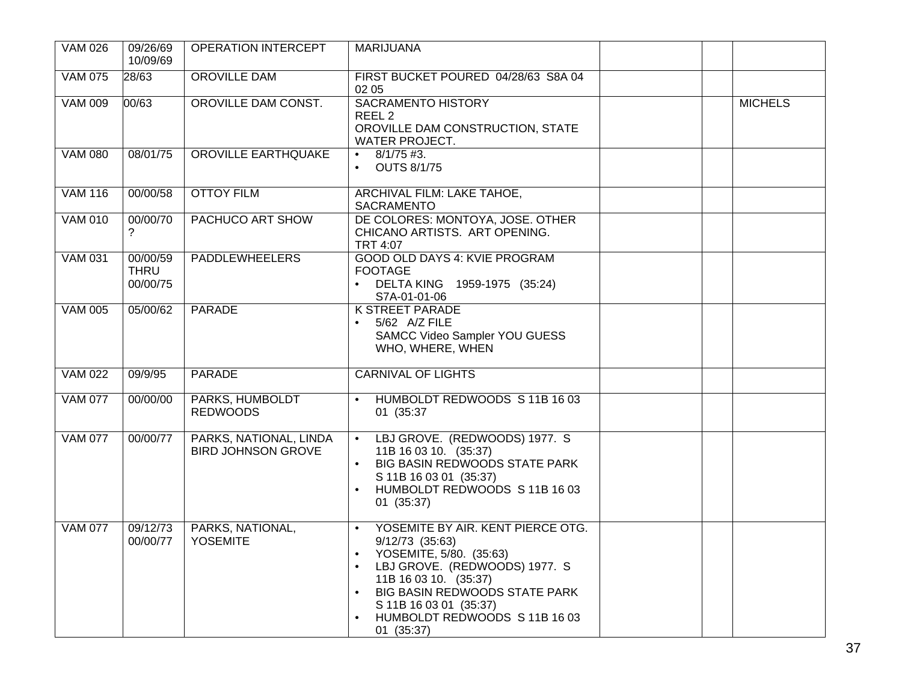| VAM 026 | 09/26/69 10/09/69 | OPERATION INTERCEPT | MARIJUANA | | | |
|---|---|---|---|---|---|---|
| VAM 075 | 28/63 | OROVILLE DAM | FIRST BUCKET POURED 04/28/63 S8A 04 02 05 | | | |
| VAM 009 | 00/63 | OROVILLE DAM CONST. | SACRAMENTO HISTORY<br>REEL 2<br>OROVILLE DAM CONSTRUCTION, STATE WATER PROJECT. | | | MICHELS |
| VAM 080 | 08/01/75 | OROVILLE EARTHQUAKE | • 8/1/75 #3.<br>• OUTS 8/1/75 | | | |
| VAM 116 | 00/00/58 | OTTOY FILM | ARCHIVAL FILM: LAKE TAHOE, SACRAMENTO | | | |
| VAM 010 | 00/00/70 ? | PACHUCO ART SHOW | DE COLORES: MONTOYA, JOSE. OTHER CHICANO ARTISTS. ART OPENING.<br>TRT 4:07 | | | |
| VAM 031 | 00/00/59 THRU 00/00/75 | PADDLEWHEELERS | GOOD OLD DAYS 4: KVIE PROGRAM FOOTAGE<br>• DELTA KING 1959-1975 (35:24) S7A-01-01-06 | | | |
| VAM 005 | 05/00/62 | PARADE | K STREET PARADE<br>• 5/62 A/Z FILE<br>SAMCC Video Sampler YOU GUESS WHO, WHERE, WHEN | | | |
| VAM 022 | 09/9/95 | PARADE | CARNIVAL OF LIGHTS | | | |
| VAM 077 | 00/00/00 | PARKS, HUMBOLDT REDWOODS | • HUMBOLDT REDWOODS S 11B 16 03 01 (35:37 | | | |
| VAM 077 | 00/00/77 | PARKS, NATIONAL, LINDA BIRD JOHNSON GROVE | • LBJ GROVE. (REDWOODS) 1977. S 11B 16 03 10. (35:37)<br>• BIG BASIN REDWOODS STATE PARK S 11B 16 03 01 (35:37)<br>• HUMBOLDT REDWOODS S 11B 16 03 01 (35:37) | | | |
| VAM 077 | 09/12/73 00/00/77 | PARKS, NATIONAL, YOSEMITE | • YOSEMITE BY AIR. KENT PIERCE OTG. 9/12/73 (35:63)<br>• YOSEMITE, 5/80. (35:63)<br>• LBJ GROVE. (REDWOODS) 1977. S 11B 16 03 10. (35:37)<br>• BIG BASIN REDWOODS STATE PARK S 11B 16 03 01 (35:37)<br>• HUMBOLDT REDWOODS S 11B 16 03 01 (35:37) | | | |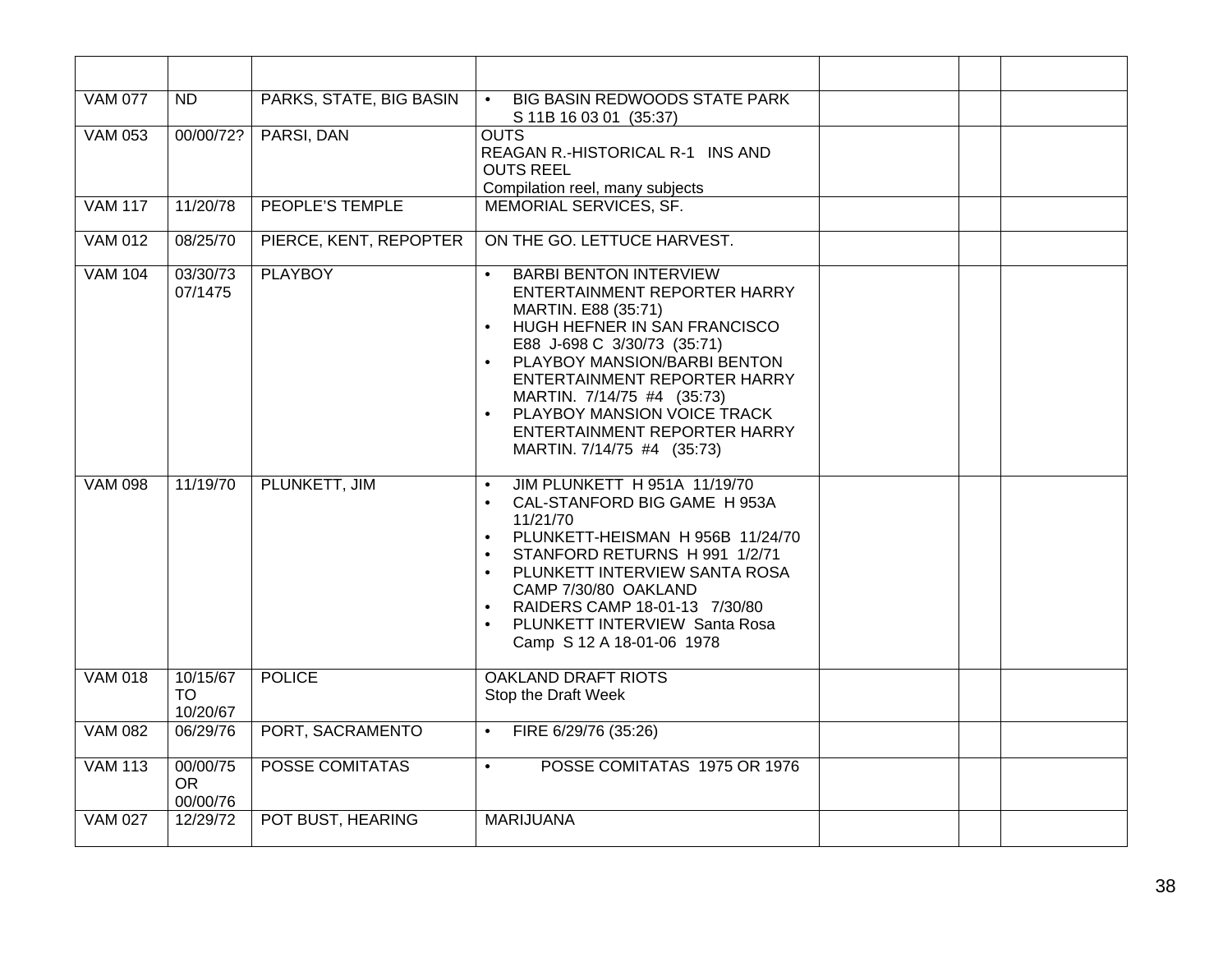| | | | | | | |
|---|---|---|---|---|---|---|
| VAM 077 | ND | PARKS, STATE, BIG BASIN | • BIG BASIN REDWOODS STATE PARK S 11B 16 03 01 (35:37) | | | |
| VAM 053 | 00/00/72? | PARSI, DAN | OUTS<br>REAGAN R.-HISTORICAL R-1 INS AND OUTS REEL<br>Compilation reel, many subjects | | | |
| VAM 117 | 11/20/78 | PEOPLE'S TEMPLE | MEMORIAL SERVICES, SF. | | | |
| VAM 012 | 08/25/70 | PIERCE, KENT, REPOPTER | ON THE GO. LETTUCE HARVEST. | | | |
| VAM 104 | 03/30/73<br>07/1475 | PLAYBOY | • BARBI BENTON INTERVIEW ENTERTAINMENT REPORTER HARRY MARTIN. E88 (35:71)<br>• HUGH HEFNER IN SAN FRANCISCO E88 J-698 C 3/30/73 (35:71)<br>• PLAYBOY MANSION/BARBI BENTON ENTERTAINMENT REPORTER HARRY MARTIN. 7/14/75 #4 (35:73)<br>• PLAYBOY MANSION VOICE TRACK ENTERTAINMENT REPORTER HARRY MARTIN. 7/14/75 #4 (35:73) | | | |
| VAM 098 | 11/19/70 | PLUNKETT, JIM | • JIM PLUNKETT H 951A 11/19/70<br>• CAL-STANFORD BIG GAME H 953A 11/21/70<br>• PLUNKETT-HEISMAN H 956B 11/24/70<br>• STANFORD RETURNS H 991 1/2/71<br>• PLUNKETT INTERVIEW SANTA ROSA CAMP 7/30/80 OAKLAND<br>• RAIDERS CAMP 18-01-13 7/30/80<br>• PLUNKETT INTERVIEW Santa Rosa Camp S 12 A 18-01-06 1978 | | | |
| VAM 018 | 10/15/67<br>TO<br>10/20/67 | POLICE | OAKLAND DRAFT RIOTS<br>Stop the Draft Week | | | |
| VAM 082 | 06/29/76 | PORT, SACRAMENTO | • FIRE 6/29/76 (35:26) | | | |
| VAM 113 | 00/00/75<br>OR<br>00/00/76 | POSSE COMITATAS | • POSSE COMITATAS 1975 OR 1976 | | | |
| VAM 027 | 12/29/72 | POT BUST, HEARING | MARIJUANA | | | |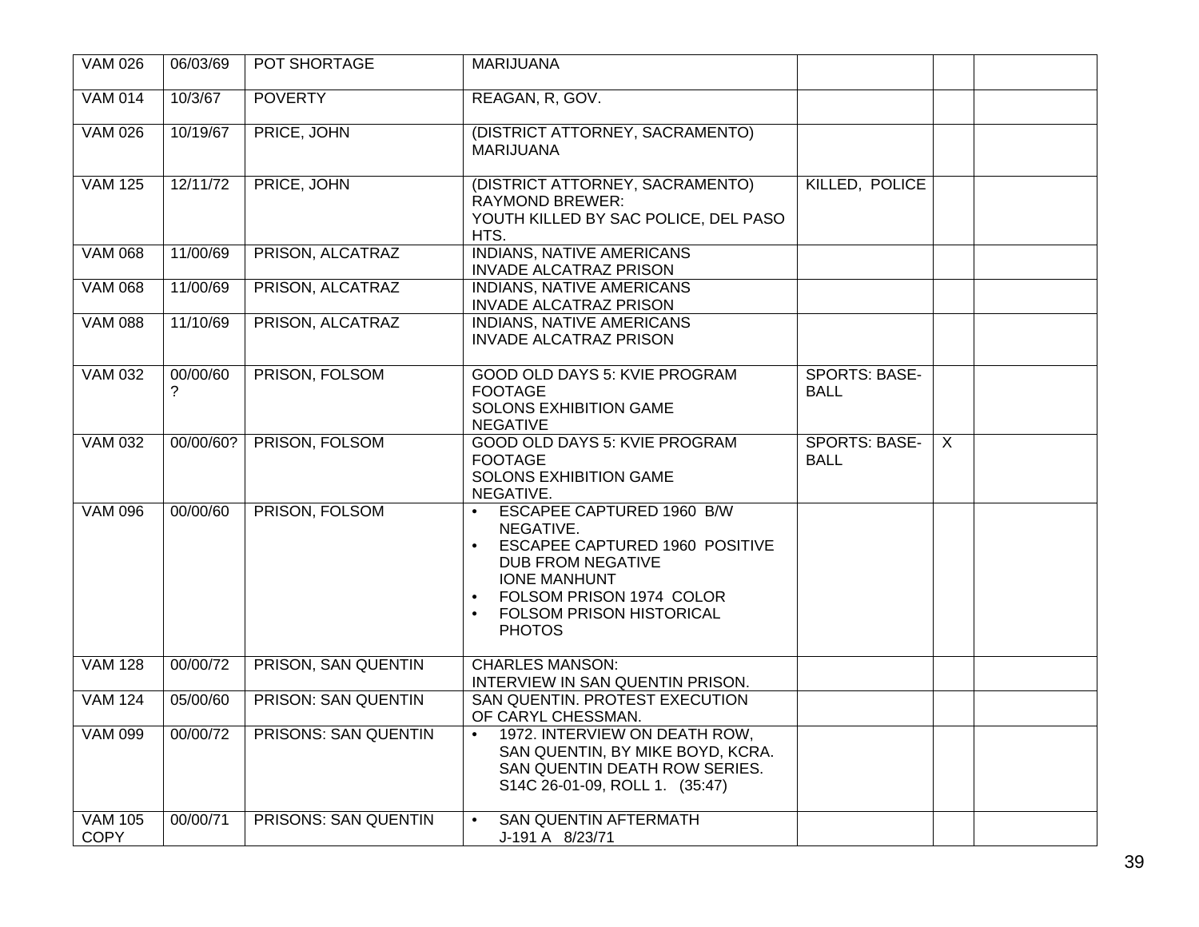| VAM 026 | 06/03/69 | POT SHORTAGE | MARIJUANA | | | |
|---|---|---|---|---|---|---|
| VAM 014 | 10/3/67 | POVERTY | REAGAN, R, GOV. | | | |
| VAM 026 | 10/19/67 | PRICE, JOHN | (DISTRICT ATTORNEY, SACRAMENTO)<br>MARIJUANA | | | |
| VAM 125 | 12/11/72 | PRICE, JOHN | (DISTRICT ATTORNEY, SACRAMENTO)<br>RAYMOND BREWER:<br>YOUTH KILLED BY SAC POLICE, DEL PASO HTS. | KILLED, POLICE | | |
| VAM 068 | 11/00/69 | PRISON, ALCATRAZ | INDIANS, NATIVE AMERICANS<br>INVADE ALCATRAZ PRISON | | | |
| VAM 068 | 11/00/69 | PRISON, ALCATRAZ | INDIANS, NATIVE AMERICANS<br>INVADE ALCATRAZ PRISON | | | |
| VAM 088 | 11/10/69 | PRISON, ALCATRAZ | INDIANS, NATIVE AMERICANS<br>INVADE ALCATRAZ PRISON | | | |
| VAM 032 | 00/00/60 ? | PRISON, FOLSOM | GOOD OLD DAYS 5: KVIE PROGRAM FOOTAGE<br>SOLONS EXHIBITION GAME<br>NEGATIVE | SPORTS: BASE-BALL | | |
| VAM 032 | 00/00/60? | PRISON, FOLSOM | GOOD OLD DAYS 5: KVIE PROGRAM FOOTAGE<br>SOLONS EXHIBITION GAME<br>NEGATIVE. | SPORTS: BASE-BALL | X | |
| VAM 096 | 00/00/60 | PRISON, FOLSOM | • ESCAPEE CAPTURED 1960 B/W NEGATIVE.<br>• ESCAPEE CAPTURED 1960 POSITIVE DUB FROM NEGATIVE IONE MANHUNT<br>• FOLSOM PRISON 1974 COLOR<br>• FOLSOM PRISON HISTORICAL PHOTOS | | | |
| VAM 128 | 00/00/72 | PRISON, SAN QUENTIN | CHARLES MANSON:<br>INTERVIEW IN SAN QUENTIN PRISON. | | | |
| VAM 124 | 05/00/60 | PRISON: SAN QUENTIN | SAN QUENTIN. PROTEST EXECUTION OF CARYL CHESSMAN. | | | |
| VAM 099 | 00/00/72 | PRISONS: SAN QUENTIN | • 1972. INTERVIEW ON DEATH ROW, SAN QUENTIN, BY MIKE BOYD, KCRA. SAN QUENTIN DEATH ROW SERIES. S14C 26-01-09, ROLL 1. (35:47) | | | |
| VAM 105 COPY | 00/00/71 | PRISONS: SAN QUENTIN | • SAN QUENTIN AFTERMATH J-191 A 8/23/71 | | | |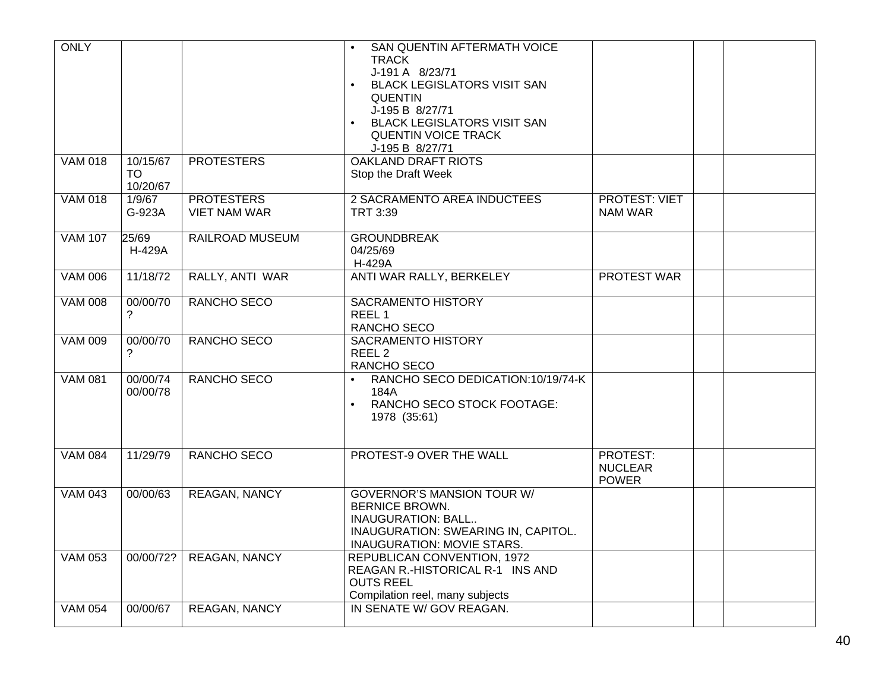| ONLY | | | • SAN QUENTIN AFTERMATH VOICE TRACK J-191 A 8/23/71 • BLACK LEGISLATORS VISIT SAN QUENTIN J-195 B 8/27/71 • BLACK LEGISLATORS VISIT SAN QUENTIN VOICE TRACK J-195 B 8/27/71 | | | |
|---|---|---|---|---|---|---|
| VAM 018 | 10/15/67 TO 10/20/67 | PROTESTERS | OAKLAND DRAFT RIOTS Stop the Draft Week | | | |
| VAM 018 | 1/9/67 G-923A | PROTESTERS VIET NAM WAR | 2 SACRAMENTO AREA INDUCTEES TRT 3:39 | PROTEST: VIET NAM WAR | | |
| VAM 107 | 25/69 H-429A | RAILROAD MUSEUM | GROUNDBREAK 04/25/69 H-429A | | | |
| VAM 006 | 11/18/72 | RALLY, ANTI WAR | ANTI WAR RALLY, BERKELEY | PROTEST WAR | | |
| VAM 008 | 00/00/70 ? | RANCHO SECO | SACRAMENTO HISTORY REEL 1 RANCHO SECO | | | |
| VAM 009 | 00/00/70 ? | RANCHO SECO | SACRAMENTO HISTORY REEL 2 RANCHO SECO | | | |
| VAM 081 | 00/00/74 00/00/78 | RANCHO SECO | • RANCHO SECO DEDICATION:10/19/74-K 184A • RANCHO SECO STOCK FOOTAGE: 1978 (35:61) | | | |
| VAM 084 | 11/29/79 | RANCHO SECO | PROTEST-9 OVER THE WALL | PROTEST: NUCLEAR POWER | | |
| VAM 043 | 00/00/63 | REAGAN, NANCY | GOVERNOR'S MANSION TOUR W/ BERNICE BROWN. INAUGURATION: BALL.. INAUGURATION: SWEARING IN, CAPITOL. INAUGURATION: MOVIE STARS. | | | |
| VAM 053 | 00/00/72? | REAGAN, NANCY | REPUBLICAN CONVENTION, 1972 REAGAN R.-HISTORICAL R-1 INS AND OUTS REEL Compilation reel, many subjects | | | |
| VAM 054 | 00/00/67 | REAGAN, NANCY | IN SENATE W/ GOV REAGAN. | | | |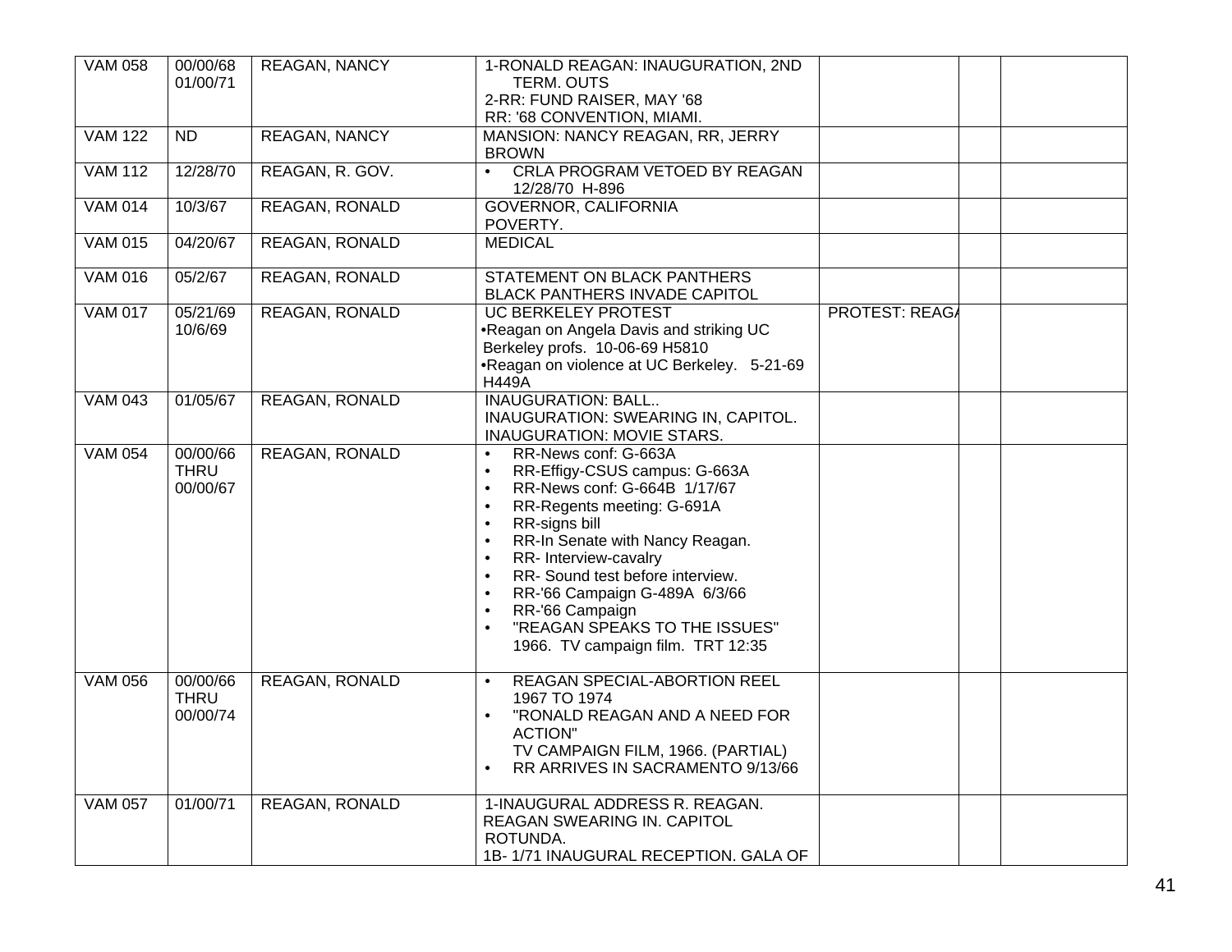| | | | | | | |
|---|---|---|---|---|---|---|
| VAM 058 | 00/00/68<br>01/00/71 | REAGAN, NANCY | 1-RONALD REAGAN: INAUGURATION, 2ND TERM. OUTS<br>2-RR: FUND RAISER, MAY '68<br>RR: '68 CONVENTION, MIAMI. | | | |
| VAM 122 | ND | REAGAN, NANCY | MANSION: NANCY REAGAN, RR, JERRY BROWN | | | |
| VAM 112 | 12/28/70 | REAGAN, R. GOV. | • CRLA PROGRAM VETOED BY REAGAN 12/28/70 H-896 | | | |
| VAM 014 | 10/3/67 | REAGAN, RONALD | GOVERNOR, CALIFORNIA<br>POVERTY. | | | |
| VAM 015 | 04/20/67 | REAGAN, RONALD | MEDICAL | | | |
| VAM 016 | 05/2/67 | REAGAN, RONALD | STATEMENT ON BLACK PANTHERS<br>BLACK PANTHERS INVADE CAPITOL | | | |
| VAM 017 | 05/21/69<br>10/6/69 | REAGAN, RONALD | UC BERKELEY PROTEST<br>•Reagan on Angela Davis and striking UC Berkeley profs. 10-06-69 H5810<br>•Reagan on violence at UC Berkeley. 5-21-69 H449A | PROTEST: REAGA | | |
| VAM 043 | 01/05/67 | REAGAN, RONALD | INAUGURATION: BALL..<br>INAUGURATION: SWEARING IN, CAPITOL.<br>INAUGURATION: MOVIE STARS. | | | |
| VAM 054 | 00/00/66<br>THRU<br>00/00/67 | REAGAN, RONALD | • RR-News conf: G-663A<br>• RR-Effigy-CSUS campus: G-663A<br>• RR-News conf: G-664B 1/17/67<br>• RR-Regents meeting: G-691A<br>• RR-signs bill<br>• RR-In Senate with Nancy Reagan.<br>• RR- Interview-cavalry<br>• RR- Sound test before interview.<br>• RR-'66 Campaign G-489A 6/3/66<br>• RR-'66 Campaign<br>• "REAGAN SPEAKS TO THE ISSUES" 1966. TV campaign film. TRT 12:35 | | | |
| VAM 056 | 00/00/66<br>THRU<br>00/00/74 | REAGAN, RONALD | • REAGAN SPECIAL-ABORTION REEL 1967 TO 1974<br>• "RONALD REAGAN AND A NEED FOR ACTION" TV CAMPAIGN FILM, 1966. (PARTIAL)<br>• RR ARRIVES IN SACRAMENTO 9/13/66 | | | |
| VAM 057 | 01/00/71 | REAGAN, RONALD | 1-INAUGURAL ADDRESS R. REAGAN.<br>REAGAN SWEARING IN. CAPITOL ROTUNDA.<br>1B- 1/71 INAUGURAL RECEPTION. GALA OF | | | |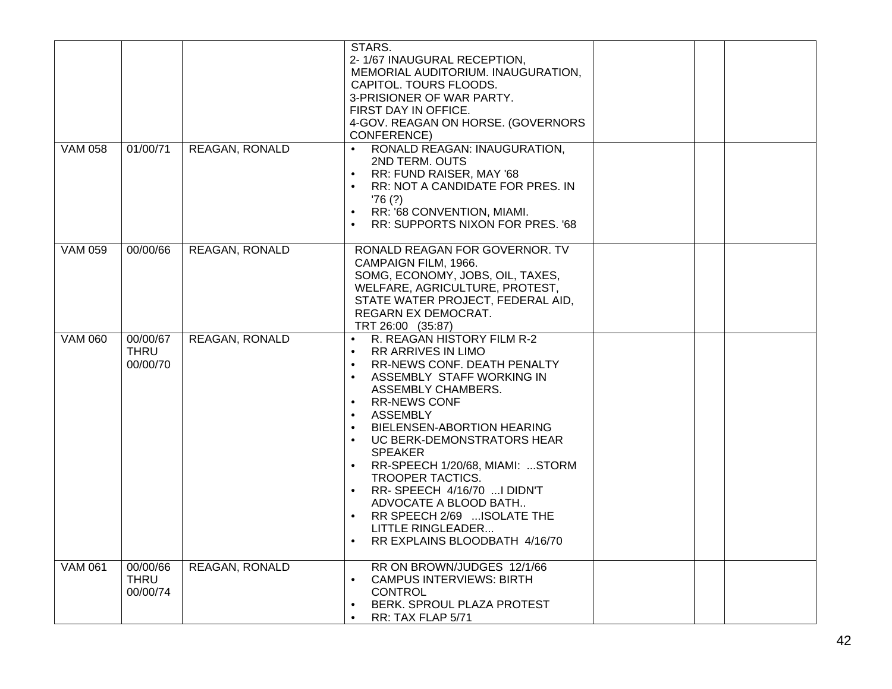| | | | | | | |
|---|---|---|---|---|---|---|
| | | | STARS.<br>2- 1/67 INAUGURAL RECEPTION, MEMORIAL AUDITORIUM. INAUGURATION, CAPITOL. TOURS FLOODS.<br>3-PRISIONER OF WAR PARTY. FIRST DAY IN OFFICE.<br>4-GOV. REAGAN ON HORSE. (GOVERNORS CONFERENCE) | | | |
| VAM 058 | 01/00/71 | REAGAN, RONALD | • RONALD REAGAN: INAUGURATION, 2ND TERM. OUTS<br>• RR: FUND RAISER, MAY '68<br>• RR: NOT A CANDIDATE FOR PRES. IN '76 (?)<br>• RR: '68 CONVENTION, MIAMI.<br>• RR: SUPPORTS NIXON FOR PRES. '68 | | | |
| VAM 059 | 00/00/66 | REAGAN, RONALD | RONALD REAGAN FOR GOVERNOR. TV CAMPAIGN FILM, 1966.<br>SOMG, ECONOMY, JOBS, OIL, TAXES, WELFARE, AGRICULTURE, PROTEST, STATE WATER PROJECT, FEDERAL AID, REGARN EX DEMOCRAT.<br>TRT 26:00 (35:87) | | | |
| VAM 060 | 00/00/67 THRU 00/00/70 | REAGAN, RONALD | • R. REAGAN HISTORY FILM R-2<br>• RR ARRIVES IN LIMO<br>• RR-NEWS CONF. DEATH PENALTY<br>• ASSEMBLY STAFF WORKING IN ASSEMBLY CHAMBERS.<br>• RR-NEWS CONF<br>• ASSEMBLY<br>• BIELENSEN-ABORTION HEARING<br>• UC BERK-DEMONSTRATORS HEAR SPEAKER<br>• RR-SPEECH 1/20/68, MIAMI: ...STORM TROOPER TACTICS.<br>• RR- SPEECH 4/16/70 ...I DIDN'T ADVOCATE A BLOOD BATH..<br>• RR SPEECH 2/69 ...ISOLATE THE LITTLE RINGLEADER...<br>• RR EXPLAINS BLOODBATH 4/16/70 | | | |
| VAM 061 | 00/00/66 THRU 00/00/74 | REAGAN, RONALD | RR ON BROWN/JUDGES 12/1/66<br>• CAMPUS INTERVIEWS: BIRTH CONTROL<br>• BERK. SPROUL PLAZA PROTEST<br>• RR: TAX FLAP 5/71 | | | |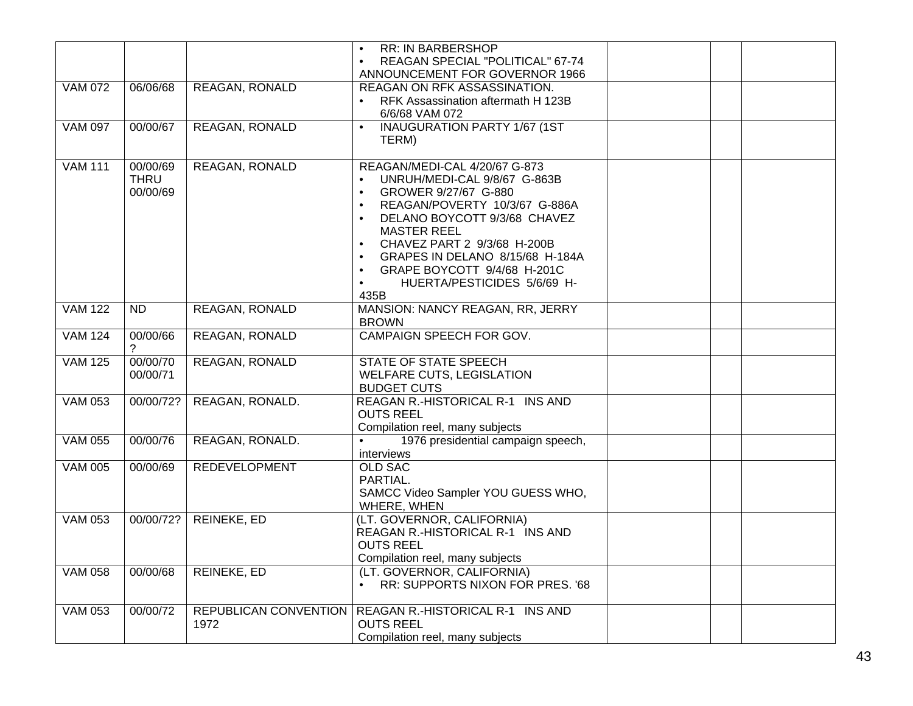| | | | | | | |
|---|---|---|---|---|---|---|
| | | | • RR: IN BARBERSHOP<br>• REAGAN SPECIAL "POLITICAL" 67-74<br>ANNOUNCEMENT FOR GOVERNOR 1966 | | | |
| VAM 072 | 06/06/68 | REAGAN, RONALD | REAGAN ON RFK ASSASSINATION.<br>• RFK Assassination aftermath H 123B 6/6/68 VAM 072 | | | |
| VAM 097 | 00/00/67 | REAGAN, RONALD | • INAUGURATION PARTY 1/67 (1ST TERM) | | | |
| VAM 111 | 00/00/69 THRU 00/00/69 | REAGAN, RONALD | REAGAN/MEDI-CAL 4/20/67 G-873<br>• UNRUH/MEDI-CAL 9/8/67 G-863B<br>• GROWER 9/27/67 G-880<br>• REAGAN/POVERTY 10/3/67 G-886A<br>• DELANO BOYCOTT 9/3/68 CHAVEZ MASTER REEL<br>• CHAVEZ PART 2 9/3/68 H-200B<br>• GRAPES IN DELANO 8/15/68 H-184A<br>• GRAPE BOYCOTT 9/4/68 H-201C<br>• HUERTA/PESTICIDES 5/6/69 H-435B | | | |
| VAM 122 | ND | REAGAN, RONALD | MANSION: NANCY REAGAN, RR, JERRY BROWN | | | |
| VAM 124 | 00/00/66 ? | REAGAN, RONALD | CAMPAIGN SPEECH FOR GOV. | | | |
| VAM 125 | 00/00/70 00/00/71 | REAGAN, RONALD | STATE OF STATE SPEECH<br>WELFARE CUTS, LEGISLATION<br>BUDGET CUTS | | | |
| VAM 053 | 00/00/72? | REAGAN, RONALD. | REAGAN R.-HISTORICAL R-1 INS AND OUTS REEL<br>Compilation reel, many subjects | | | |
| VAM 055 | 00/00/76 | REAGAN, RONALD. | • 1976 presidential campaign speech, interviews | | | |
| VAM 005 | 00/00/69 | REDEVELOPMENT | OLD SAC<br>PARTIAL.<br>SAMCC Video Sampler YOU GUESS WHO, WHERE, WHEN | | | |
| VAM 053 | 00/00/72? | REINEKE, ED | (LT. GOVERNOR, CALIFORNIA)<br>REAGAN R.-HISTORICAL R-1 INS AND OUTS REEL<br>Compilation reel, many subjects | | | |
| VAM 058 | 00/00/68 | REINEKE, ED | (LT. GOVERNOR, CALIFORNIA)<br>• RR: SUPPORTS NIXON FOR PRES. '68 | | | |
| VAM 053 | 00/00/72 | REPUBLICAN CONVENTION 1972 | REAGAN R.-HISTORICAL R-1 INS AND OUTS REEL<br>Compilation reel, many subjects | | | |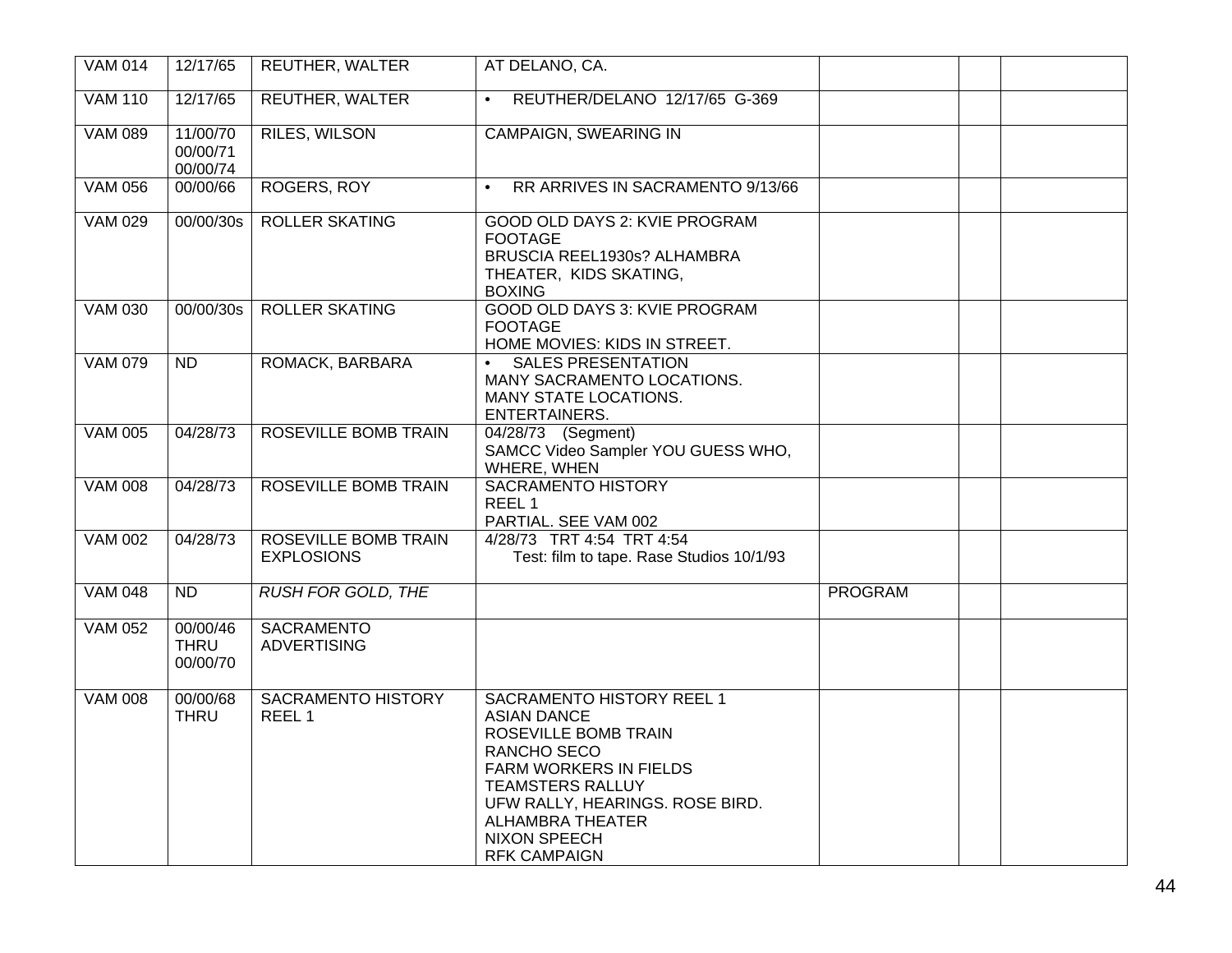| VAM 014 | 12/17/65 | REUTHER, WALTER | AT DELANO, CA. | | | |
|---|---|---|---|---|---|---|
| VAM 110 | 12/17/65 | REUTHER, WALTER | • REUTHER/DELANO 12/17/65 G-369 | | | |
| VAM 089 | 11/00/70<br>00/00/71<br>00/00/74 | RILES, WILSON | CAMPAIGN, SWEARING IN | | | |
| VAM 056 | 00/00/66 | ROGERS, ROY | • RR ARRIVES IN SACRAMENTO 9/13/66 | | | |
| VAM 029 | 00/00/30s | ROLLER SKATING | GOOD OLD DAYS 2: KVIE PROGRAM FOOTAGE<br>BRUSCIA REEL1930s? ALHAMBRA THEATER, KIDS SKATING,<br>BOXING | | | |
| VAM 030 | 00/00/30s | ROLLER SKATING | GOOD OLD DAYS 3: KVIE PROGRAM FOOTAGE<br>HOME MOVIES: KIDS IN STREET. | | | |
| VAM 079 | ND | ROMACK, BARBARA | • SALES PRESENTATION<br>MANY SACRAMENTO LOCATIONS.<br>MANY STATE LOCATIONS.<br>ENTERTAINERS. | | | |
| VAM 005 | 04/28/73 | ROSEVILLE BOMB TRAIN | 04/28/73 (Segment)<br>SAMCC Video Sampler YOU GUESS WHO, WHERE, WHEN | | | |
| VAM 008 | 04/28/73 | ROSEVILLE BOMB TRAIN | SACRAMENTO HISTORY<br>REEL 1<br>PARTIAL. SEE VAM 002 | | | |
| VAM 002 | 04/28/73 | ROSEVILLE BOMB TRAIN EXPLOSIONS | 4/28/73 TRT 4:54 TRT 4:54<br>Test: film to tape. Rase Studios 10/1/93 | | | |
| VAM 048 | ND | *RUSH FOR GOLD, THE* | | PROGRAM | | |
| VAM 052 | 00/00/46<br>THRU<br>00/00/70 | SACRAMENTO ADVERTISING | | | | |
| VAM 008 | 00/00/68<br>THRU | SACRAMENTO HISTORY REEL 1 | SACRAMENTO HISTORY REEL 1<br>ASIAN DANCE<br>ROSEVILLE BOMB TRAIN<br>RANCHO SECO<br>FARM WORKERS IN FIELDS<br>TEAMSTERS RALLUY<br>UFW RALLY, HEARINGS. ROSE BIRD.<br>ALHAMBRA THEATER<br>NIXON SPEECH<br>RFK CAMPAIGN | | | |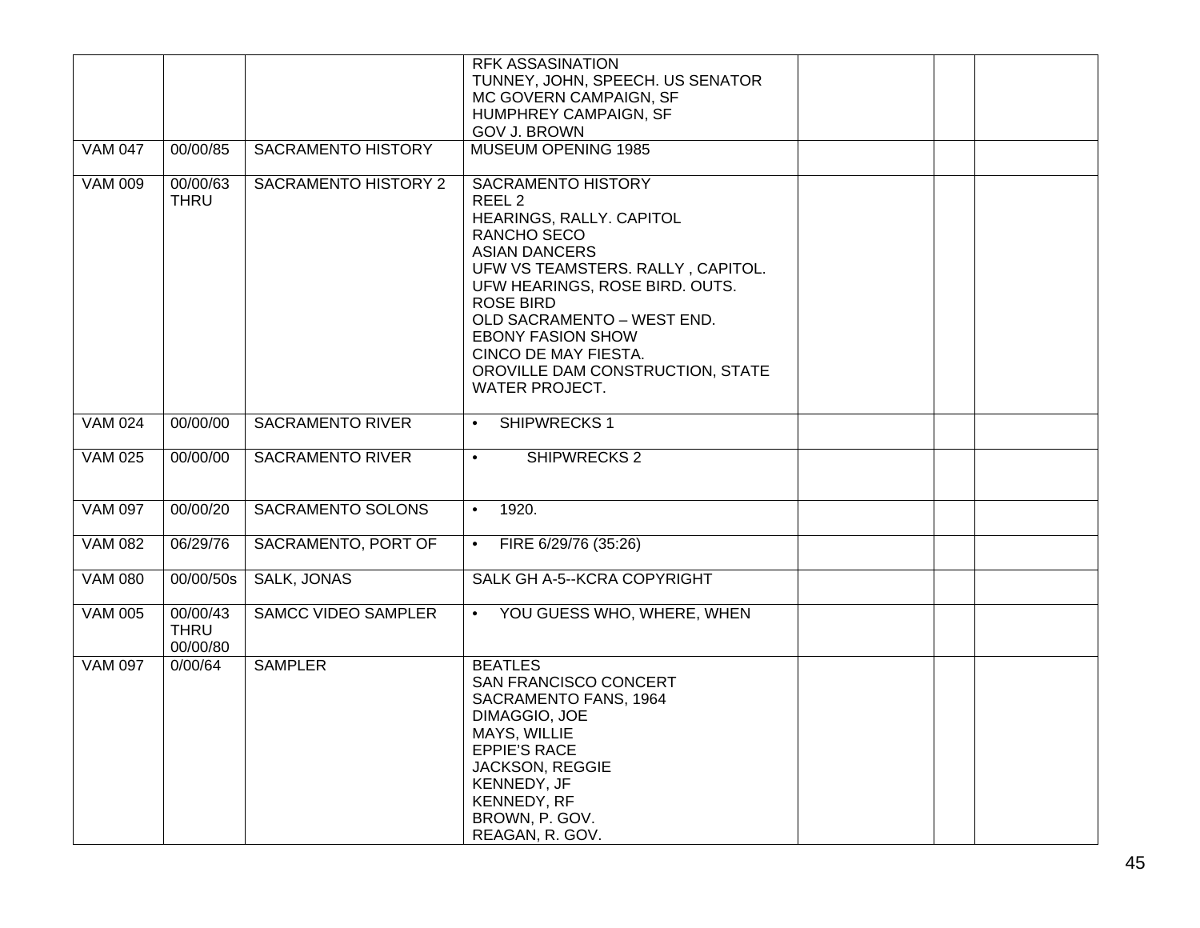| | | | | | | |
|---|---|---|---|---|---|---|
| | | | RFK ASSASINATION<br>TUNNEY, JOHN, SPEECH. US SENATOR<br>MC GOVERN CAMPAIGN, SF<br>HUMPHREY CAMPAIGN, SF<br>GOV J. BROWN | | | |
| VAM 047 | 00/00/85 | SACRAMENTO HISTORY | MUSEUM OPENING 1985 | | | |
| VAM 009 | 00/00/63 THRU | SACRAMENTO HISTORY 2 | SACRAMENTO HISTORY<br>REEL 2<br>HEARINGS, RALLY. CAPITOL<br>RANCHO SECO<br>ASIAN DANCERS<br>UFW VS TEAMSTERS. RALLY , CAPITOL.<br>UFW HEARINGS, ROSE BIRD. OUTS.<br>ROSE BIRD<br>OLD SACRAMENTO – WEST END.<br>EBONY FASION SHOW<br>CINCO DE MAY FIESTA.<br>OROVILLE DAM CONSTRUCTION, STATE WATER PROJECT. | | | |
| VAM 024 | 00/00/00 | SACRAMENTO RIVER | • SHIPWRECKS 1 | | | |
| VAM 025 | 00/00/00 | SACRAMENTO RIVER | • SHIPWRECKS 2 | | | |
| VAM 097 | 00/00/20 | SACRAMENTO SOLONS | • 1920. | | | |
| VAM 082 | 06/29/76 | SACRAMENTO, PORT OF | • FIRE 6/29/76 (35:26) | | | |
| VAM 080 | 00/00/50s | SALK, JONAS | SALK GH A-5--KCRA COPYRIGHT | | | |
| VAM 005 | 00/00/43 THRU 00/00/80 | SAMCC VIDEO SAMPLER | • YOU GUESS WHO, WHERE, WHEN | | | |
| VAM 097 | 0/00/64 | SAMPLER | BEATLES<br>SAN FRANCISCO CONCERT<br>SACRAMENTO FANS, 1964<br>DIMAGGIO, JOE<br>MAYS, WILLIE<br>EPPIE'S RACE<br>JACKSON, REGGIE<br>KENNEDY, JF<br>KENNEDY, RF<br>BROWN, P. GOV.<br>REAGAN, R. GOV. | | | |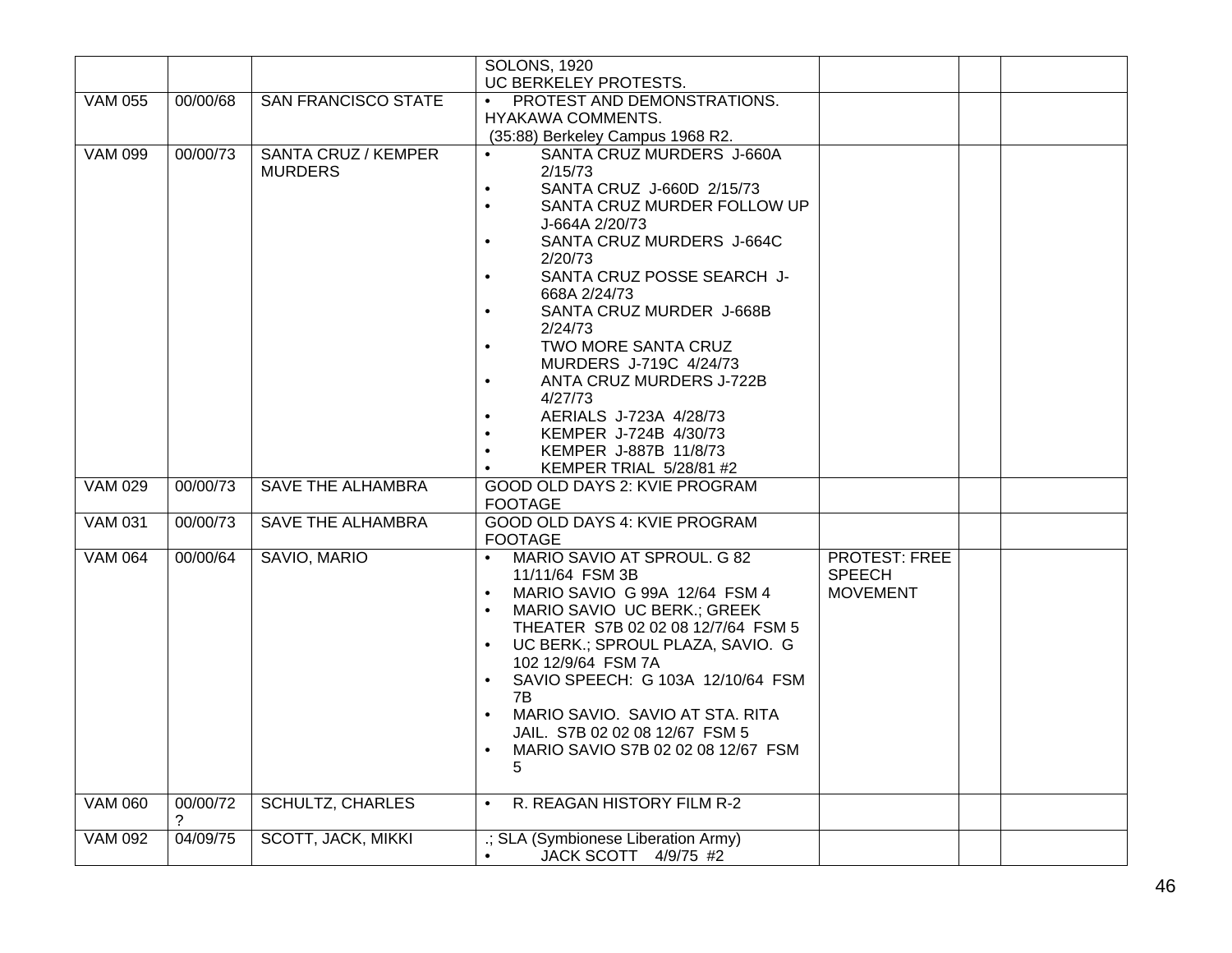|  |  |  |  |  |  |  |
|---|---|---|---|---|---|---|
|  |  |  | SOLONS, 1920<br>UC BERKELEY PROTESTS. |  |  |  |
| VAM 055 | 00/00/68 | SAN FRANCISCO STATE | • PROTEST AND DEMONSTRATIONS. HYAKAWA COMMENTS.<br>(35:88) Berkeley Campus 1968 R2. |  |  |  |
| VAM 099 | 00/00/73 | SANTA CRUZ / KEMPER MURDERS | • SANTA CRUZ MURDERS J-660A 2/15/73<br>• SANTA CRUZ J-660D 2/15/73<br>• SANTA CRUZ MURDER FOLLOW UP J-664A 2/20/73<br>• SANTA CRUZ MURDERS J-664C 2/20/73<br>• SANTA CRUZ POSSE SEARCH J-668A 2/24/73<br>• SANTA CRUZ MURDER J-668B 2/24/73<br>• TWO MORE SANTA CRUZ MURDERS J-719C 4/24/73<br>• ANTA CRUZ MURDERS J-722B 4/27/73<br>• AERIALS J-723A 4/28/73<br>• KEMPER J-724B 4/30/73<br>• KEMPER J-887B 11/8/73<br>• KEMPER TRIAL 5/28/81 #2 |  |  |  |
| VAM 029 | 00/00/73 | SAVE THE ALHAMBRA | GOOD OLD DAYS 2: KVIE PROGRAM FOOTAGE |  |  |  |
| VAM 031 | 00/00/73 | SAVE THE ALHAMBRA | GOOD OLD DAYS 4: KVIE PROGRAM FOOTAGE |  |  |  |
| VAM 064 | 00/00/64 | SAVIO, MARIO | • MARIO SAVIO AT SPROUL. G 82 11/11/64 FSM 3B<br>• MARIO SAVIO G 99A 12/64 FSM 4<br>• MARIO SAVIO UC BERK.; GREEK THEATER S7B 02 02 08 12/7/64 FSM 5<br>• UC BERK.; SPROUL PLAZA, SAVIO. G 102 12/9/64 FSM 7A<br>• SAVIO SPEECH: G 103A 12/10/64 FSM 7B<br>• MARIO SAVIO. SAVIO AT STA. RITA JAIL. S7B 02 02 08 12/67 FSM 5<br>• MARIO SAVIO S7B 02 02 08 12/67 FSM 5 | PROTEST: FREE SPEECH MOVEMENT |  |  |
| VAM 060 | 00/00/72 ? | SCHULTZ, CHARLES | • R. REAGAN HISTORY FILM R-2 |  |  |  |
| VAM 092 | 04/09/75 | SCOTT, JACK, MIKKI | .; SLA (Symbionese Liberation Army)<br>• JACK SCOTT 4/9/75 #2 |  |  |  |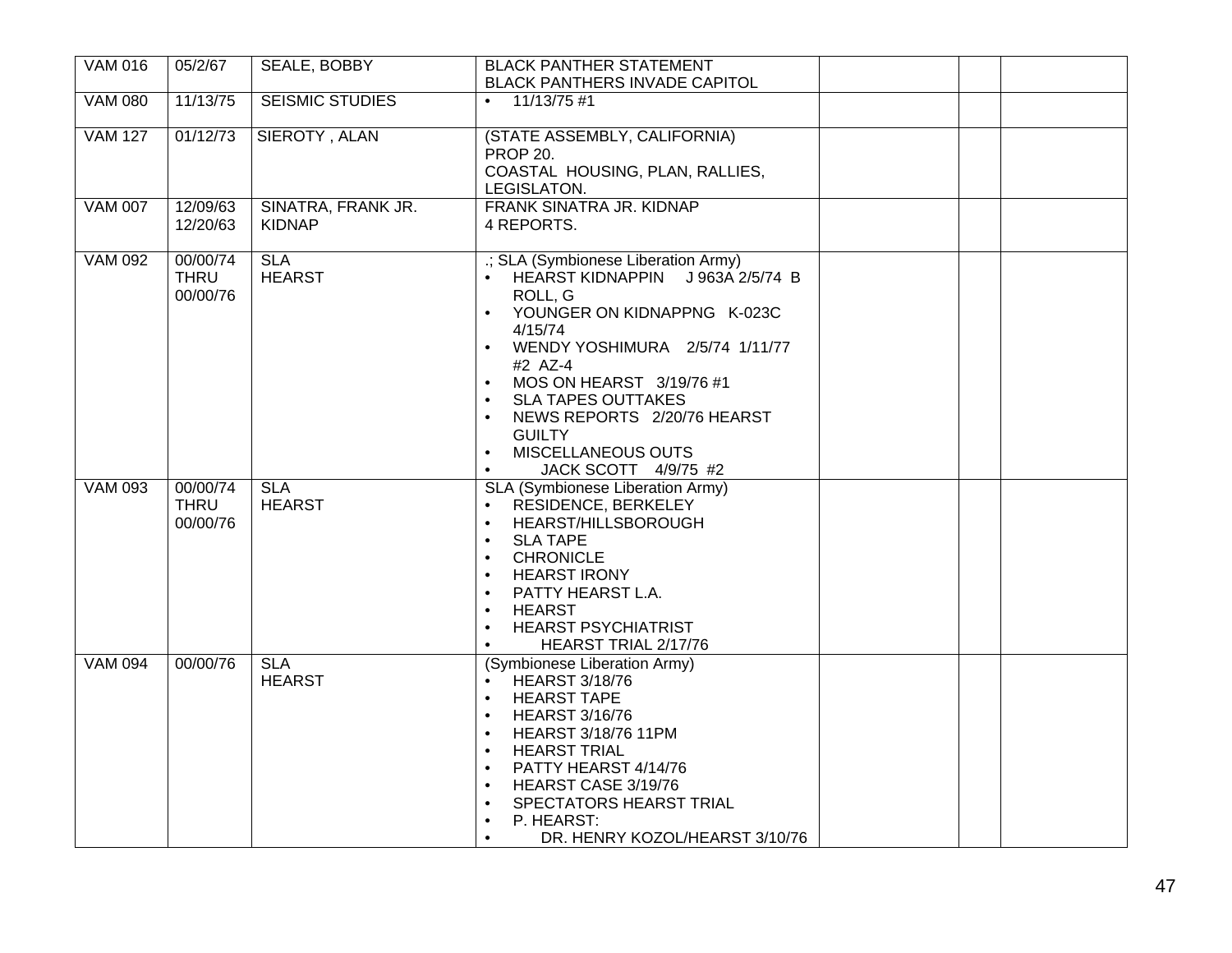| VAM 016 | 05/2/67 | SEALE, BOBBY | BLACK PANTHER STATEMENT<br>BLACK PANTHERS INVADE CAPITOL | | | |
|---|---|---|---|---|---|---|
| VAM 080 | 11/13/75 | SEISMIC STUDIES | • 11/13/75 #1 | | | |
| VAM 127 | 01/12/73 | SIEROTY , ALAN | (STATE ASSEMBLY, CALIFORNIA)<br>PROP 20.<br>COASTAL HOUSING, PLAN, RALLIES, LEGISLATON. | | | |
| VAM 007 | 12/09/63<br>12/20/63 | SINATRA, FRANK JR.<br>KIDNAP | FRANK SINATRA JR. KIDNAP<br>4 REPORTS. | | | |
| VAM 092 | 00/00/74<br>THRU<br>00/00/76 | SLA<br>HEARST | .; SLA (Symbionese Liberation Army)<br>• HEARST KIDNAPPIN J 963A 2/5/74 B ROLL, G<br>• YOUNGER ON KIDNAPPNG K-023C 4/15/74<br>• WENDY YOSHIMURA 2/5/74 1/11/77 #2 AZ-4<br>• MOS ON HEARST 3/19/76 #1<br>• SLA TAPES OUTTAKES<br>• NEWS REPORTS 2/20/76 HEARST GUILTY<br>• MISCELLANEOUS OUTS<br>• JACK SCOTT 4/9/75 #2 | | | |
| VAM 093 | 00/00/74<br>THRU<br>00/00/76 | SLA<br>HEARST | SLA (Symbionese Liberation Army)<br>• RESIDENCE, BERKELEY<br>• HEARST/HILLSBOROUGH<br>• SLA TAPE<br>• CHRONICLE<br>• HEARST IRONY<br>• PATTY HEARST L.A.<br>• HEARST<br>• HEARST PSYCHIATRIST<br>• HEARST TRIAL 2/17/76 | | | |
| VAM 094 | 00/00/76 | SLA<br>HEARST | (Symbionese Liberation Army)<br>• HEARST 3/18/76<br>• HEARST TAPE<br>• HEARST 3/16/76<br>• HEARST 3/18/76 11PM<br>• HEARST TRIAL<br>• PATTY HEARST 4/14/76<br>• HEARST CASE 3/19/76<br>• SPECTATORS HEARST TRIAL<br>• P. HEARST:<br>• DR. HENRY KOZOL/HEARST 3/10/76 | | | |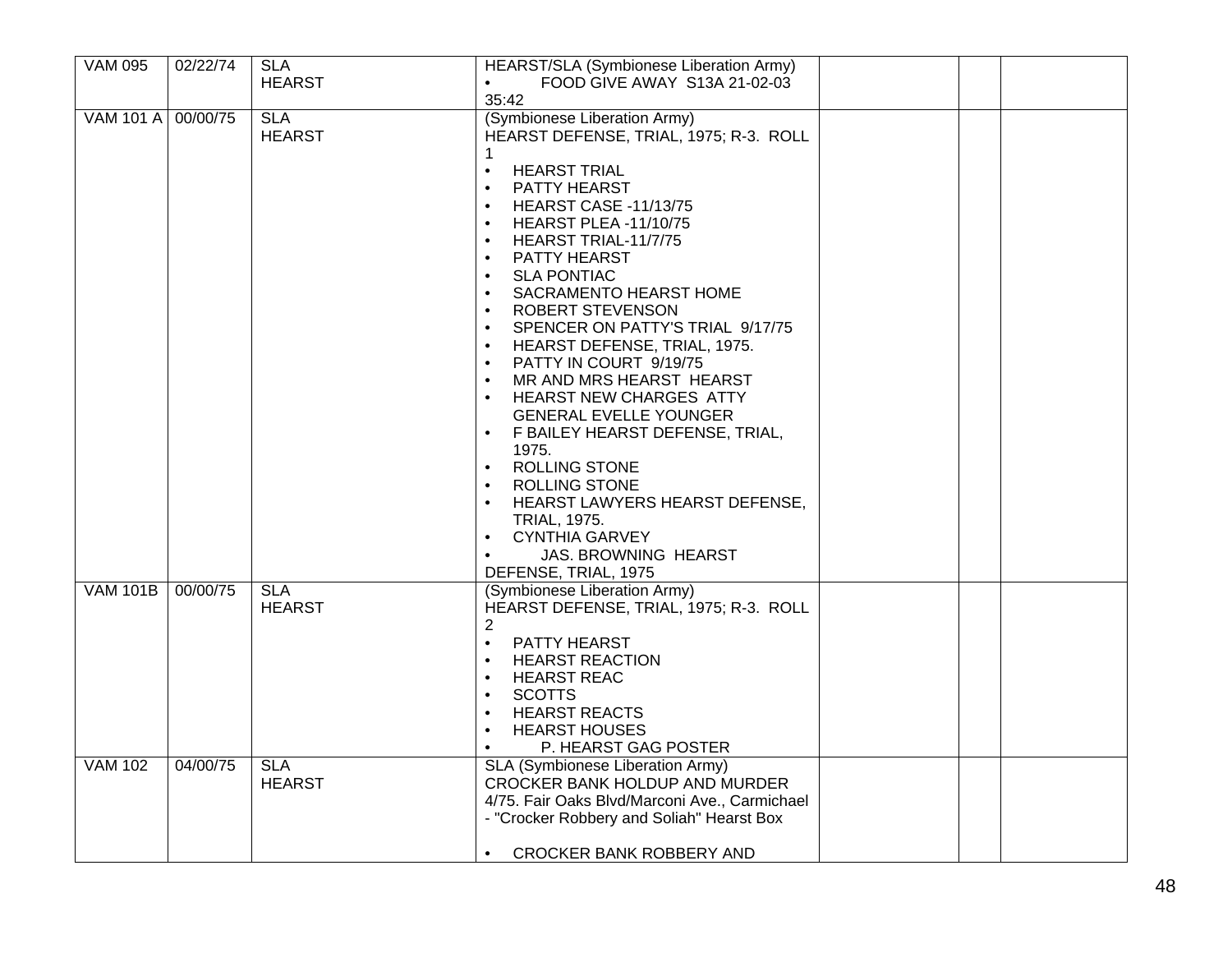| VAM 095 | 02/22/74 | SLA<br>HEARST | HEARST/SLA (Symbionese Liberation Army)<br>• FOOD GIVE AWAY S13A 21-02-03 35:42 | | | |
|---|---|---|---|---|---|---|
| VAM 101 A | 00/00/75 | SLA<br>HEARST | (Symbionese Liberation Army)<br>HEARST DEFENSE, TRIAL, 1975; R-3. ROLL 1<br>• HEARST TRIAL<br>• PATTY HEARST<br>• HEARST CASE -11/13/75<br>• HEARST PLEA -11/10/75<br>• HEARST TRIAL-11/7/75<br>• PATTY HEARST<br>• SLA PONTIAC<br>• SACRAMENTO HEARST HOME<br>• ROBERT STEVENSON<br>• SPENCER ON PATTY'S TRIAL 9/17/75<br>• HEARST DEFENSE, TRIAL, 1975.<br>• PATTY IN COURT 9/19/75<br>• MR AND MRS HEARST HEARST<br>• HEARST NEW CHARGES ATTY GENERAL EVELLE YOUNGER<br>• F BAILEY HEARST DEFENSE, TRIAL, 1975.<br>• ROLLING STONE<br>• ROLLING STONE<br>• HEARST LAWYERS HEARST DEFENSE, TRIAL, 1975.<br>• CYNTHIA GARVEY<br>• JAS. BROWNING HEARST DEFENSE, TRIAL, 1975 | | | |
| VAM 101B | 00/00/75 | SLA<br>HEARST | (Symbionese Liberation Army)<br>HEARST DEFENSE, TRIAL, 1975; R-3. ROLL 2<br>• PATTY HEARST<br>• HEARST REACTION<br>• HEARST REAC<br>• SCOTTS<br>• HEARST REACTS<br>• HEARST HOUSES<br>• P. HEARST GAG POSTER | | | |
| VAM 102 | 04/00/75 | SLA<br>HEARST | SLA (Symbionese Liberation Army)<br>CROCKER BANK HOLDUP AND MURDER 4/75. Fair Oaks Blvd/Marconi Ave., Carmichael - "Crocker Robbery and Soliah" Hearst Box<br><br>• CROCKER BANK ROBBERY AND | | | |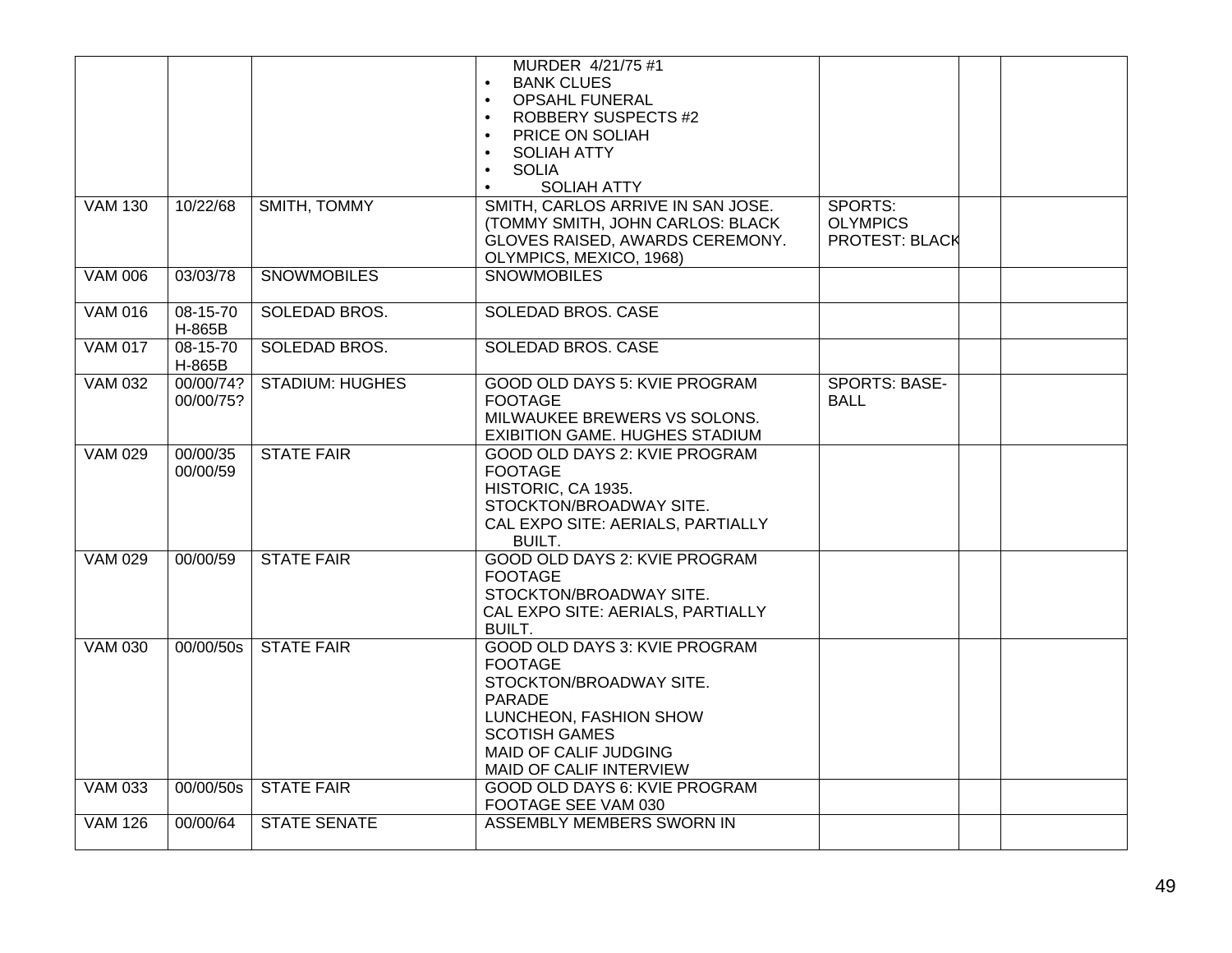| | | | | | | |
|---|---|---|---|---|---|---|
| | | | MURDER 4/21/75 #1<br>• BANK CLUES<br>• OPSAHL FUNERAL<br>• ROBBERY SUSPECTS #2<br>• PRICE ON SOLIAH<br>• SOLIAH ATTY<br>• SOLIA<br>• SOLIAH ATTY | | | |
| VAM 130 | 10/22/68 | SMITH, TOMMY | SMITH, CARLOS ARRIVE IN SAN JOSE. (TOMMY SMITH, JOHN CARLOS: BLACK GLOVES RAISED, AWARDS CEREMONY. OLYMPICS, MEXICO, 1968) | SPORTS: OLYMPICS PROTEST: BLACK | | |
| VAM 006 | 03/03/78 | SNOWMOBILES | SNOWMOBILES | | | |
| VAM 016 | 08-15-70 H-865B | SOLEDAD BROS. | SOLEDAD BROS. CASE | | | |
| VAM 017 | 08-15-70 H-865B | SOLEDAD BROS. | SOLEDAD BROS. CASE | | | |
| VAM 032 | 00/00/74? 00/00/75? | STADIUM: HUGHES | GOOD OLD DAYS 5: KVIE PROGRAM FOOTAGE<br>MILWAUKEE BREWERS VS SOLONS. EXIBITION GAME. HUGHES STADIUM | SPORTS: BASE-BALL | | |
| VAM 029 | 00/00/35 00/00/59 | STATE FAIR | GOOD OLD DAYS 2: KVIE PROGRAM FOOTAGE<br>HISTORIC, CA 1935.<br>STOCKTON/BROADWAY SITE.<br>CAL EXPO SITE: AERIALS, PARTIALLY BUILT. | | | |
| VAM 029 | 00/00/59 | STATE FAIR | GOOD OLD DAYS 2: KVIE PROGRAM FOOTAGE<br>STOCKTON/BROADWAY SITE.<br>CAL EXPO SITE: AERIALS, PARTIALLY BUILT. | | | |
| VAM 030 | 00/00/50s | STATE FAIR | GOOD OLD DAYS 3: KVIE PROGRAM FOOTAGE<br>STOCKTON/BROADWAY SITE.<br>PARADE<br>LUNCHEON, FASHION SHOW<br>SCOTISH GAMES<br>MAID OF CALIF JUDGING<br>MAID OF CALIF INTERVIEW | | | |
| VAM 033 | 00/00/50s | STATE FAIR | GOOD OLD DAYS 6: KVIE PROGRAM FOOTAGE SEE VAM 030 | | | |
| VAM 126 | 00/00/64 | STATE SENATE | ASSEMBLY MEMBERS SWORN IN | | | |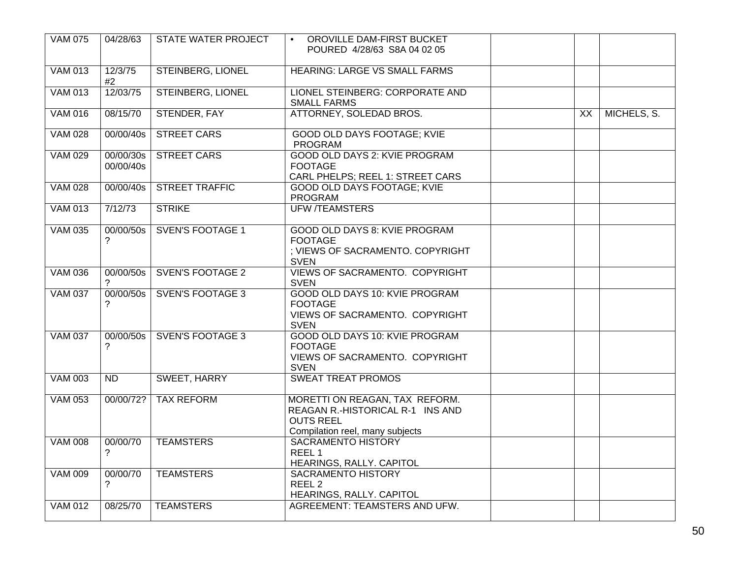| VAM 075 | 04/28/63 | STATE WATER PROJECT | • OROVILLE DAM-FIRST BUCKET POURED 4/28/63 S8A 04 02 05 | | | |
|---|---|---|---|---|---|---|
| VAM 013 | 12/3/75 #2 | STEINBERG, LIONEL | HEARING: LARGE VS SMALL FARMS | | | |
| VAM 013 | 12/03/75 | STEINBERG, LIONEL | LIONEL STEINBERG: CORPORATE AND SMALL FARMS | | | |
| VAM 016 | 08/15/70 | STENDER, FAY | ATTORNEY, SOLEDAD BROS. | | XX | MICHELS, S. |
| VAM 028 | 00/00/40s | STREET CARS | GOOD OLD DAYS FOOTAGE; KVIE PROGRAM | | | |
| VAM 029 | 00/00/30s 00/00/40s | STREET CARS | GOOD OLD DAYS 2: KVIE PROGRAM FOOTAGE CARL PHELPS; REEL 1: STREET CARS | | | |
| VAM 028 | 00/00/40s | STREET TRAFFIC | GOOD OLD DAYS FOOTAGE; KVIE PROGRAM | | | |
| VAM 013 | 7/12/73 | STRIKE | UFW /TEAMSTERS | | | |
| VAM 035 | 00/00/50s ? | SVEN'S FOOTAGE 1 | GOOD OLD DAYS 8: KVIE PROGRAM FOOTAGE ; VIEWS OF SACRAMENTO. COPYRIGHT SVEN | | | |
| VAM 036 | 00/00/50s ? | SVEN'S FOOTAGE 2 | VIEWS OF SACRAMENTO. COPYRIGHT SVEN | | | |
| VAM 037 | 00/00/50s ? | SVEN'S FOOTAGE 3 | GOOD OLD DAYS 10: KVIE PROGRAM FOOTAGE VIEWS OF SACRAMENTO. COPYRIGHT SVEN | | | |
| VAM 037 | 00/00/50s ? | SVEN'S FOOTAGE 3 | GOOD OLD DAYS 10: KVIE PROGRAM FOOTAGE VIEWS OF SACRAMENTO. COPYRIGHT SVEN | | | |
| VAM 003 | ND | SWEET, HARRY | SWEAT TREAT PROMOS | | | |
| VAM 053 | 00/00/72? | TAX REFORM | MORETTI ON REAGAN, TAX REFORM. REAGAN R.-HISTORICAL R-1 INS AND OUTS REEL Compilation reel, many subjects | | | |
| VAM 008 | 00/00/70 ? | TEAMSTERS | SACRAMENTO HISTORY REEL 1 HEARINGS, RALLY. CAPITOL | | | |
| VAM 009 | 00/00/70 ? | TEAMSTERS | SACRAMENTO HISTORY REEL 2 HEARINGS, RALLY. CAPITOL | | | |
| VAM 012 | 08/25/70 | TEAMSTERS | AGREEMENT: TEAMSTERS AND UFW. | | | |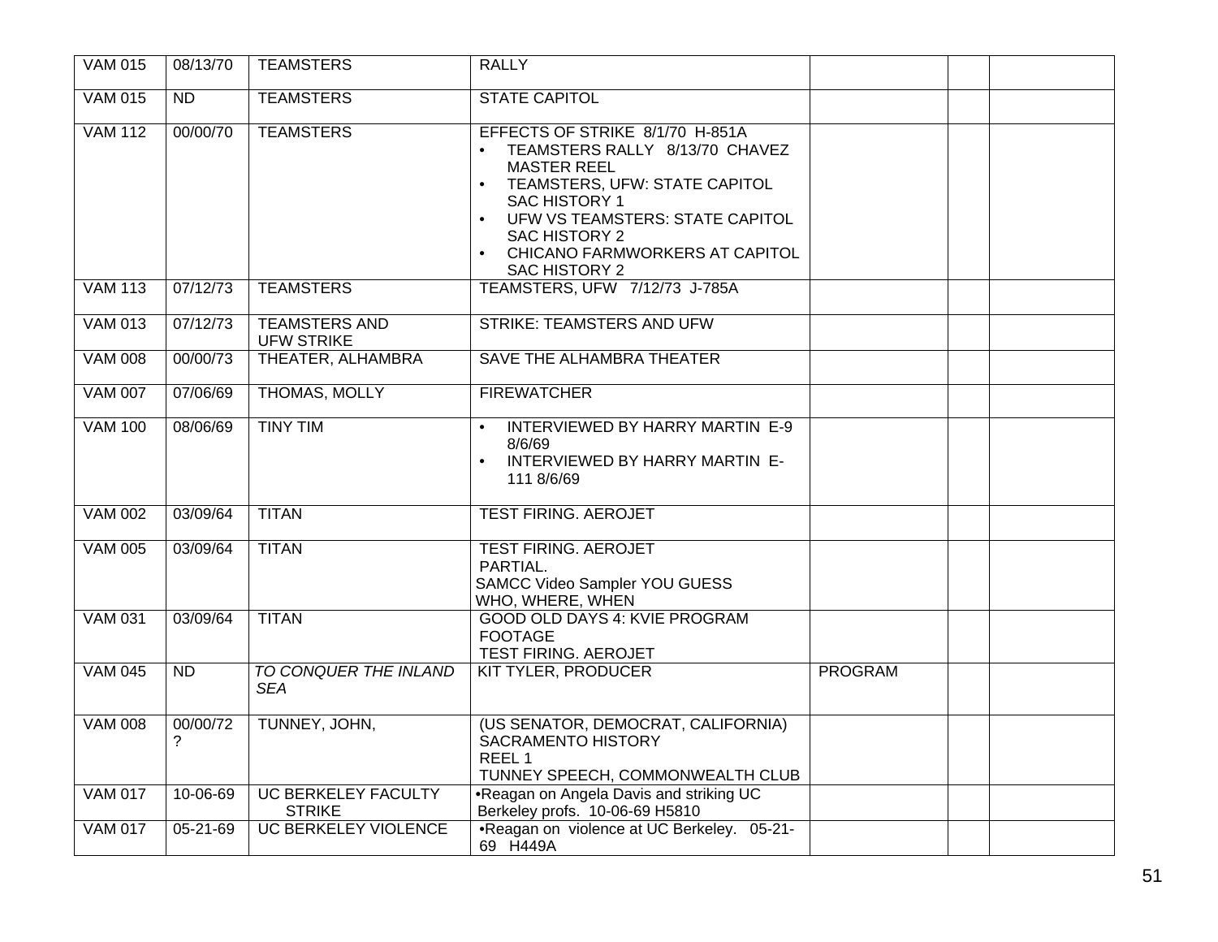| VAM 015 | 08/13/70 | TEAMSTERS | RALLY | | | |
|---|---|---|---|---|---|---|
| VAM 015 | ND | TEAMSTERS | STATE CAPITOL | | | |
| VAM 112 | 00/00/70 | TEAMSTERS | EFFECTS OF STRIKE 8/1/70 H-851A<br>• TEAMSTERS RALLY 8/13/70 CHAVEZ MASTER REEL<br>• TEAMSTERS, UFW: STATE CAPITOL SAC HISTORY 1<br>• UFW VS TEAMSTERS: STATE CAPITOL SAC HISTORY 2<br>• CHICANO FARMWORKERS AT CAPITOL SAC HISTORY 2 | | | |
| VAM 113 | 07/12/73 | TEAMSTERS | TEAMSTERS, UFW 7/12/73 J-785A | | | |
| VAM 013 | 07/12/73 | TEAMSTERS AND UFW STRIKE | STRIKE: TEAMSTERS AND UFW | | | |
| VAM 008 | 00/00/73 | THEATER, ALHAMBRA | SAVE THE ALHAMBRA THEATER | | | |
| VAM 007 | 07/06/69 | THOMAS, MOLLY | FIREWATCHER | | | |
| VAM 100 | 08/06/69 | TINY TIM | • INTERVIEWED BY HARRY MARTIN E-9 8/6/69<br>• INTERVIEWED BY HARRY MARTIN E-111 8/6/69 | | | |
| VAM 002 | 03/09/64 | TITAN | TEST FIRING. AEROJET | | | |
| VAM 005 | 03/09/64 | TITAN | TEST FIRING. AEROJET<br>PARTIAL.<br>SAMCC Video Sampler YOU GUESS WHO, WHERE, WHEN | | | |
| VAM 031 | 03/09/64 | TITAN | GOOD OLD DAYS 4: KVIE PROGRAM FOOTAGE<br>TEST FIRING. AEROJET | | | |
| VAM 045 | ND | *TO CONQUER THE INLAND SEA* | KIT TYLER, PRODUCER | PROGRAM | | |
| VAM 008 | 00/00/72 ? | TUNNEY, JOHN, | (US SENATOR, DEMOCRAT, CALIFORNIA)<br>SACRAMENTO HISTORY<br>REEL 1<br>TUNNEY SPEECH, COMMONWEALTH CLUB | | | |
| VAM 017 | 10-06-69 | UC BERKELEY FACULTY STRIKE | •Reagan on Angela Davis and striking UC Berkeley profs. 10-06-69 H5810 | | | |
| VAM 017 | 05-21-69 | UC BERKELEY VIOLENCE | •Reagan on violence at UC Berkeley. 05-21-69 H449A | | | |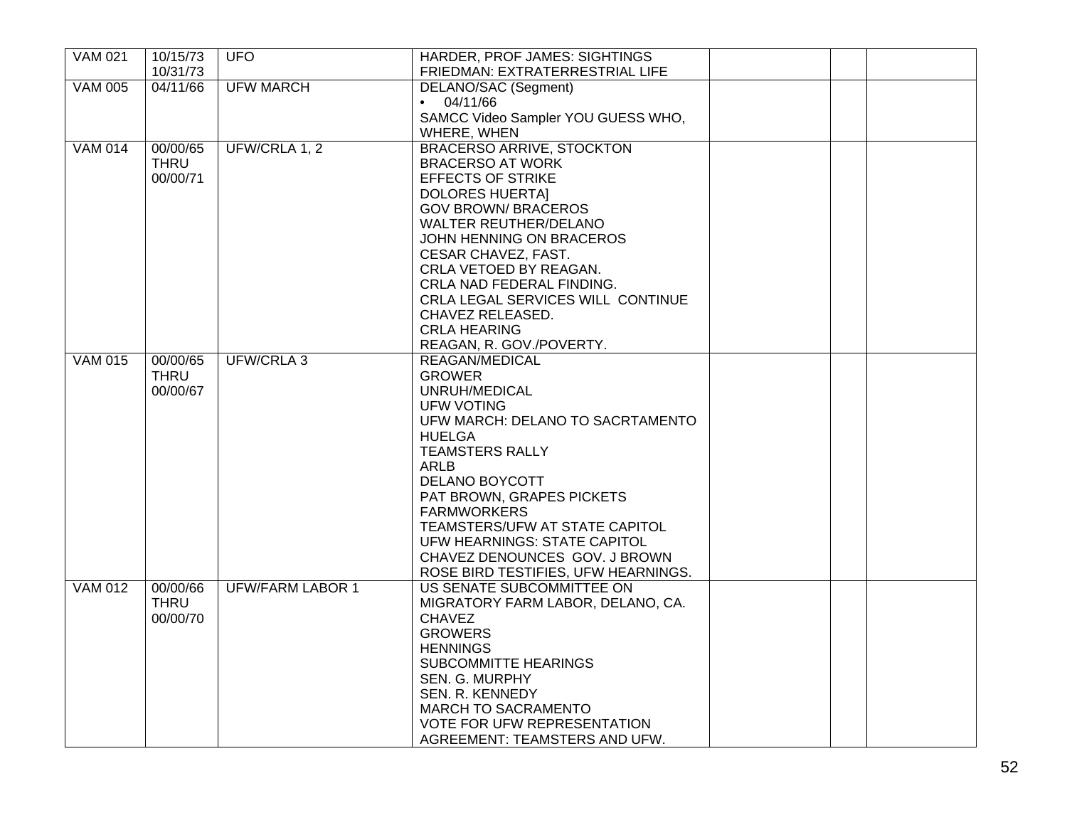| | | | | | | |
|---|---|---|---|---|---|---|
| VAM 021 | 10/15/73<br>10/31/73 | UFO | HARDER, PROF JAMES: SIGHTINGS<br>FRIEDMAN: EXTRATERRESTRIAL LIFE | | | |
| VAM 005 | 04/11/66 | UFW MARCH | DELANO/SAC (Segment)<br>• 04/11/66<br>SAMCC Video Sampler YOU GUESS WHO, WHERE, WHEN | | | |
| VAM 014 | 00/00/65<br>THRU<br>00/00/71 | UFW/CRLA 1, 2 | BRACERSO ARRIVE, STOCKTON<br>BRACERSO AT WORK<br>EFFECTS OF STRIKE<br>DOLORES HUERTA]<br>GOV BROWN/ BRACEROS<br>WALTER REUTHER/DELANO<br>JOHN HENNING ON BRACEROS<br>CESAR CHAVEZ, FAST.<br>CRLA VETOED BY REAGAN.<br>CRLA NAD FEDERAL FINDING.<br>CRLA LEGAL SERVICES WILL CONTINUE<br>CHAVEZ RELEASED.<br>CRLA HEARING<br>REAGAN, R. GOV./POVERTY. | | | |
| VAM 015 | 00/00/65<br>THRU<br>00/00/67 | UFW/CRLA 3 | REAGAN/MEDICAL<br>GROWER<br>UNRUH/MEDICAL<br>UFW VOTING<br>UFW MARCH: DELANO TO SACRTAMENTO<br>HUELGA<br>TEAMSTERS RALLY<br>ARLB<br>DELANO BOYCOTT<br>PAT BROWN, GRAPES PICKETS<br>FARMWORKERS<br>TEAMSTERS/UFW AT STATE CAPITOL<br>UFW HEARNINGS: STATE CAPITOL<br>CHAVEZ DENOUNCES GOV. J BROWN<br>ROSE BIRD TESTIFIES, UFW HEARNINGS. | | | |
| VAM 012 | 00/00/66<br>THRU<br>00/00/70 | UFW/FARM LABOR 1 | US SENATE SUBCOMMITTEE ON MIGRATORY FARM LABOR, DELANO, CA.<br>CHAVEZ<br>GROWERS<br>HENNINGS<br>SUBCOMMITTE HEARINGS<br>SEN. G. MURPHY<br>SEN. R. KENNEDY<br>MARCH TO SACRAMENTO<br>VOTE FOR UFW REPRESENTATION<br>AGREEMENT: TEAMSTERS AND UFW. | | | |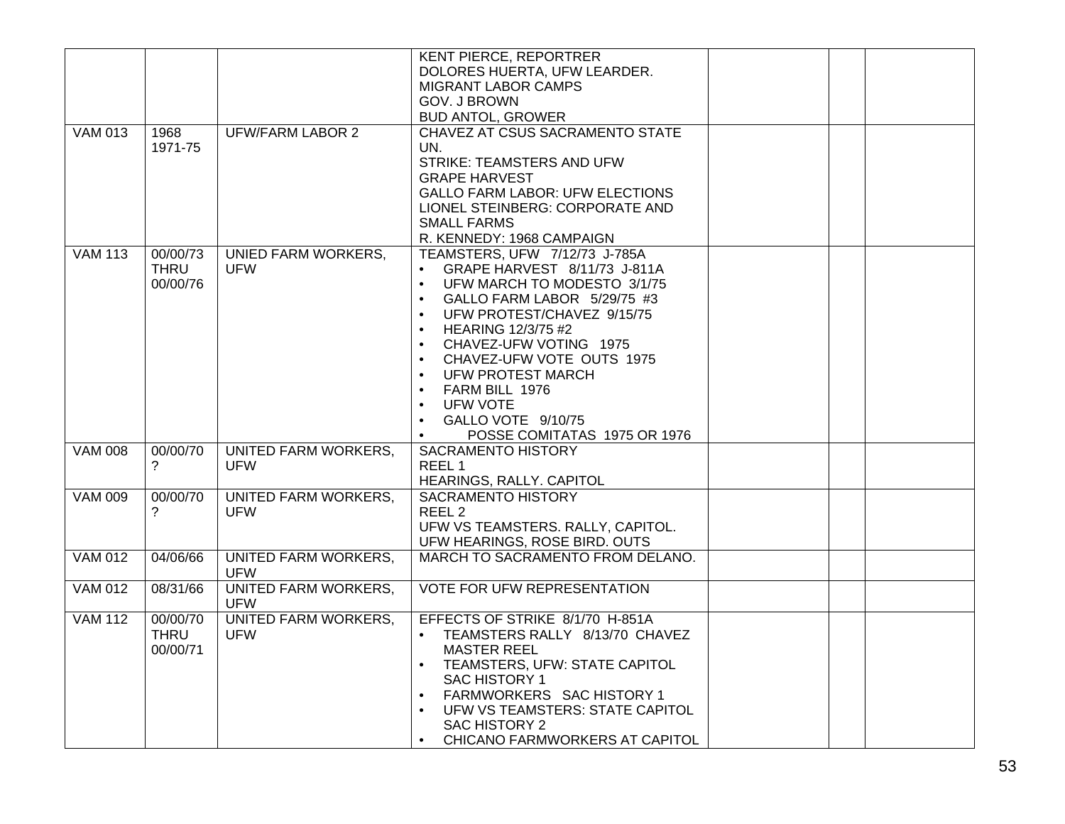| | | | | | | |
|---|---|---|---|---|---|---|
| | | | KENT PIERCE, REPORTRER<br>DOLORES HUERTA, UFW LEARDER.<br>MIGRANT LABOR CAMPS<br>GOV. J BROWN<br>BUD ANTOL, GROWER | | | |
| VAM 013 | 1968<br>1971-75 | UFW/FARM LABOR 2 | CHAVEZ AT CSUS SACRAMENTO STATE UN.<br>STRIKE: TEAMSTERS AND UFW<br>GRAPE HARVEST<br>GALLO FARM LABOR: UFW ELECTIONS<br>LIONEL STEINBERG: CORPORATE AND SMALL FARMS<br>R. KENNEDY: 1968 CAMPAIGN | | | |
| VAM 113 | 00/00/73<br>THRU<br>00/00/76 | UNIED FARM WORKERS, UFW | TEAMSTERS, UFW 7/12/73 J-785A<br>• GRAPE HARVEST 8/11/73 J-811A<br>• UFW MARCH TO MODESTO 3/1/75<br>• GALLO FARM LABOR 5/29/75 #3<br>• UFW PROTEST/CHAVEZ 9/15/75<br>• HEARING 12/3/75 #2<br>• CHAVEZ-UFW VOTING 1975<br>• CHAVEZ-UFW VOTE OUTS 1975<br>• UFW PROTEST MARCH<br>• FARM BILL 1976<br>• UFW VOTE<br>• GALLO VOTE 9/10/75<br>• POSSE COMITATAS 1975 OR 1976 | | | |
| VAM 008 | 00/00/70<br>? | UNITED FARM WORKERS, UFW | SACRAMENTO HISTORY<br>REEL 1<br>HEARINGS, RALLY. CAPITOL | | | |
| VAM 009 | 00/00/70<br>? | UNITED FARM WORKERS, UFW | SACRAMENTO HISTORY<br>REEL 2<br>UFW VS TEAMSTERS. RALLY, CAPITOL.<br>UFW HEARINGS, ROSE BIRD. OUTS | | | |
| VAM 012 | 04/06/66 | UNITED FARM WORKERS, UFW | MARCH TO SACRAMENTO FROM DELANO. | | | |
| VAM 012 | 08/31/66 | UNITED FARM WORKERS, UFW | VOTE FOR UFW REPRESENTATION | | | |
| VAM 112 | 00/00/70<br>THRU<br>00/00/71 | UNITED FARM WORKERS, UFW | EFFECTS OF STRIKE 8/1/70 H-851A<br>• TEAMSTERS RALLY 8/13/70 CHAVEZ MASTER REEL<br>• TEAMSTERS, UFW: STATE CAPITOL SAC HISTORY 1<br>• FARMWORKERS SAC HISTORY 1<br>• UFW VS TEAMSTERS: STATE CAPITOL SAC HISTORY 2<br>• CHICANO FARMWORKERS AT CAPITOL | | | |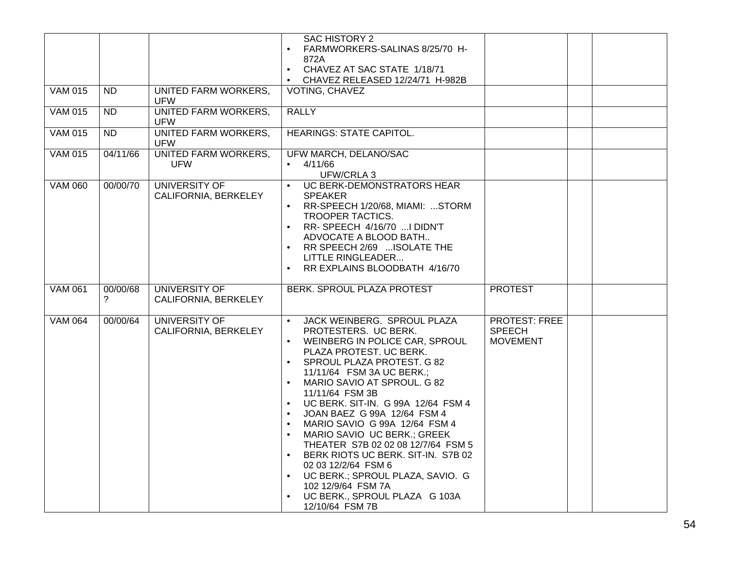| | | | SAC HISTORY 2<br>• FARMWORKERS-SALINAS 8/25/70 H-872A<br>• CHAVEZ AT SAC STATE 1/18/71<br>• CHAVEZ RELEASED 12/24/71 H-982B | | | |
|---|---|---|---|---|---|---|
| VAM 015 | ND | UNITED FARM WORKERS, UFW | VOTING, CHAVEZ | | | |
| VAM 015 | ND | UNITED FARM WORKERS, UFW | RALLY | | | |
| VAM 015 | ND | UNITED FARM WORKERS, UFW | HEARINGS: STATE CAPITOL. | | | |
| VAM 015 | 04/11/66 | UNITED FARM WORKERS, UFW | UFW MARCH, DELANO/SAC<br>• 4/11/66<br>UFW/CRLA 3 | | | |
| VAM 060 | 00/00/70 | UNIVERSITY OF CALIFORNIA, BERKELEY | • UC BERK-DEMONSTRATORS HEAR SPEAKER<br>• RR-SPEECH 1/20/68, MIAMI: ...STORM TROOPER TACTICS.<br>• RR- SPEECH 4/16/70 ...I DIDN'T ADVOCATE A BLOOD BATH..<br>• RR SPEECH 2/69 ...ISOLATE THE LITTLE RINGLEADER...<br>• RR EXPLAINS BLOODBATH 4/16/70 | | | |
| VAM 061 | 00/00/68 ? | UNIVERSITY OF CALIFORNIA, BERKELEY | BERK. SPROUL PLAZA PROTEST | PROTEST | | |
| VAM 064 | 00/00/64 | UNIVERSITY OF CALIFORNIA, BERKELEY | • JACK WEINBERG. SPROUL PLAZA PROTESTERS. UC BERK.<br>• WEINBERG IN POLICE CAR, SPROUL PLAZA PROTEST. UC BERK.<br>• SPROUL PLAZA PROTEST. G 82 11/11/64 FSM 3A UC BERK.;<br>• MARIO SAVIO AT SPROUL. G 82 11/11/64 FSM 3B<br>• UC BERK. SIT-IN. G 99A 12/64 FSM 4<br>• JOAN BAEZ G 99A 12/64 FSM 4<br>• MARIO SAVIO G 99A 12/64 FSM 4<br>• MARIO SAVIO UC BERK.; GREEK THEATER S7B 02 02 08 12/7/64 FSM 5<br>• BERK RIOTS UC BERK. SIT-IN. S7B 02 02 03 12/2/64 FSM 6<br>• UC BERK.; SPROUL PLAZA, SAVIO. G 102 12/9/64 FSM 7A<br>• UC BERK., SPROUL PLAZA G 103A 12/10/64 FSM 7B | PROTEST: FREE SPEECH MOVEMENT | | |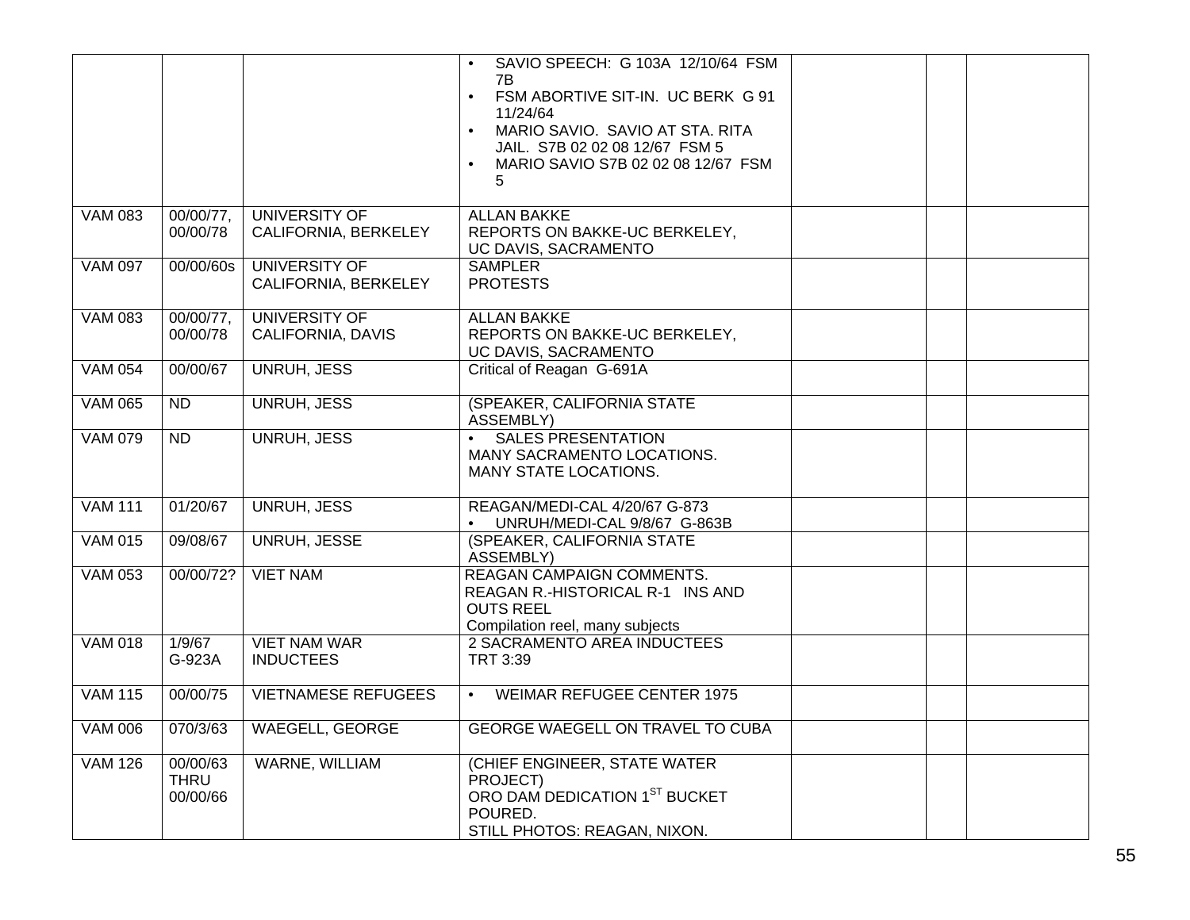| | | | | | | |
|---|---|---|---|---|---|---|
| | | | • SAVIO SPEECH: G 103A 12/10/64 FSM 7B<br>• FSM ABORTIVE SIT-IN. UC BERK G 91 11/24/64<br>• MARIO SAVIO. SAVIO AT STA. RITA JAIL. S7B 02 02 08 12/67 FSM 5<br>• MARIO SAVIO S7B 02 02 08 12/67 FSM 5 | | | |
| VAM 083 | 00/00/77, 00/00/78 | UNIVERSITY OF CALIFORNIA, BERKELEY | ALLAN BAKKE<br>REPORTS ON BAKKE-UC BERKELEY, UC DAVIS, SACRAMENTO | | | |
| VAM 097 | 00/00/60s | UNIVERSITY OF CALIFORNIA, BERKELEY | SAMPLER<br>PROTESTS | | | |
| VAM 083 | 00/00/77, 00/00/78 | UNIVERSITY OF CALIFORNIA, DAVIS | ALLAN BAKKE<br>REPORTS ON BAKKE-UC BERKELEY, UC DAVIS, SACRAMENTO | | | |
| VAM 054 | 00/00/67 | UNRUH, JESS | Critical of Reagan G-691A | | | |
| VAM 065 | ND | UNRUH, JESS | (SPEAKER, CALIFORNIA STATE ASSEMBLY) | | | |
| VAM 079 | ND | UNRUH, JESS | • SALES PRESENTATION<br>MANY SACRAMENTO LOCATIONS.<br>MANY STATE LOCATIONS. | | | |
| VAM 111 | 01/20/67 | UNRUH, JESS | REAGAN/MEDI-CAL 4/20/67 G-873<br>• UNRUH/MEDI-CAL 9/8/67 G-863B | | | |
| VAM 015 | 09/08/67 | UNRUH, JESSE | (SPEAKER, CALIFORNIA STATE ASSEMBLY) | | | |
| VAM 053 | 00/00/72? | VIET NAM | REAGAN CAMPAIGN COMMENTS.<br>REAGAN R.-HISTORICAL R-1 INS AND OUTS REEL<br>Compilation reel, many subjects | | | |
| VAM 018 | 1/9/67 G-923A | VIET NAM WAR INDUCTEES | 2 SACRAMENTO AREA INDUCTEES<br>TRT 3:39 | | | |
| VAM 115 | 00/00/75 | VIETNAMESE REFUGEES | • WEIMAR REFUGEE CENTER 1975 | | | |
| VAM 006 | 070/3/63 | WAEGELL, GEORGE | GEORGE WAEGELL ON TRAVEL TO CUBA | | | |
| VAM 126 | 00/00/63 THRU 00/00/66 | WARNE, WILLIAM | (CHIEF ENGINEER, STATE WATER PROJECT)<br>ORO DAM DEDICATION 1ST BUCKET POURED.<br>STILL PHOTOS: REAGAN, NIXON. | | | |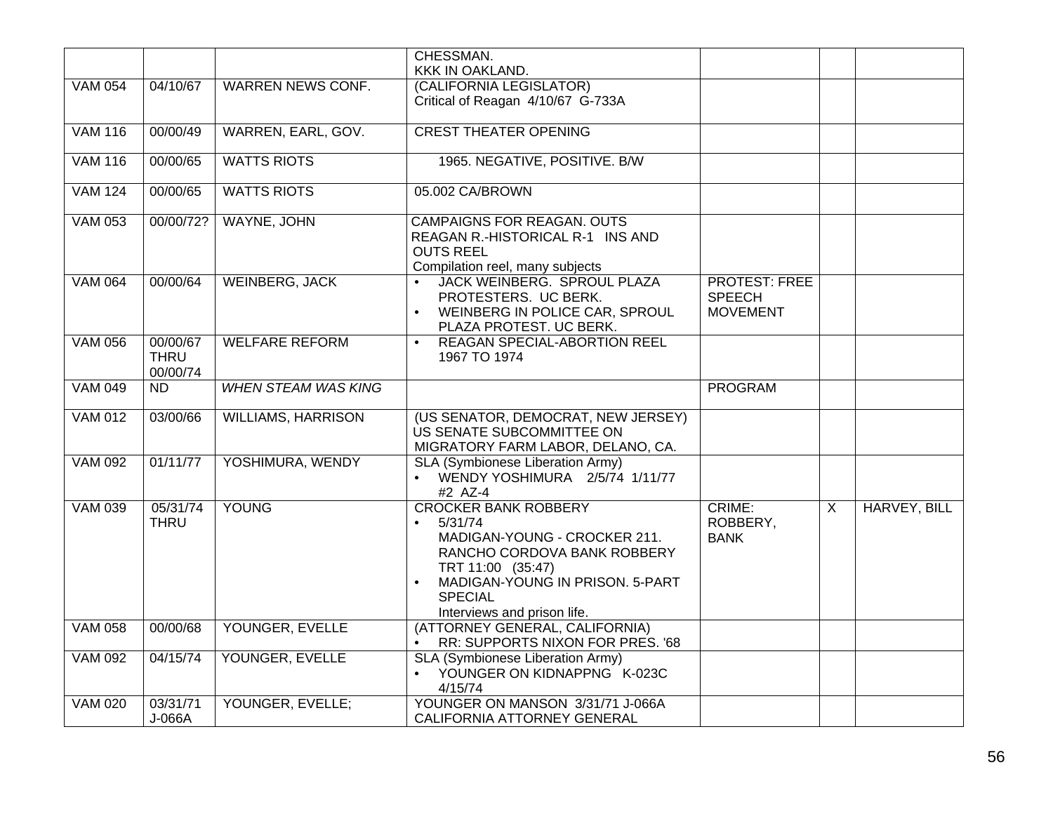| | | | CHESSMAN.<br>KKK IN OAKLAND. | | | |
|---|---|---|---|---|---|---|
| VAM 054 | 04/10/67 | WARREN NEWS CONF. | (CALIFORNIA LEGISLATOR)<br>Critical of Reagan 4/10/67 G-733A | | | |
| VAM 116 | 00/00/49 | WARREN, EARL, GOV. | CREST THEATER OPENING | | | |
| VAM 116 | 00/00/65 | WATTS RIOTS | 1965. NEGATIVE, POSITIVE. B/W | | | |
| VAM 124 | 00/00/65 | WATTS RIOTS | 05.002 CA/BROWN | | | |
| VAM 053 | 00/00/72? | WAYNE, JOHN | CAMPAIGNS FOR REAGAN. OUTS<br>REAGAN R.-HISTORICAL R-1 INS AND OUTS REEL<br>Compilation reel, many subjects | | | |
| VAM 064 | 00/00/64 | WEINBERG, JACK | • JACK WEINBERG. SPROUL PLAZA PROTESTERS. UC BERK.<br>• WEINBERG IN POLICE CAR, SPROUL PLAZA PROTEST. UC BERK. | PROTEST: FREE SPEECH MOVEMENT | | |
| VAM 056 | 00/00/67 THRU 00/00/74 | WELFARE REFORM | • REAGAN SPECIAL-ABORTION REEL 1967 TO 1974 | | | |
| VAM 049 | ND | *WHEN STEAM WAS KING* | | PROGRAM | | |
| VAM 012 | 03/00/66 | WILLIAMS, HARRISON | (US SENATOR, DEMOCRAT, NEW JERSEY)<br>US SENATE SUBCOMMITTEE ON MIGRATORY FARM LABOR, DELANO, CA. | | | |
| VAM 092 | 01/11/77 | YOSHIMURA, WENDY | SLA (Symbionese Liberation Army)<br>• WENDY YOSHIMURA 2/5/74 1/11/77 #2 AZ-4 | | | |
| VAM 039 | 05/31/74 THRU | YOUNG | CROCKER BANK ROBBERY<br>• 5/31/74<br>MADIGAN-YOUNG - CROCKER 211. RANCHO CORDOVA BANK ROBBERY TRT 11:00 (35:47)<br>• MADIGAN-YOUNG IN PRISON. 5-PART SPECIAL<br>Interviews and prison life. | CRIME: ROBBERY, BANK | X | HARVEY, BILL |
| VAM 058 | 00/00/68 | YOUNGER, EVELLE | (ATTORNEY GENERAL, CALIFORNIA)<br>• RR: SUPPORTS NIXON FOR PRES. '68 | | | |
| VAM 092 | 04/15/74 | YOUNGER, EVELLE | SLA (Symbionese Liberation Army)<br>• YOUNGER ON KIDNAPPNG K-023C 4/15/74 | | | |
| VAM 020 | 03/31/71 J-066A | YOUNGER, EVELLE; | YOUNGER ON MANSON 3/31/71 J-066A<br>CALIFORNIA ATTORNEY GENERAL | | | |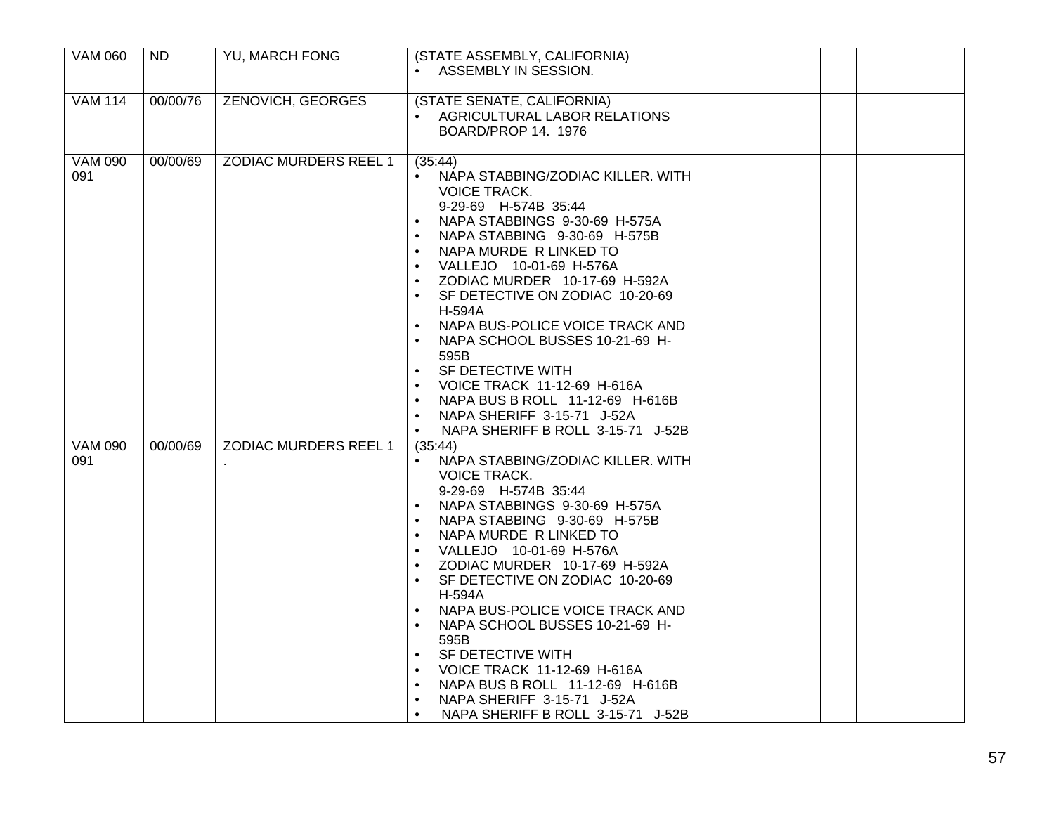| | | | | | | |
|---|---|---|---|---|---|---|
| VAM 060 | ND | YU, MARCH FONG | (STATE ASSEMBLY, CALIFORNIA)<br>• ASSEMBLY IN SESSION. | | | |
| VAM 114 | 00/00/76 | ZENOVICH, GEORGES | (STATE SENATE, CALIFORNIA)<br>• AGRICULTURAL LABOR RELATIONS BOARD/PROP 14. 1976 | | | |
| VAM 090 091 | 00/00/69 | ZODIAC MURDERS REEL 1 | (35:44)<br>• NAPA STABBING/ZODIAC KILLER. WITH VOICE TRACK. 9-29-69 H-574B 35:44<br>• NAPA STABBINGS 9-30-69 H-575A<br>• NAPA STABBING 9-30-69 H-575B<br>• NAPA MURDE R LINKED TO<br>• VALLEJO 10-01-69 H-576A<br>• ZODIAC MURDER 10-17-69 H-592A<br>• SF DETECTIVE ON ZODIAC 10-20-69 H-594A<br>• NAPA BUS-POLICE VOICE TRACK AND<br>• NAPA SCHOOL BUSSES 10-21-69 H-595B<br>• SF DETECTIVE WITH<br>• VOICE TRACK 11-12-69 H-616A<br>• NAPA BUS B ROLL 11-12-69 H-616B<br>• NAPA SHERIFF 3-15-71 J-52A<br>• NAPA SHERIFF B ROLL 3-15-71 J-52B | | | |
| VAM 090 091 | 00/00/69 | ZODIAC MURDERS REEL 1 . | (35:44)<br>• NAPA STABBING/ZODIAC KILLER. WITH VOICE TRACK. 9-29-69 H-574B 35:44<br>• NAPA STABBINGS 9-30-69 H-575A<br>• NAPA STABBING 9-30-69 H-575B<br>• NAPA MURDE R LINKED TO<br>• VALLEJO 10-01-69 H-576A<br>• ZODIAC MURDER 10-17-69 H-592A<br>• SF DETECTIVE ON ZODIAC 10-20-69 H-594A<br>• NAPA BUS-POLICE VOICE TRACK AND<br>• NAPA SCHOOL BUSSES 10-21-69 H-595B<br>• SF DETECTIVE WITH<br>• VOICE TRACK 11-12-69 H-616A<br>• NAPA BUS B ROLL 11-12-69 H-616B<br>• NAPA SHERIFF 3-15-71 J-52A<br>• NAPA SHERIFF B ROLL 3-15-71 J-52B | | | |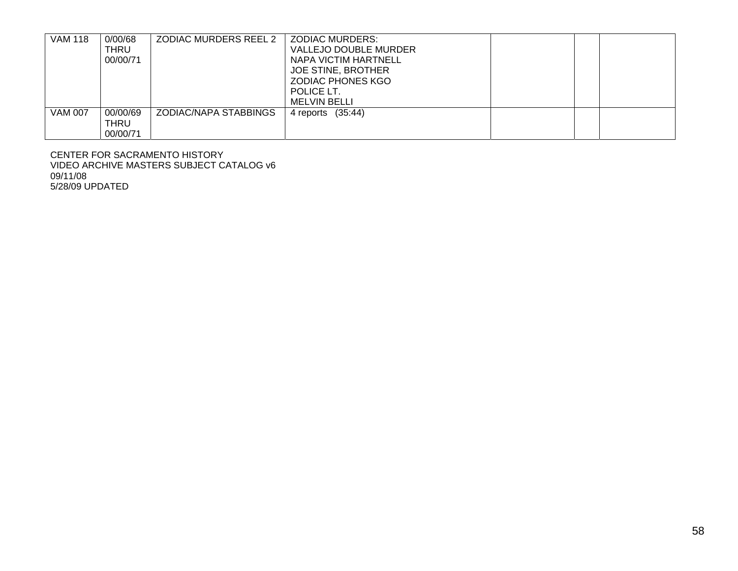| | | | | | | |
|---|---|---|---|---|---|---|
| VAM 118 | 0/00/68 THRU 00/00/71 | ZODIAC MURDERS REEL 2 | ZODIAC MURDERS:<br>VALLEJO DOUBLE MURDER<br>NAPA VICTIM HARTNELL<br>JOE STINE, BROTHER<br>ZODIAC PHONES KGO<br>POLICE LT.<br>MELVIN BELLI | | | |
| VAM 007 | 00/00/69 THRU 00/00/71 | ZODIAC/NAPA STABBINGS | 4 reports (35:44) | | | |

CENTER FOR SACRAMENTO HISTORY
VIDEO ARCHIVE MASTERS SUBJECT CATALOG v6
09/11/08
5/28/09 UPDATED